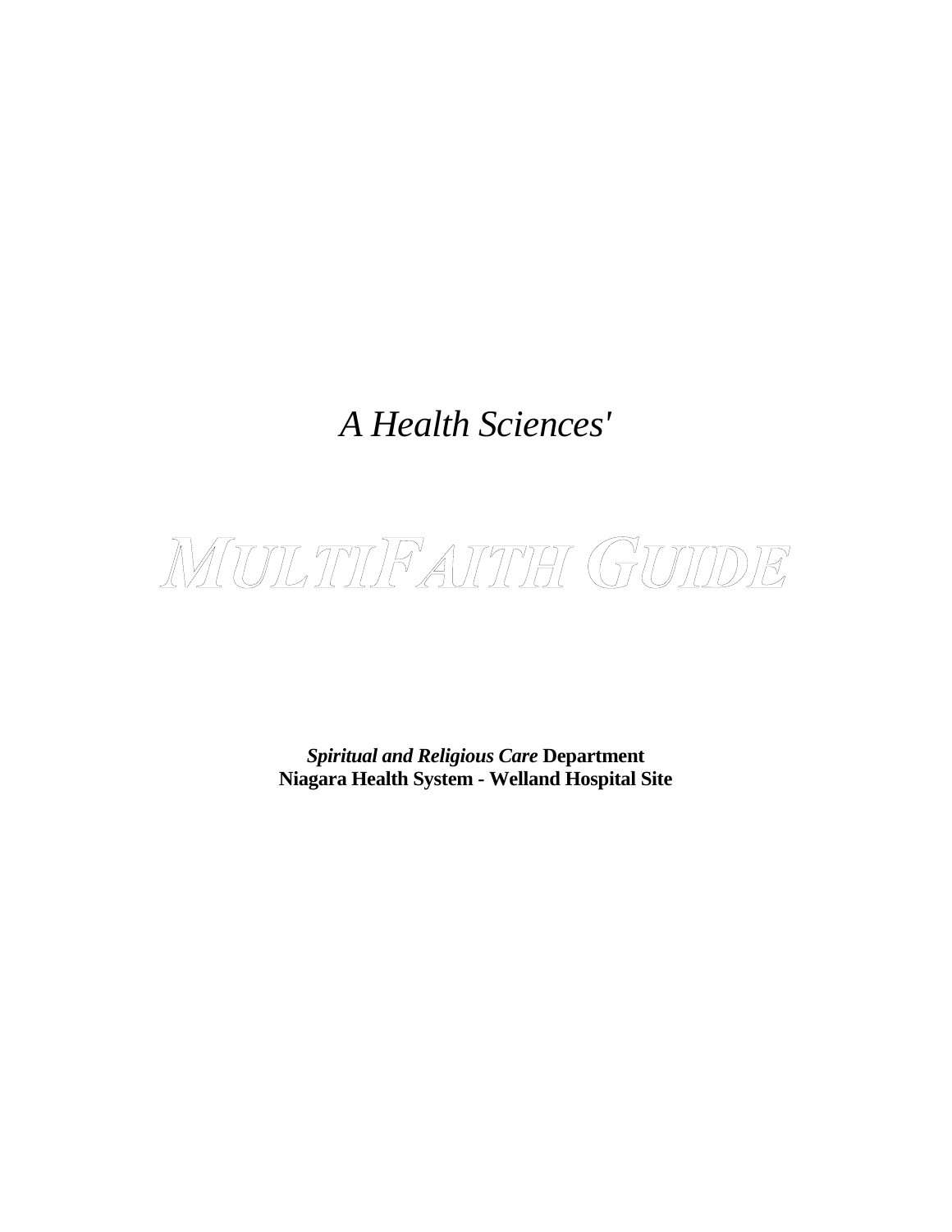*A Health Sciences'*

# MULTIFAITH GUIDE

***Spiritual and Religious Care* Department**
**Niagara Health System - Welland Hospital Site**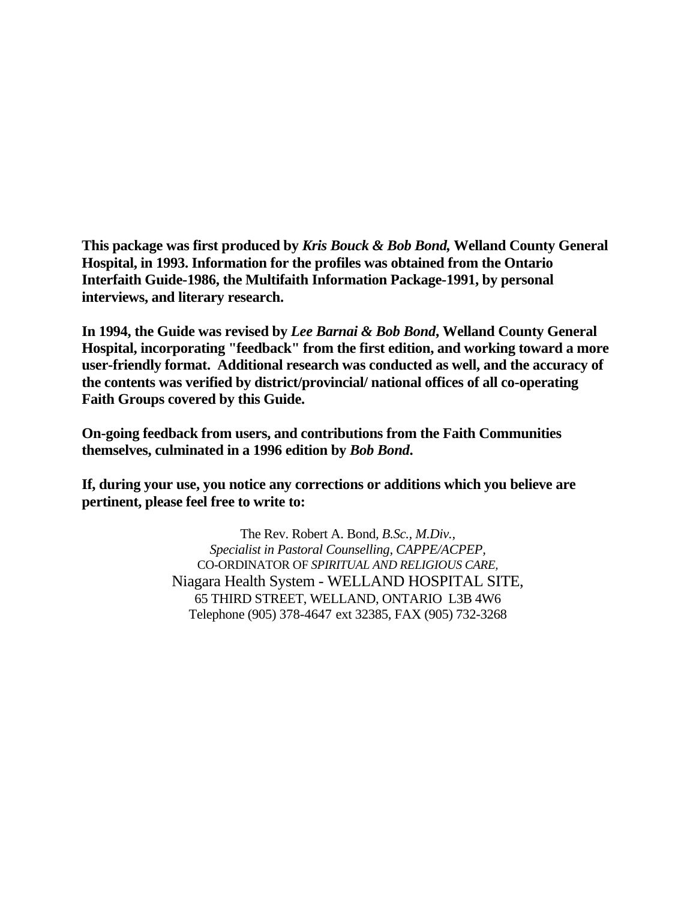**This package was first produced by *Kris Bouck & Bob Bond,* Welland County General Hospital, in 1993. Information for the profiles was obtained from the Ontario Interfaith Guide-1986, the Multifaith Information Package-1991, by personal interviews, and literary research.**

**In 1994, the Guide was revised by *Lee Barnai & Bob Bond*, Welland County General Hospital, incorporating "feedback" from the first edition, and working toward a more user-friendly format. Additional research was conducted as well, and the accuracy of the contents was verified by district/provincial/ national offices of all co-operating Faith Groups covered by this Guide.**

**On-going feedback from users, and contributions from the Faith Communities themselves, culminated in a 1996 edition by *Bob Bond*.**

**If, during your use, you notice any corrections or additions which you believe are pertinent, please feel free to write to:**

The Rev. Robert A. Bond, *B.Sc., M.Div.,*
*Specialist in Pastoral Counselling, CAPPE/ACPEP,*
CO-ORDINATOR OF *SPIRITUAL AND RELIGIOUS CARE,*
Niagara Health System - WELLAND HOSPITAL SITE,
65 THIRD STREET, WELLAND, ONTARIO L3B 4W6
Telephone (905) 378-4647 ext 32385, FAX (905) 732-3268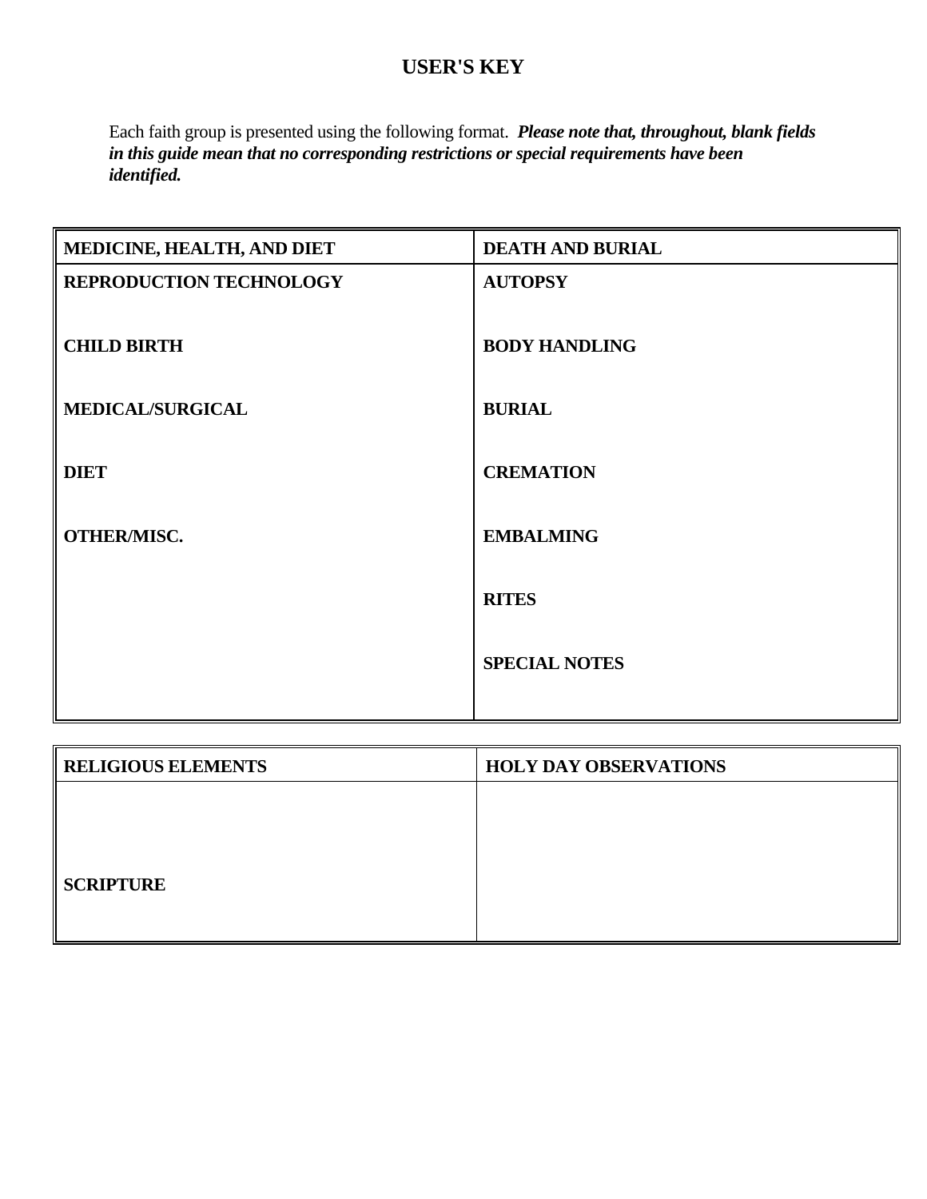# USER'S KEY

Each faith group is presented using the following format. ***Please note that, throughout, blank fields in this guide mean that no corresponding restrictions or special requirements have been identified.***

| MEDICINE, HEALTH, AND DIET | DEATH AND BURIAL |
|---|---|
| **REPRODUCTION TECHNOLOGY**<br><br>**CHILD BIRTH**<br><br>**MEDICAL/SURGICAL**<br><br>**DIET**<br><br>**OTHER/MISC.** | **AUTOPSY**<br><br>**BODY HANDLING**<br><br>**BURIAL**<br><br>**CREMATION**<br><br>**EMBALMING**<br><br>**RITES**<br><br>**SPECIAL NOTES** |

| RELIGIOUS ELEMENTS | HOLY DAY OBSERVATIONS |
|---|---|
| **SCRIPTURE** | |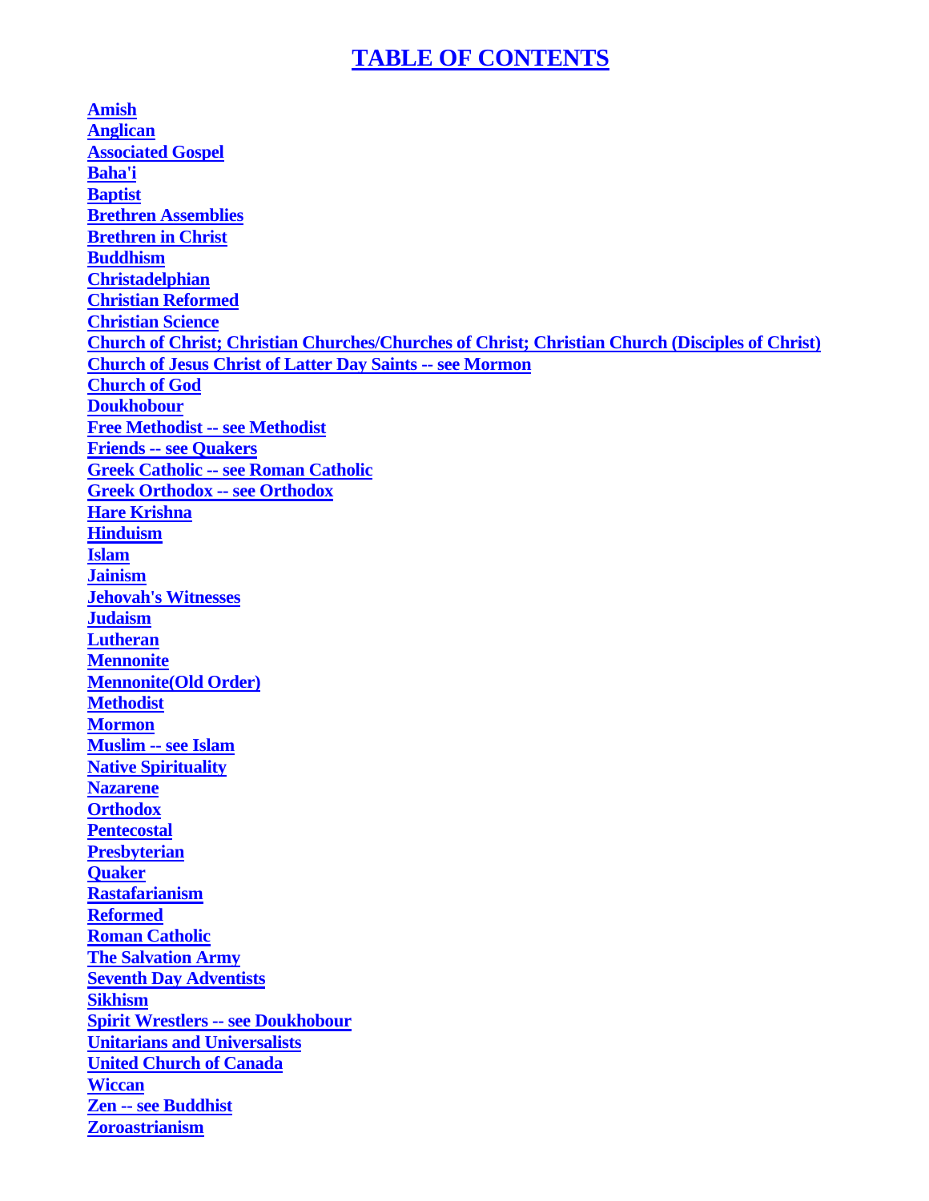# TABLE OF CONTENTS

**Amish**
**Anglican**
**Associated Gospel**
**Baha'i**
**Baptist**
**Brethren Assemblies**
**Brethren in Christ**
**Buddhism**
**Christadelphian**
**Christian Reformed**
**Christian Science**
**Church of Christ; Christian Churches/Churches of Christ; Christian Church (Disciples of Christ)**
**Church of Jesus Christ of Latter Day Saints -- see Mormon**
**Church of God**
**Doukhobour**
**Free Methodist -- see Methodist**
**Friends -- see Quakers**
**Greek Catholic -- see Roman Catholic**
**Greek Orthodox -- see Orthodox**
**Hare Krishna**
**Hinduism**
**Islam**
**Jainism**
**Jehovah's Witnesses**
**Judaism**
**Lutheran**
**Mennonite**
**Mennonite(Old Order)**
**Methodist**
**Mormon**
**Muslim -- see Islam**
**Native Spirituality**
**Nazarene**
**Orthodox**
**Pentecostal**
**Presbyterian**
**Quaker**
**Rastafarianism**
**Reformed**
**Roman Catholic**
**The Salvation Army**
**Seventh Day Adventists**
**Sikhism**
**Spirit Wrestlers -- see Doukhobour**
**Unitarians and Universalists**
**United Church of Canada**
**Wiccan**
**Zen -- see Buddhist**
**Zoroastrianism**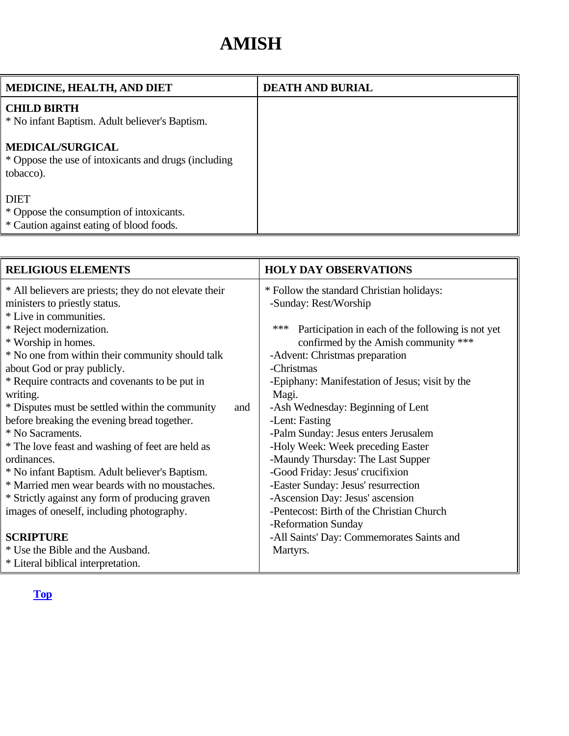# AMISH

| MEDICINE, HEALTH, AND DIET | DEATH AND BURIAL |
|---|---|
| **CHILD BIRTH**<br>* No infant Baptism. Adult believer's Baptism.<br><br>**MEDICAL/SURGICAL**<br>* Oppose the use of intoxicants and drugs (including tobacco).<br><br>DIET<br>* Oppose the consumption of intoxicants.<br>* Caution against eating of blood foods. | |

| RELIGIOUS ELEMENTS | HOLY DAY OBSERVATIONS |
|---|---|
| * All believers are priests; they do not elevate their ministers to priestly status.<br>* Live in communities.<br>* Reject modernization.<br>* Worship in homes.<br>* No one from within their community should talk about God or pray publicly.<br>* Require contracts and covenants to be put in writing.<br>* Disputes must be settled within the community and before breaking the evening bread together.<br>* No Sacraments.<br>* The love feast and washing of feet are held as ordinances.<br>* No infant Baptism. Adult believer's Baptism.<br>* Married men wear beards with no moustaches.<br>* Strictly against any form of producing graven images of oneself, including photography.<br><br>**SCRIPTURE**<br>* Use the Bible and the Ausband.<br>* Literal biblical interpretation. | * Follow the standard Christian holidays:<br>-Sunday: Rest/Worship<br><br>*** Participation in each of the following is not yet confirmed by the Amish community ***<br>-Advent: Christmas preparation<br>-Christmas<br>-Epiphany: Manifestation of Jesus; visit by the Magi.<br>-Ash Wednesday: Beginning of Lent<br>-Lent: Fasting<br>-Palm Sunday: Jesus enters Jerusalem<br>-Holy Week: Week preceding Easter<br>-Maundy Thursday: The Last Supper<br>-Good Friday: Jesus' crucifixion<br>-Easter Sunday: Jesus' resurrection<br>-Ascension Day: Jesus' ascension<br>-Pentecost: Birth of the Christian Church<br>-Reformation Sunday<br>-All Saints' Day: Commemorates Saints and Martyrs. |

**Top**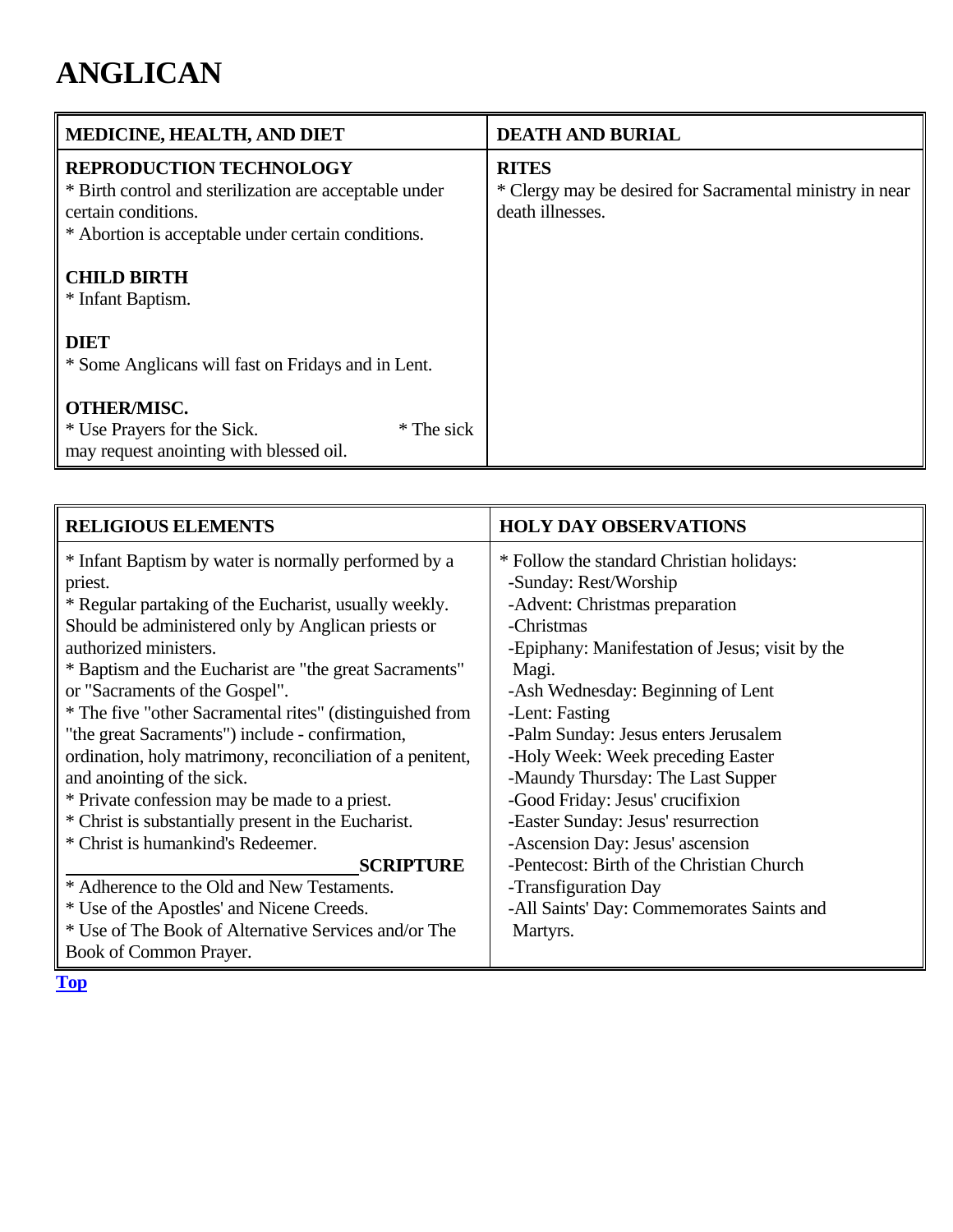# ANGLICAN

| MEDICINE, HEALTH, AND DIET | DEATH AND BURIAL |
|---|---|
| **REPRODUCTION TECHNOLOGY**<br>* Birth control and sterilization are acceptable under certain conditions.<br>* Abortion is acceptable under certain conditions.<br><br>**CHILD BIRTH**<br>* Infant Baptism.<br><br>**DIET**<br>* Some Anglicans will fast on Fridays and in Lent.<br><br>**OTHER/MISC.**<br>* Use Prayers for the Sick. * The sick may request anointing with blessed oil. | **RITES**<br>* Clergy may be desired for Sacramental ministry in near death illnesses. |

| RELIGIOUS ELEMENTS | HOLY DAY OBSERVATIONS |
|---|---|
| * Infant Baptism by water is normally performed by a priest.<br>* Regular partaking of the Eucharist, usually weekly. Should be administered only by Anglican priests or authorized ministers.<br>* Baptism and the Eucharist are "the great Sacraments" or "Sacraments of the Gospel".<br>* The five "other Sacramental rites" (distinguished from "the great Sacraments") include - confirmation, ordination, holy matrimony, reconciliation of a penitent, and anointing of the sick.<br>* Private confession may be made to a priest.<br>* Christ is substantially present in the Eucharist.<br>* Christ is humankind's Redeemer.<br>**SCRIPTURE**<br>* Adherence to the Old and New Testaments.<br>* Use of the Apostles' and Nicene Creeds.<br>* Use of The Book of Alternative Services and/or The Book of Common Prayer. | * Follow the standard Christian holidays:<br>-Sunday: Rest/Worship<br>-Advent: Christmas preparation<br>-Christmas<br>-Epiphany: Manifestation of Jesus; visit by the Magi.<br>-Ash Wednesday: Beginning of Lent<br>-Lent: Fasting<br>-Palm Sunday: Jesus enters Jerusalem<br>-Holy Week: Week preceding Easter<br>-Maundy Thursday: The Last Supper<br>-Good Friday: Jesus' crucifixion<br>-Easter Sunday: Jesus' resurrection<br>-Ascension Day: Jesus' ascension<br>-Pentecost: Birth of the Christian Church<br>-Transfiguration Day<br>-All Saints' Day: Commemorates Saints and Martyrs. |

**Top**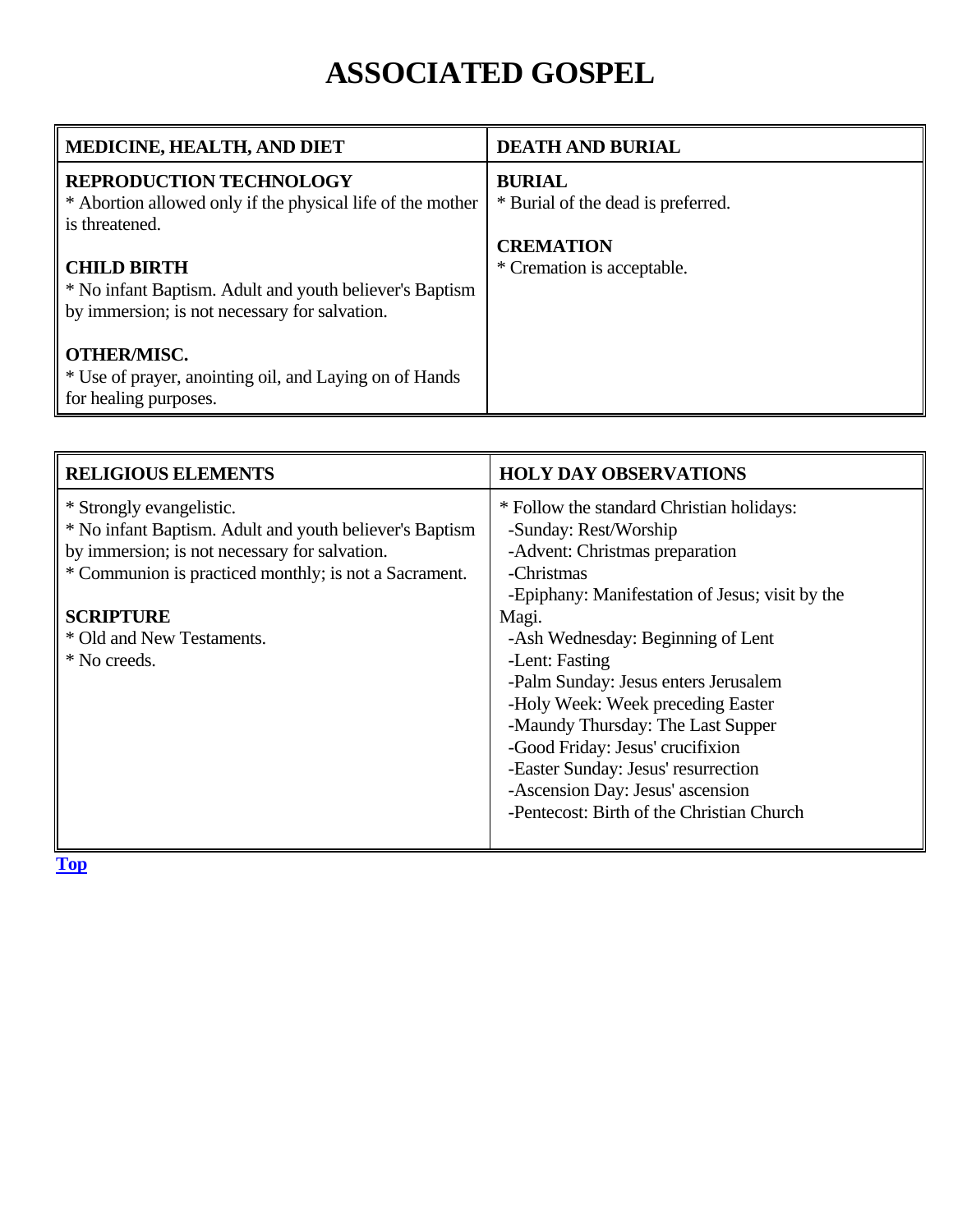# ASSOCIATED GOSPEL

| MEDICINE, HEALTH, AND DIET | DEATH AND BURIAL |
|---|---|
| **REPRODUCTION TECHNOLOGY**<br>* Abortion allowed only if the physical life of the mother is threatened.<br><br>**CHILD BIRTH**<br>* No infant Baptism. Adult and youth believer's Baptism by immersion; is not necessary for salvation.<br><br>**OTHER/MISC.**<br>* Use of prayer, anointing oil, and Laying on of Hands for healing purposes. | **BURIAL**<br>* Burial of the dead is preferred.<br><br>**CREMATION**<br>* Cremation is acceptable. |

| RELIGIOUS ELEMENTS | HOLY DAY OBSERVATIONS |
|---|---|
| * Strongly evangelistic.<br>* No infant Baptism. Adult and youth believer's Baptism by immersion; is not necessary for salvation.<br>* Communion is practiced monthly; is not a Sacrament.<br><br>**SCRIPTURE**<br>* Old and New Testaments.<br>* No creeds. | * Follow the standard Christian holidays:<br>-Sunday: Rest/Worship<br>-Advent: Christmas preparation<br>-Christmas<br>-Epiphany: Manifestation of Jesus; visit by the Magi.<br>-Ash Wednesday: Beginning of Lent<br>-Lent: Fasting<br>-Palm Sunday: Jesus enters Jerusalem<br>-Holy Week: Week preceding Easter<br>-Maundy Thursday: The Last Supper<br>-Good Friday: Jesus' crucifixion<br>-Easter Sunday: Jesus' resurrection<br>-Ascension Day: Jesus' ascension<br>-Pentecost: Birth of the Christian Church |

Top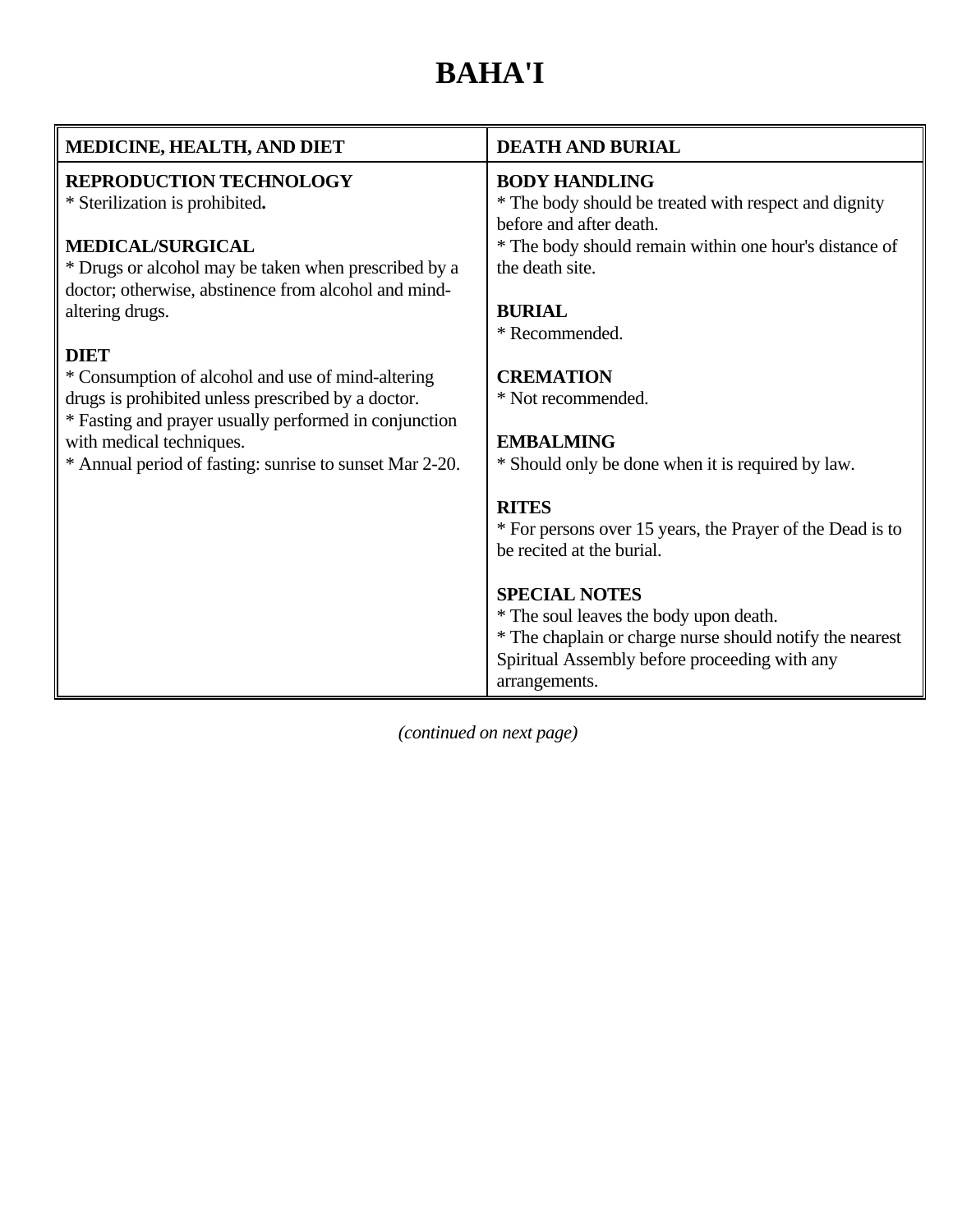# BAHA'I

| MEDICINE, HEALTH, AND DIET | DEATH AND BURIAL |
|---|---|
| **REPRODUCTION TECHNOLOGY**<br>* Sterilization is prohibited**.**<br><br>**MEDICAL/SURGICAL**<br>* Drugs or alcohol may be taken when prescribed by a doctor; otherwise, abstinence from alcohol and mind-altering drugs.<br><br>**DIET**<br>* Consumption of alcohol and use of mind-altering drugs is prohibited unless prescribed by a doctor.<br>* Fasting and prayer usually performed in conjunction with medical techniques.<br>* Annual period of fasting: sunrise to sunset Mar 2-20. | **BODY HANDLING**<br>* The body should be treated with respect and dignity before and after death.<br>* The body should remain within one hour's distance of the death site.<br><br>**BURIAL**<br>* Recommended.<br><br>**CREMATION**<br>* Not recommended.<br><br>**EMBALMING**<br>* Should only be done when it is required by law.<br><br>**RITES**<br>* For persons over 15 years, the Prayer of the Dead is to be recited at the burial.<br><br>**SPECIAL NOTES**<br>* The soul leaves the body upon death.<br>* The chaplain or charge nurse should notify the nearest Spiritual Assembly before proceeding with any arrangements. |

*(continued on next page)*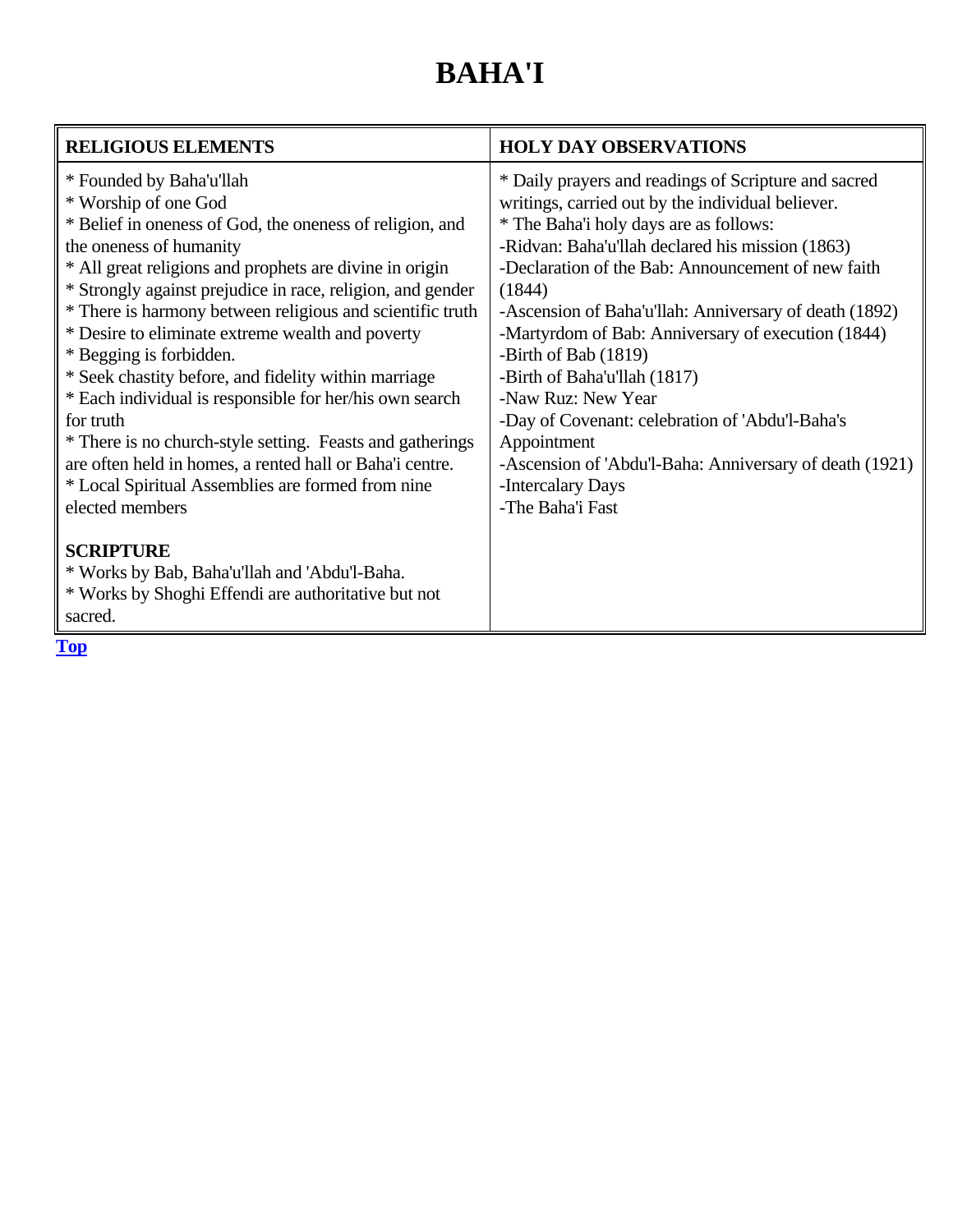# BAHA'I

| RELIGIOUS ELEMENTS | HOLY DAY OBSERVATIONS |
| --- | --- |
| * Founded by Baha'u'llah<br>* Worship of one God<br>* Belief in oneness of God, the oneness of religion, and the oneness of humanity<br>* All great religions and prophets are divine in origin<br>* Strongly against prejudice in race, religion, and gender<br>* There is harmony between religious and scientific truth<br>* Desire to eliminate extreme wealth and poverty<br>* Begging is forbidden.<br>* Seek chastity before, and fidelity within marriage<br>* Each individual is responsible for her/his own search for truth<br>* There is no church-style setting. Feasts and gatherings are often held in homes, a rented hall or Baha'i centre.<br>* Local Spiritual Assemblies are formed from nine elected members<br><br>**SCRIPTURE**<br>* Works by Bab, Baha'u'llah and 'Abdu'l-Baha.<br>* Works by Shoghi Effendi are authoritative but not sacred. | * Daily prayers and readings of Scripture and sacred writings, carried out by the individual believer.<br>* The Baha'i holy days are as follows:<br>-Ridvan: Baha'u'llah declared his mission (1863)<br>-Declaration of the Bab: Announcement of new faith (1844)<br>-Ascension of Baha'u'llah: Anniversary of death (1892)<br>-Martyrdom of Bab: Anniversary of execution (1844)<br>-Birth of Bab (1819)<br>-Birth of Baha'u'llah (1817)<br>-Naw Ruz: New Year<br>-Day of Covenant: celebration of 'Abdu'l-Baha's Appointment<br>-Ascension of 'Abdu'l-Baha: Anniversary of death (1921)<br>-Intercalary Days<br>-The Baha'i Fast |

Top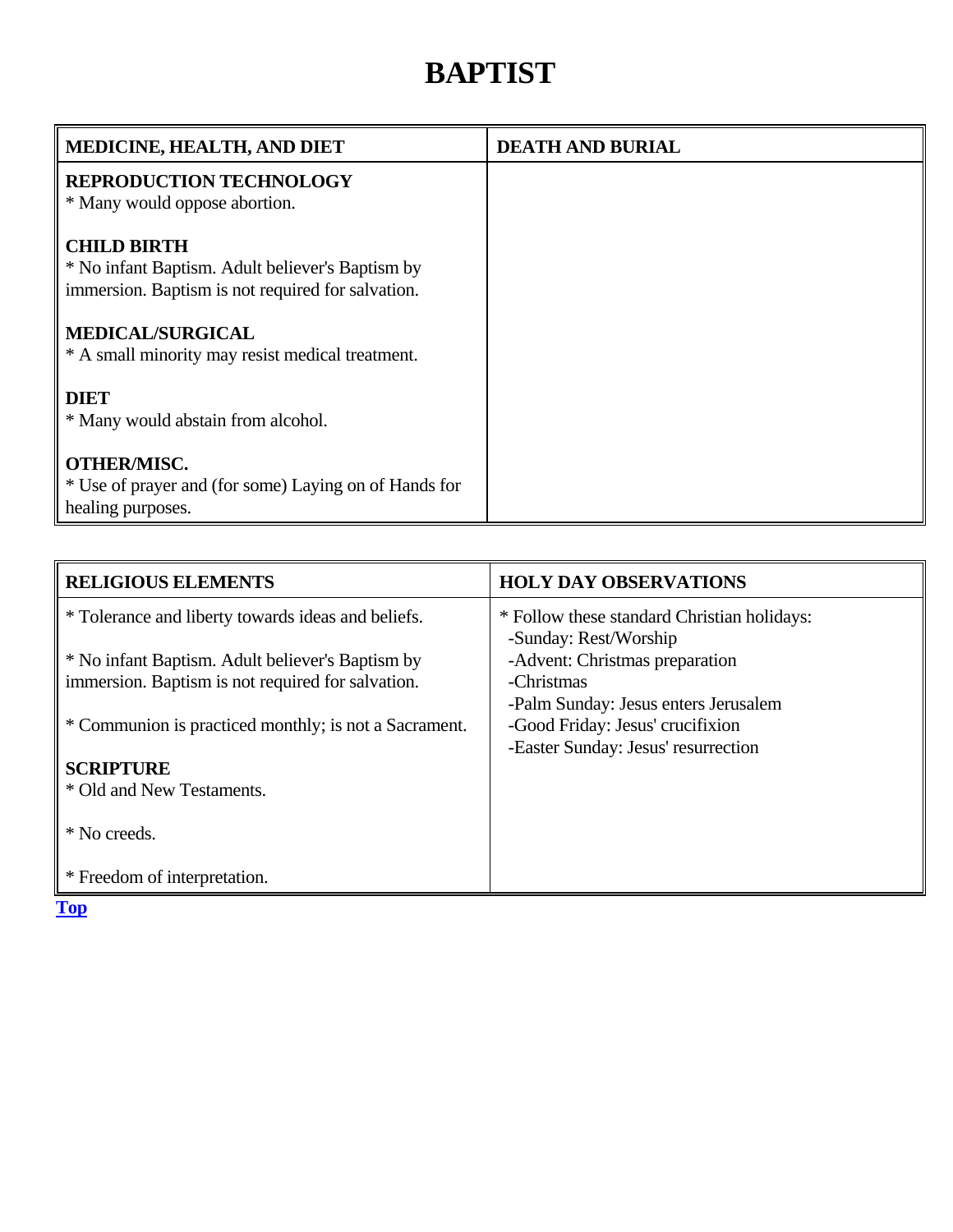# BAPTIST

| MEDICINE, HEALTH, AND DIET | DEATH AND BURIAL |
|---|---|
| **REPRODUCTION TECHNOLOGY**<br>* Many would oppose abortion.<br><br>**CHILD BIRTH**<br>* No infant Baptism. Adult believer's Baptism by immersion. Baptism is not required for salvation.<br><br>**MEDICAL/SURGICAL**<br>* A small minority may resist medical treatment.<br><br>**DIET**<br>* Many would abstain from alcohol.<br><br>**OTHER/MISC.**<br>* Use of prayer and (for some) Laying on of Hands for healing purposes. | |

| RELIGIOUS ELEMENTS | HOLY DAY OBSERVATIONS |
|---|---|
| * Tolerance and liberty towards ideas and beliefs.<br><br>* No infant Baptism. Adult believer's Baptism by immersion. Baptism is not required for salvation.<br><br>* Communion is practiced monthly; is not a Sacrament.<br><br>**SCRIPTURE**<br>* Old and New Testaments.<br><br>* No creeds.<br><br>* Freedom of interpretation. | * Follow these standard Christian holidays:<br>-Sunday: Rest/Worship<br>-Advent: Christmas preparation<br>-Christmas<br>-Palm Sunday: Jesus enters Jerusalem<br>-Good Friday: Jesus' crucifixion<br>-Easter Sunday: Jesus' resurrection |

Top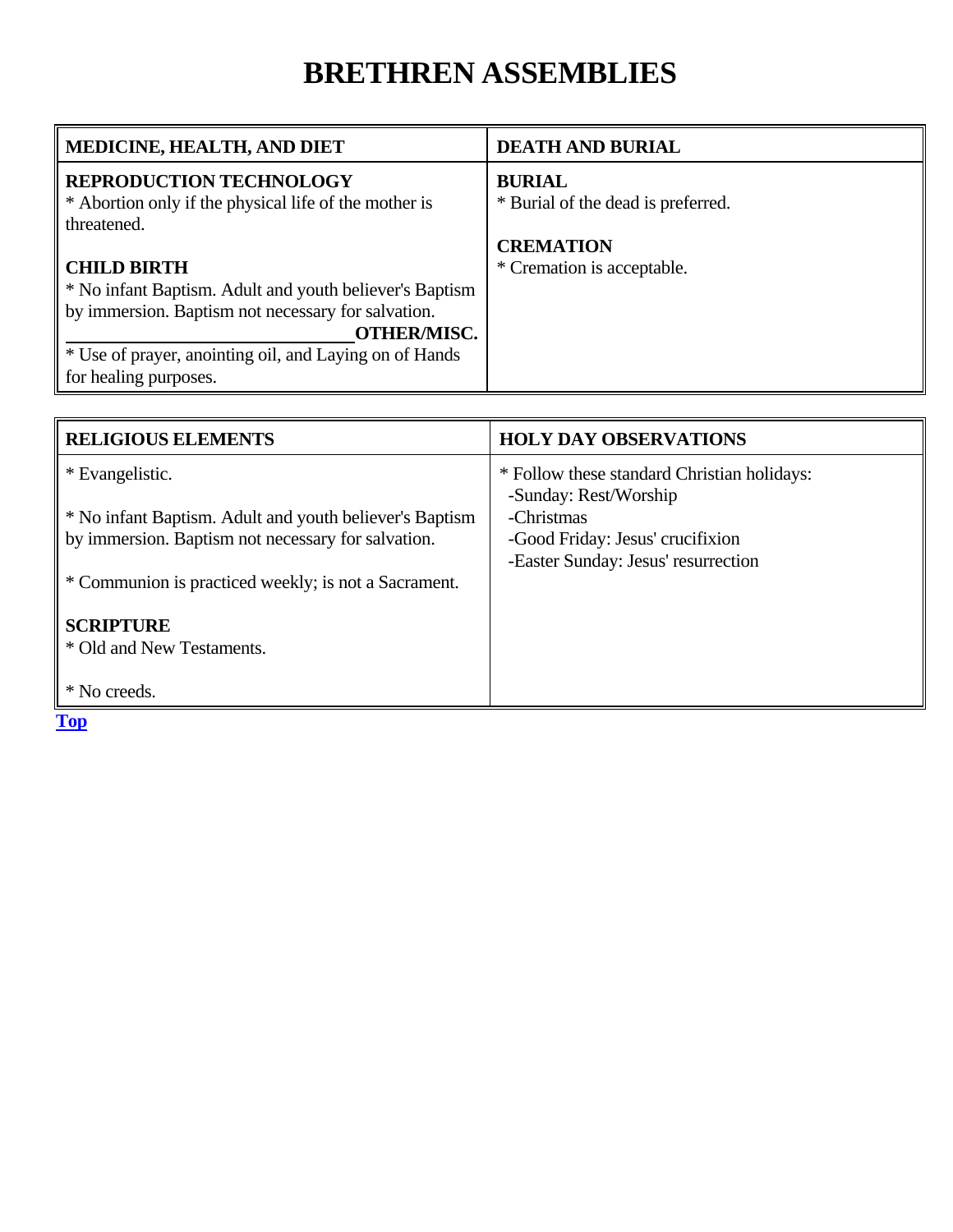# BRETHREN ASSEMBLIES

| MEDICINE, HEALTH, AND DIET | DEATH AND BURIAL |
|---|---|
| **REPRODUCTION TECHNOLOGY**<br>* Abortion only if the physical life of the mother is threatened.<br><br>**CHILD BIRTH**<br>* No infant Baptism. Adult and youth believer's Baptism by immersion. Baptism not necessary for salvation.<br><br>**OTHER/MISC.**<br>* Use of prayer, anointing oil, and Laying on of Hands for healing purposes. | **BURIAL**<br>* Burial of the dead is preferred.<br><br>**CREMATION**<br>* Cremation is acceptable. |

| RELIGIOUS ELEMENTS | HOLY DAY OBSERVATIONS |
|---|---|
| * Evangelistic.<br><br>* No infant Baptism. Adult and youth believer's Baptism by immersion. Baptism not necessary for salvation.<br><br>* Communion is practiced weekly; is not a Sacrament.<br><br>**SCRIPTURE**<br>* Old and New Testaments.<br><br>* No creeds. | * Follow these standard Christian holidays:<br>-Sunday: Rest/Worship<br>-Christmas<br>-Good Friday: Jesus' crucifixion<br>-Easter Sunday: Jesus' resurrection |

**Top**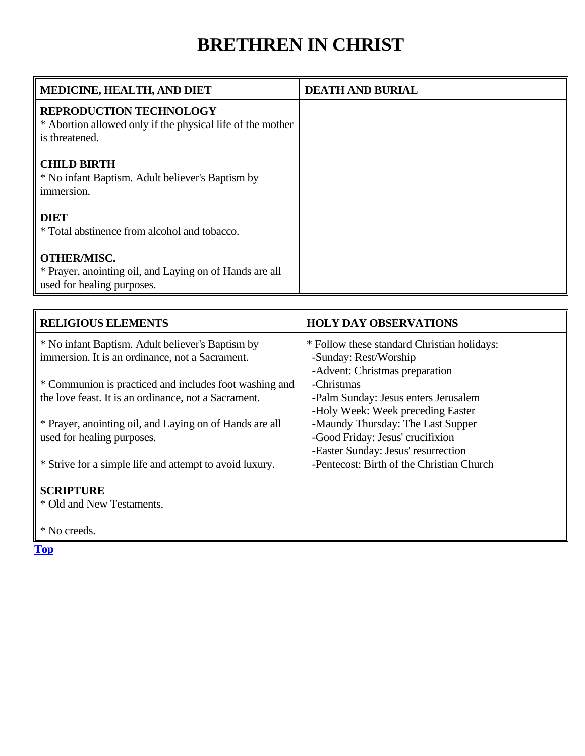# BRETHREN IN CHRIST

| MEDICINE, HEALTH, AND DIET | DEATH AND BURIAL |
| --- | --- |
| **REPRODUCTION TECHNOLOGY**<br>* Abortion allowed only if the physical life of the mother is threatened.<br><br>**CHILD BIRTH**<br>* No infant Baptism. Adult believer's Baptism by immersion.<br><br>**DIET**<br>* Total abstinence from alcohol and tobacco.<br><br>**OTHER/MISC.**<br>* Prayer, anointing oil, and Laying on of Hands are all used for healing purposes. | |

| RELIGIOUS ELEMENTS | HOLY DAY OBSERVATIONS |
| --- | --- |
| * No infant Baptism. Adult believer's Baptism by immersion. It is an ordinance, not a Sacrament.<br><br>* Communion is practiced and includes foot washing and the love feast. It is an ordinance, not a Sacrament.<br><br>* Prayer, anointing oil, and Laying on of Hands are all used for healing purposes.<br><br>* Strive for a simple life and attempt to avoid luxury.<br><br>**SCRIPTURE**<br>* Old and New Testaments.<br><br>* No creeds. | * Follow these standard Christian holidays:<br>-Sunday: Rest/Worship<br>-Advent: Christmas preparation<br>-Christmas<br>-Palm Sunday: Jesus enters Jerusalem<br>-Holy Week: Week preceding Easter<br>-Maundy Thursday: The Last Supper<br>-Good Friday: Jesus' crucifixion<br>-Easter Sunday: Jesus' resurrection<br>-Pentecost: Birth of the Christian Church |

**Top**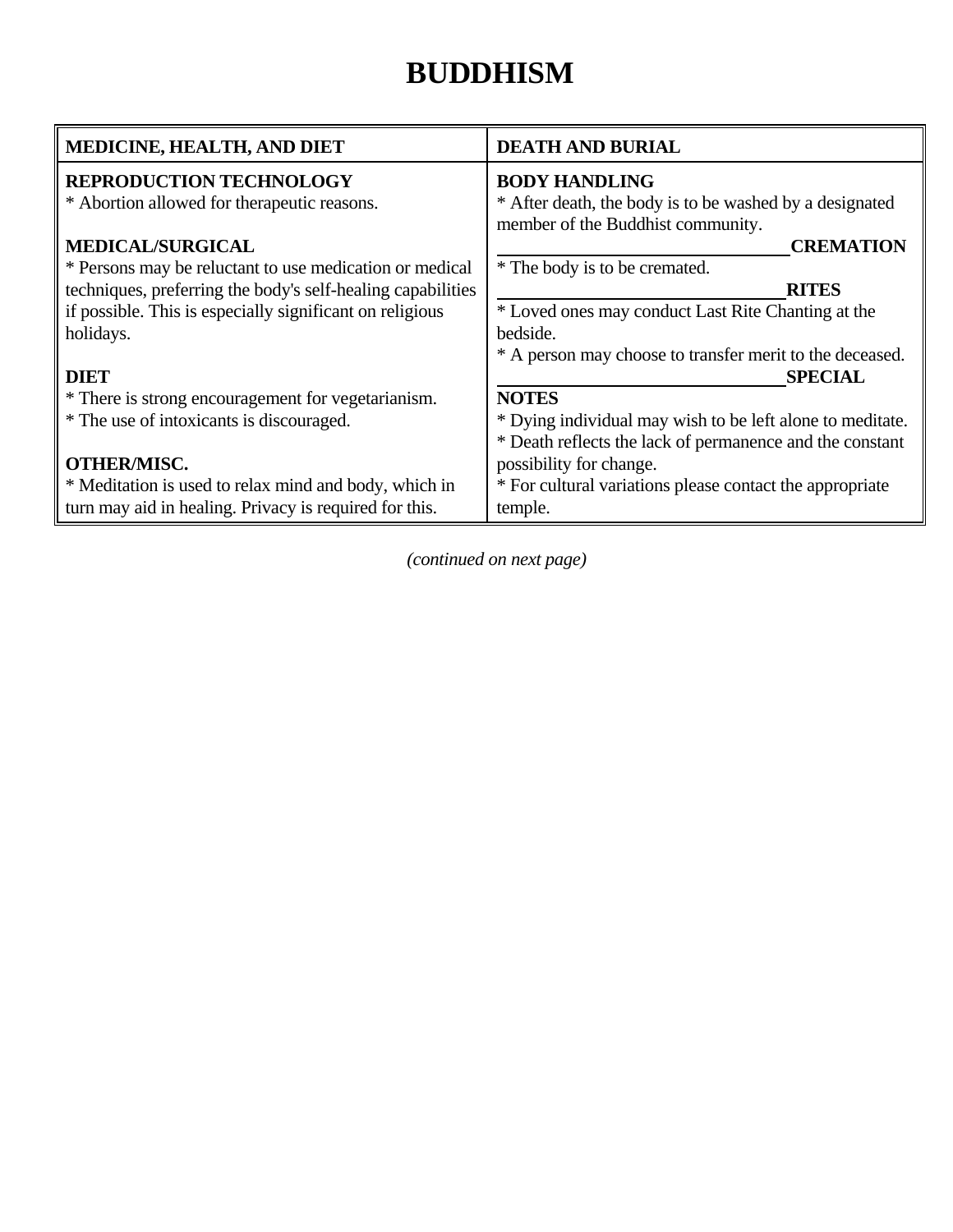# BUDDHISM

| MEDICINE, HEALTH, AND DIET | DEATH AND BURIAL |
|---|---|
| **REPRODUCTION TECHNOLOGY**<br>* Abortion allowed for therapeutic reasons.<br><br>**MEDICAL/SURGICAL**<br>* Persons may be reluctant to use medication or medical techniques, preferring the body's self-healing capabilities if possible. This is especially significant on religious holidays.<br><br>**DIET**<br>* There is strong encouragement for vegetarianism.<br>* The use of intoxicants is discouraged.<br><br>**OTHER/MISC.**<br>* Meditation is used to relax mind and body, which in turn may aid in healing. Privacy is required for this. | **BODY HANDLING**<br>* After death, the body is to be washed by a designated member of the Buddhist community.<br><br>**CREMATION**<br>* The body is to be cremated.<br><br>**RITES**<br>* Loved ones may conduct Last Rite Chanting at the bedside.<br>* A person may choose to transfer merit to the deceased.<br><br>**SPECIAL NOTES**<br>* Dying individual may wish to be left alone to meditate.<br>* Death reflects the lack of permanence and the constant possibility for change.<br>* For cultural variations please contact the appropriate temple. |

*(continued on next page)*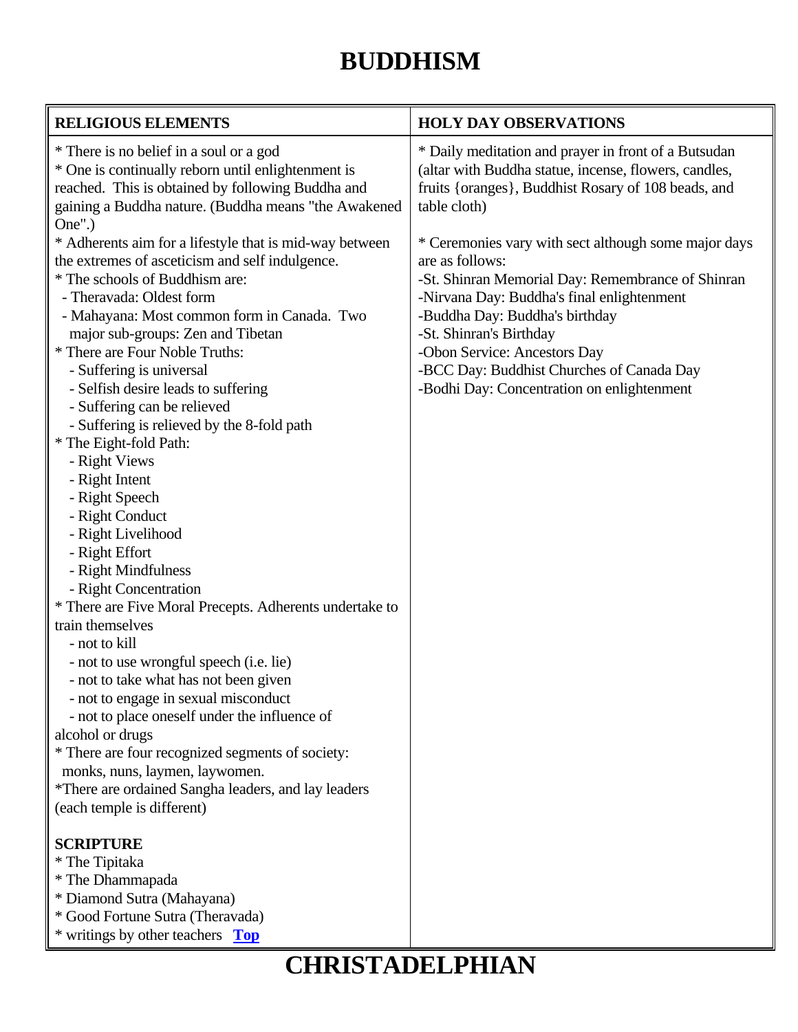# BUDDHISM

| RELIGIOUS ELEMENTS | HOLY DAY OBSERVATIONS |
|---|---|
| * There is no belief in a soul or a god<br>* One is continually reborn until enlightenment is reached. This is obtained by following Buddha and gaining a Buddha nature. (Buddha means "the Awakened One".)<br>* Adherents aim for a lifestyle that is mid-way between the extremes of asceticism and self indulgence.<br>* The schools of Buddhism are:<br>- Theravada: Oldest form<br>- Mahayana: Most common form in Canada. Two major sub-groups: Zen and Tibetan<br>* There are Four Noble Truths:<br>- Suffering is universal<br>- Selfish desire leads to suffering<br>- Suffering can be relieved<br>- Suffering is relieved by the 8-fold path<br>* The Eight-fold Path:<br>- Right Views<br>- Right Intent<br>- Right Speech<br>- Right Conduct<br>- Right Livelihood<br>- Right Effort<br>- Right Mindfulness<br>- Right Concentration<br>* There are Five Moral Precepts. Adherents undertake to train themselves<br>- not to kill<br>- not to use wrongful speech (i.e. lie)<br>- not to take what has not been given<br>- not to engage in sexual misconduct<br>- not to place oneself under the influence of alcohol or drugs<br>* There are four recognized segments of society: monks, nuns, laymen, laywomen.<br>*There are ordained Sangha leaders, and lay leaders (each temple is different)<br><br>**SCRIPTURE**<br>* The Tipitaka<br>* The Dhammapada<br>* Diamond Sutra (Mahayana)<br>* Good Fortune Sutra (Theravada)<br>* writings by other teachers **Top** | * Daily meditation and prayer in front of a Butsudan (altar with Buddha statue, incense, flowers, candles, fruits {oranges}, Buddhist Rosary of 108 beads, and table cloth)<br><br>* Ceremonies vary with sect although some major days are as follows:<br>-St. Shinran Memorial Day: Remembrance of Shinran<br>-Nirvana Day: Buddha's final enlightenment<br>-Buddha Day: Buddha's birthday<br>-St. Shinran's Birthday<br>-Obon Service: Ancestors Day<br>-BCC Day: Buddhist Churches of Canada Day<br>-Bodhi Day: Concentration on enlightenment |

# CHRISTADELPHIAN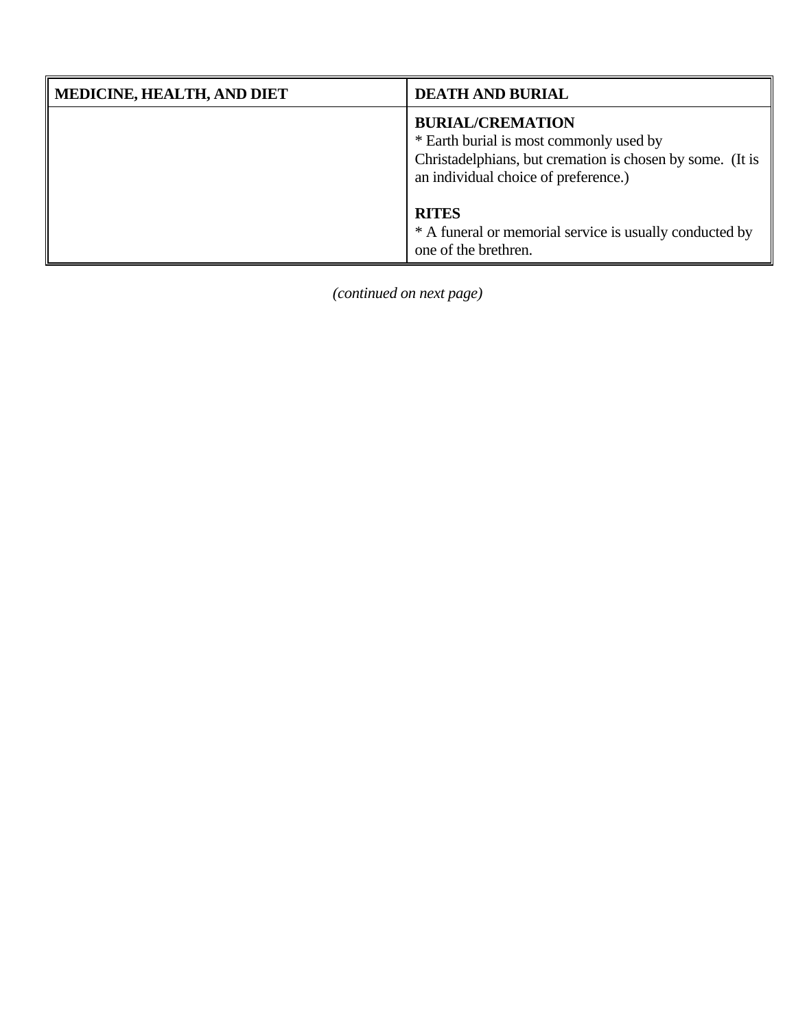| MEDICINE, HEALTH, AND DIET | DEATH AND BURIAL |
| --- | --- |
| | **BURIAL/CREMATION**<br>* Earth burial is most commonly used by Christadelphians, but cremation is chosen by some. (It is an individual choice of preference.)<br><br>**RITES**<br>* A funeral or memorial service is usually conducted by one of the brethren. |

*(continued on next page)*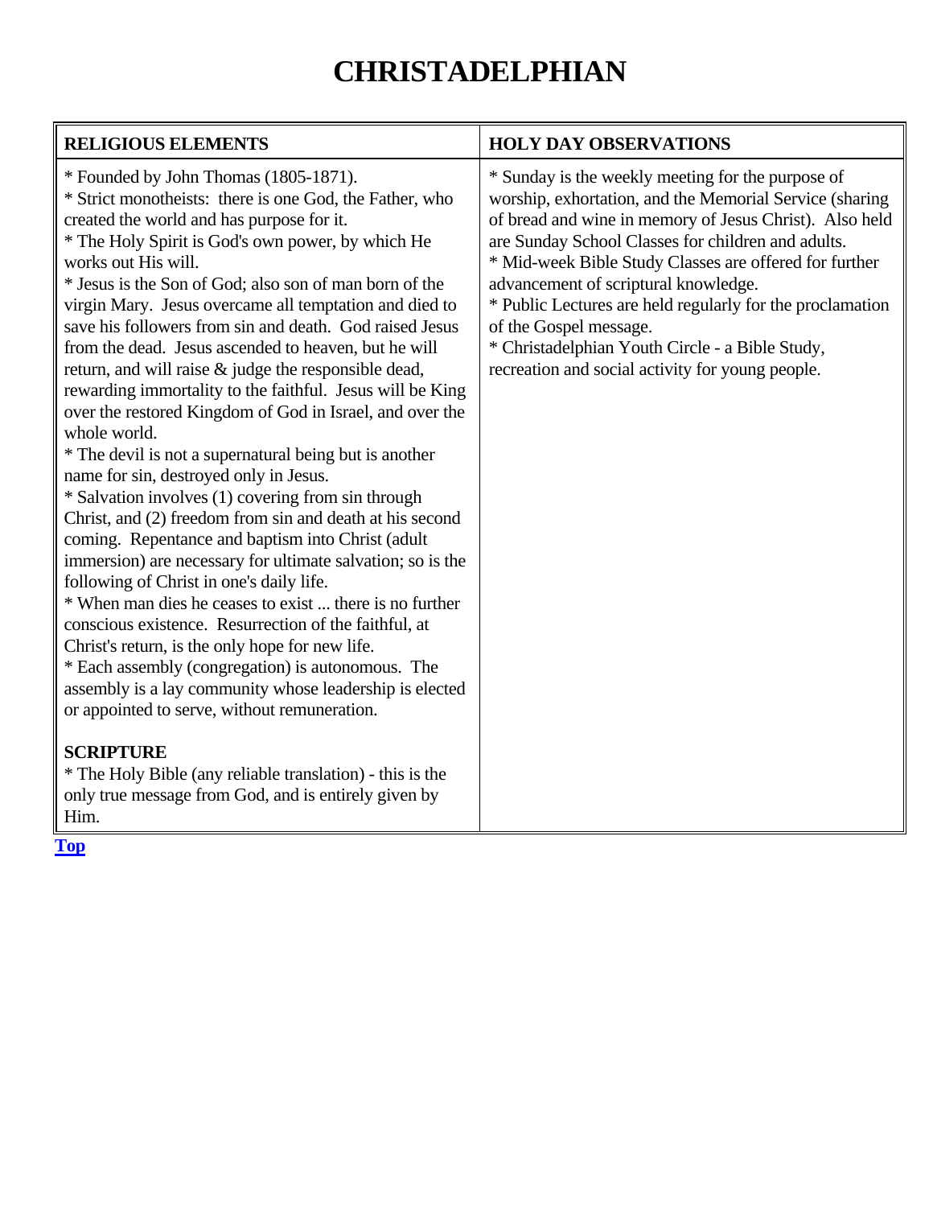# CHRISTADELPHIAN

| RELIGIOUS ELEMENTS | HOLY DAY OBSERVATIONS |
|---|---|
| * Founded by John Thomas (1805-1871).<br>* Strict monotheists: there is one God, the Father, who created the world and has purpose for it.<br>* The Holy Spirit is God's own power, by which He works out His will.<br>* Jesus is the Son of God; also son of man born of the virgin Mary. Jesus overcame all temptation and died to save his followers from sin and death. God raised Jesus from the dead. Jesus ascended to heaven, but he will return, and will raise & judge the responsible dead, rewarding immortality to the faithful. Jesus will be King over the restored Kingdom of God in Israel, and over the whole world.<br>* The devil is not a supernatural being but is another name for sin, destroyed only in Jesus.<br>* Salvation involves (1) covering from sin through Christ, and (2) freedom from sin and death at his second coming. Repentance and baptism into Christ (adult immersion) are necessary for ultimate salvation; so is the following of Christ in one's daily life.<br>* When man dies he ceases to exist ... there is no further conscious existence. Resurrection of the faithful, at Christ's return, is the only hope for new life.<br>* Each assembly (congregation) is autonomous. The assembly is a lay community whose leadership is elected or appointed to serve, without remuneration.<br><br>**SCRIPTURE**<br>* The Holy Bible (any reliable translation) - this is the only true message from God, and is entirely given by Him. | * Sunday is the weekly meeting for the purpose of worship, exhortation, and the Memorial Service (sharing of bread and wine in memory of Jesus Christ). Also held are Sunday School Classes for children and adults.<br>* Mid-week Bible Study Classes are offered for further advancement of scriptural knowledge.<br>* Public Lectures are held regularly for the proclamation of the Gospel message.<br>* Christadelphian Youth Circle - a Bible Study, recreation and social activity for young people. |

**Top**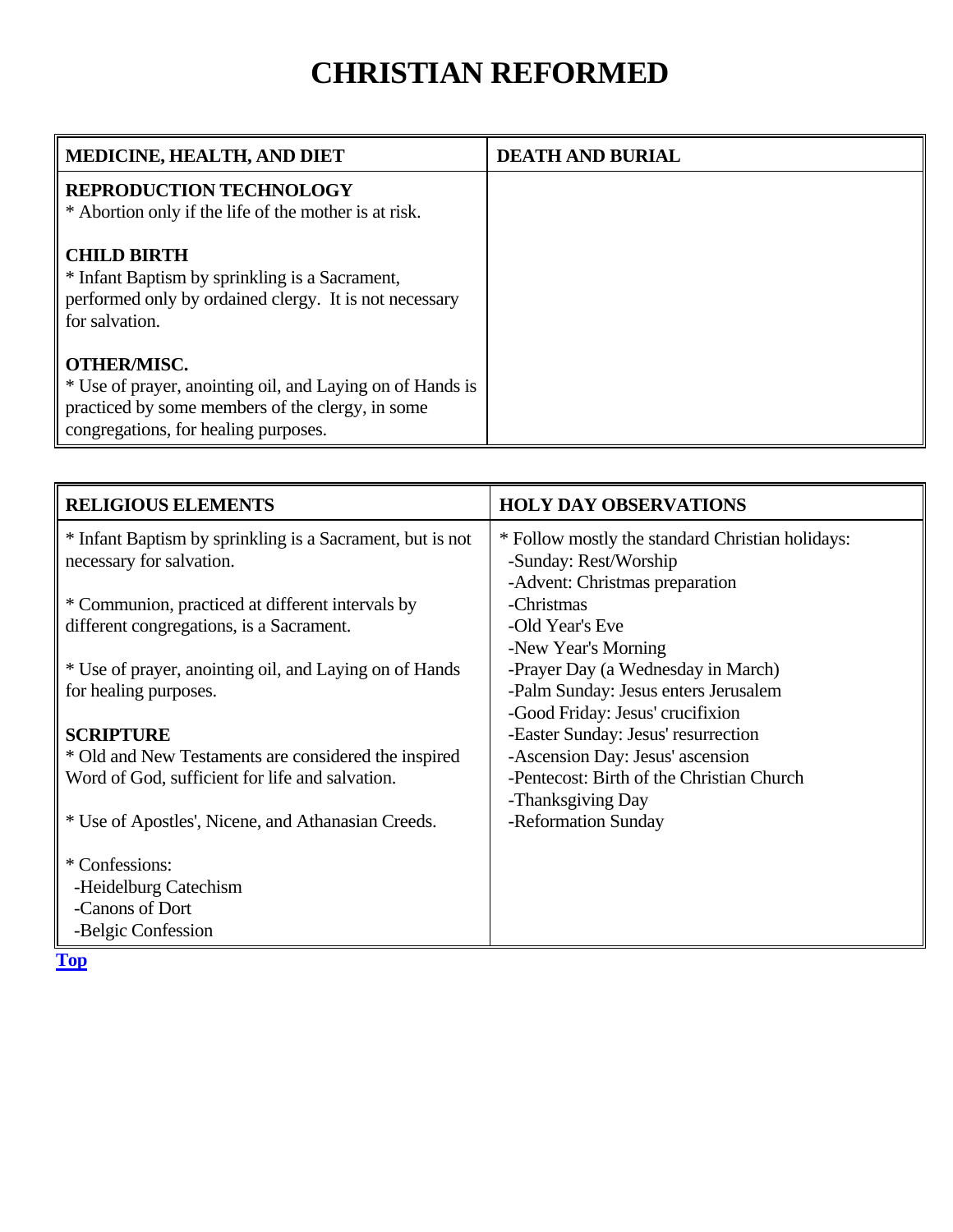# CHRISTIAN REFORMED

| MEDICINE, HEALTH, AND DIET | DEATH AND BURIAL |
|---|---|
| **REPRODUCTION TECHNOLOGY**<br>* Abortion only if the life of the mother is at risk.<br><br>**CHILD BIRTH**<br>* Infant Baptism by sprinkling is a Sacrament, performed only by ordained clergy. It is not necessary for salvation.<br><br>**OTHER/MISC.**<br>* Use of prayer, anointing oil, and Laying on of Hands is practiced by some members of the clergy, in some congregations, for healing purposes. | |

| RELIGIOUS ELEMENTS | HOLY DAY OBSERVATIONS |
|---|---|
| * Infant Baptism by sprinkling is a Sacrament, but is not necessary for salvation.<br><br>* Communion, practiced at different intervals by different congregations, is a Sacrament.<br><br>* Use of prayer, anointing oil, and Laying on of Hands for healing purposes.<br><br>**SCRIPTURE**<br>* Old and New Testaments are considered the inspired Word of God, sufficient for life and salvation.<br><br>* Use of Apostles', Nicene, and Athanasian Creeds.<br><br>* Confessions:<br>-Heidelburg Catechism<br>-Canons of Dort<br>-Belgic Confession | * Follow mostly the standard Christian holidays:<br>-Sunday: Rest/Worship<br>-Advent: Christmas preparation<br>-Christmas<br>-Old Year's Eve<br>-New Year's Morning<br>-Prayer Day (a Wednesday in March)<br>-Palm Sunday: Jesus enters Jerusalem<br>-Good Friday: Jesus' crucifixion<br>-Easter Sunday: Jesus' resurrection<br>-Ascension Day: Jesus' ascension<br>-Pentecost: Birth of the Christian Church<br>-Thanksgiving Day<br>-Reformation Sunday |

**Top**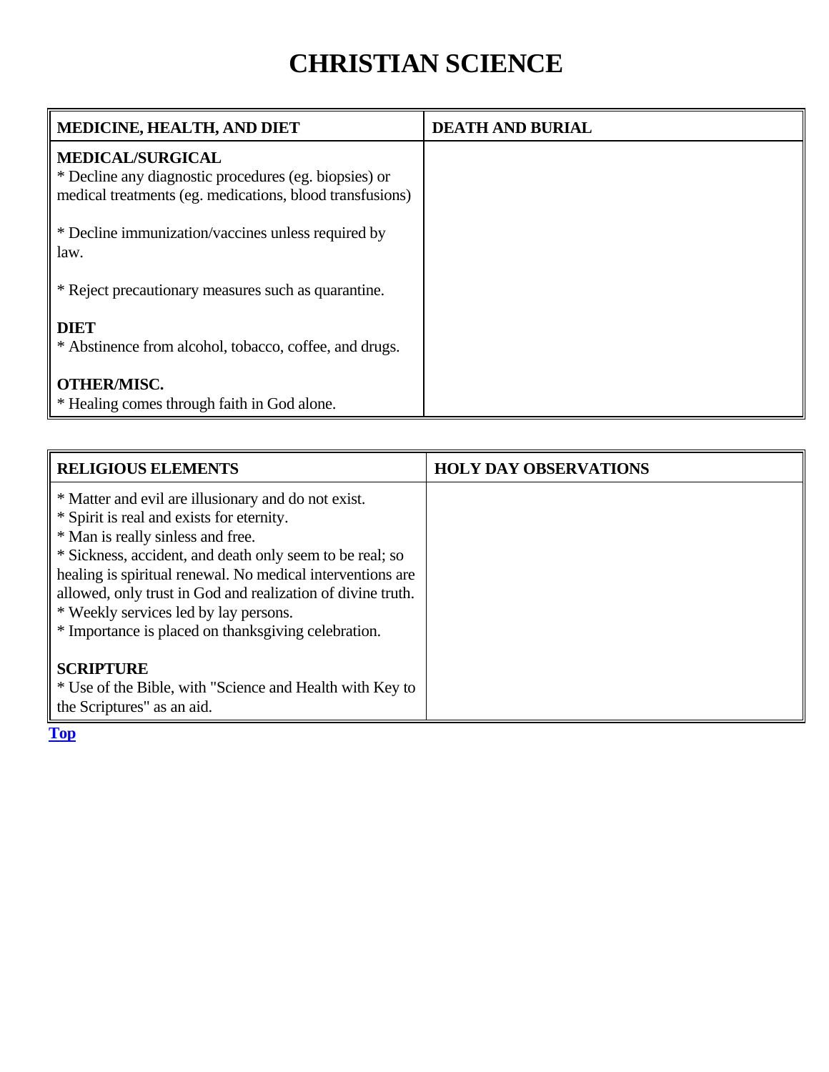# CHRISTIAN SCIENCE

| MEDICINE, HEALTH, AND DIET | DEATH AND BURIAL |
|---|---|
| **MEDICAL/SURGICAL**<br>* Decline any diagnostic procedures (eg. biopsies) or medical treatments (eg. medications, blood transfusions)<br><br>* Decline immunization/vaccines unless required by law.<br><br>* Reject precautionary measures such as quarantine.<br><br>**DIET**<br>* Abstinence from alcohol, tobacco, coffee, and drugs.<br><br>**OTHER/MISC.**<br>* Healing comes through faith in God alone. | |

| RELIGIOUS ELEMENTS | HOLY DAY OBSERVATIONS |
|---|---|
| * Matter and evil are illusionary and do not exist.<br>* Spirit is real and exists for eternity.<br>* Man is really sinless and free.<br>* Sickness, accident, and death only seem to be real; so healing is spiritual renewal. No medical interventions are allowed, only trust in God and realization of divine truth.<br>* Weekly services led by lay persons.<br>* Importance is placed on thanksgiving celebration.<br><br>**SCRIPTURE**<br>* Use of the Bible, with "Science and Health with Key to the Scriptures" as an aid. | |

Top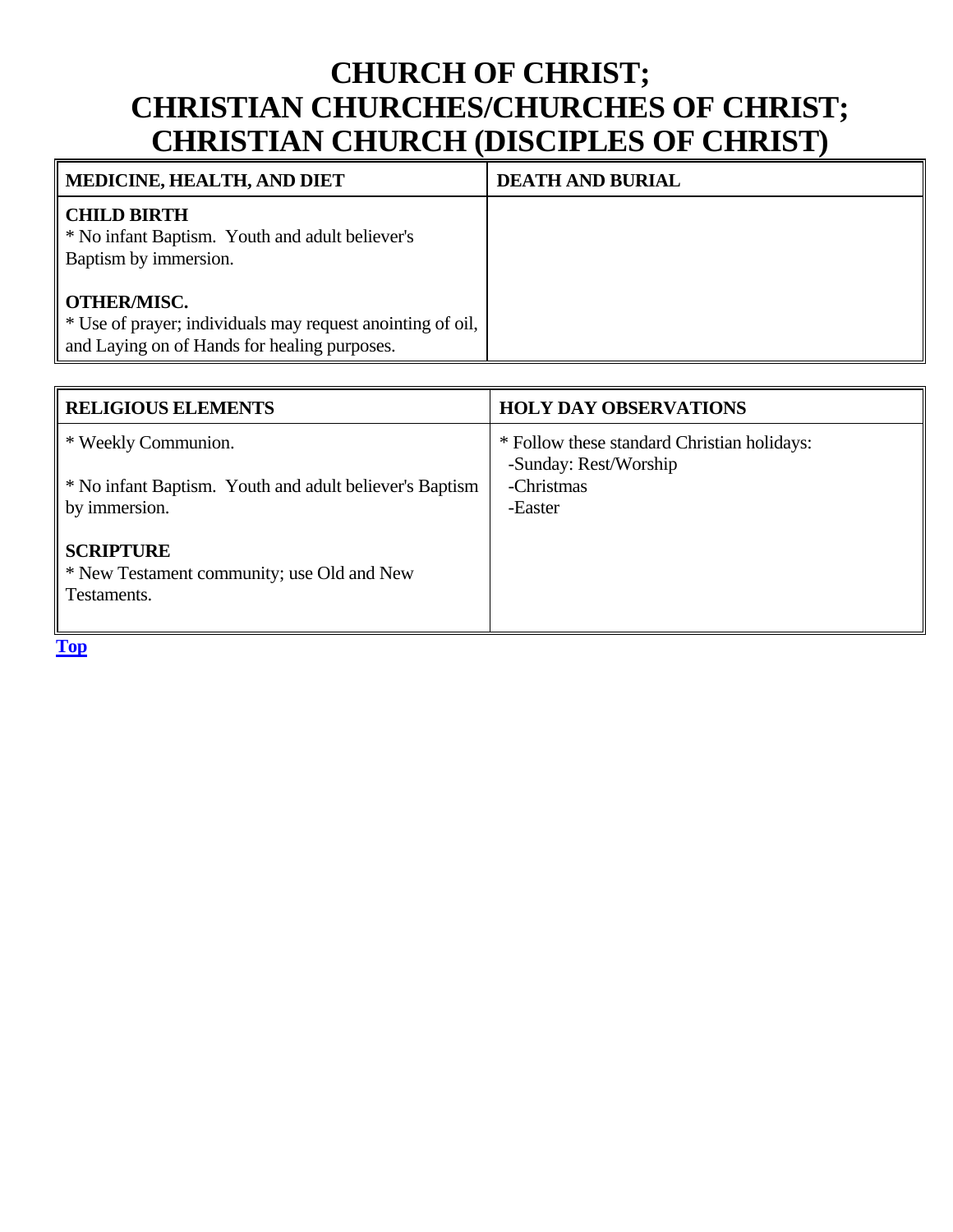# CHURCH OF CHRIST; CHRISTIAN CHURCHES/CHURCHES OF CHRIST; CHRISTIAN CHURCH (DISCIPLES OF CHRIST)

| MEDICINE, HEALTH, AND DIET | DEATH AND BURIAL |
|---|---|
| **CHILD BIRTH**<br>* No infant Baptism. Youth and adult believer's Baptism by immersion.<br><br>**OTHER/MISC.**<br>* Use of prayer; individuals may request anointing of oil, and Laying on of Hands for healing purposes. | |

| RELIGIOUS ELEMENTS | HOLY DAY OBSERVATIONS |
|---|---|
| * Weekly Communion.<br><br>* No infant Baptism. Youth and adult believer's Baptism by immersion.<br><br>**SCRIPTURE**<br>* New Testament community; use Old and New Testaments. | * Follow these standard Christian holidays:<br>-Sunday: Rest/Worship<br>-Christmas<br>-Easter |

Top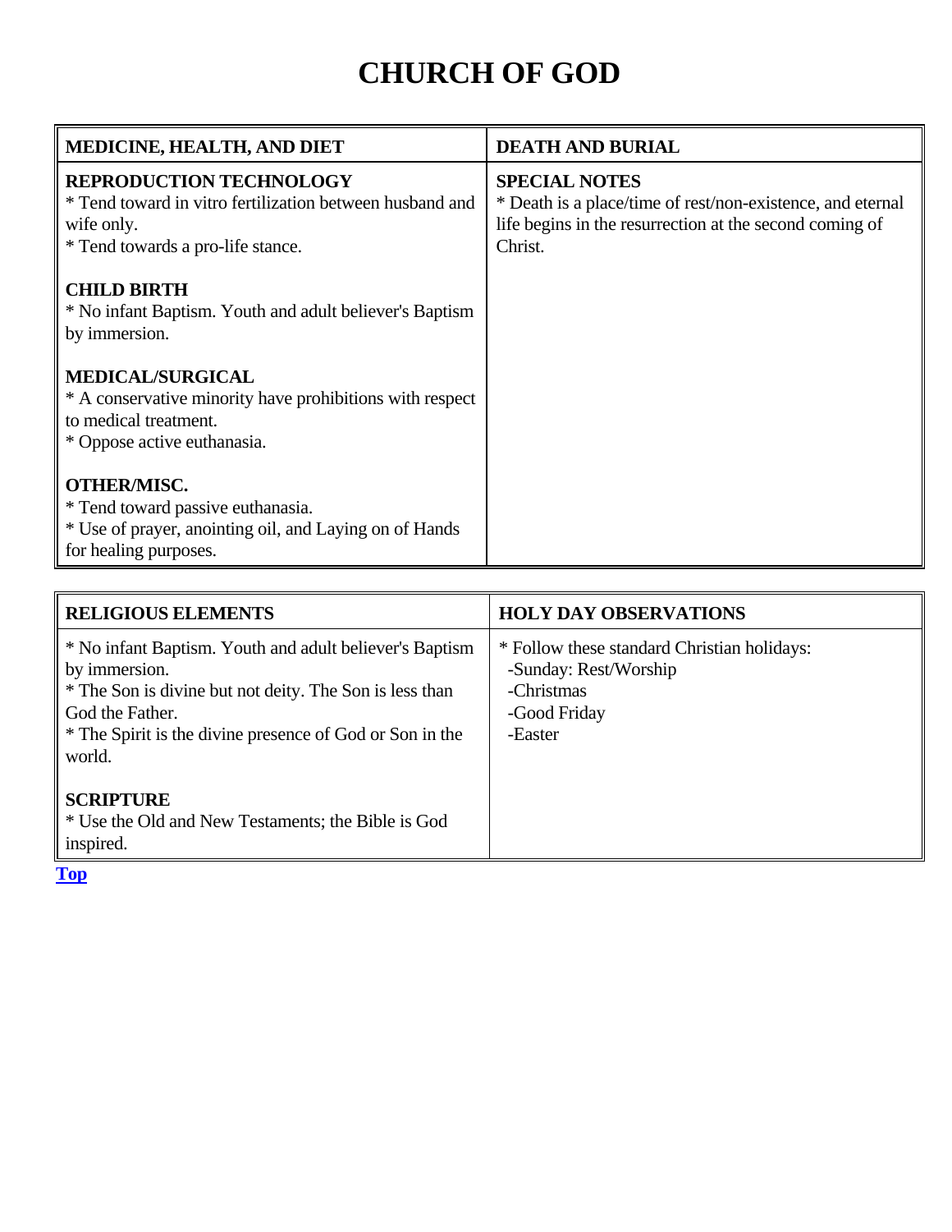# CHURCH OF GOD

| MEDICINE, HEALTH, AND DIET | DEATH AND BURIAL |
|---|---|
| **REPRODUCTION TECHNOLOGY**<br>* Tend toward in vitro fertilization between husband and wife only.<br>* Tend towards a pro-life stance.<br><br>**CHILD BIRTH**<br>* No infant Baptism. Youth and adult believer's Baptism by immersion.<br><br>**MEDICAL/SURGICAL**<br>* A conservative minority have prohibitions with respect to medical treatment.<br>* Oppose active euthanasia.<br><br>**OTHER/MISC.**<br>* Tend toward passive euthanasia.<br>* Use of prayer, anointing oil, and Laying on of Hands for healing purposes. | **SPECIAL NOTES**<br>* Death is a place/time of rest/non-existence, and eternal life begins in the resurrection at the second coming of Christ. |

| RELIGIOUS ELEMENTS | HOLY DAY OBSERVATIONS |
|---|---|
| * No infant Baptism. Youth and adult believer's Baptism by immersion.<br>* The Son is divine but not deity. The Son is less than God the Father.<br>* The Spirit is the divine presence of God or Son in the world.<br><br>**SCRIPTURE**<br>* Use the Old and New Testaments; the Bible is God inspired. | * Follow these standard Christian holidays:<br>-Sunday: Rest/Worship<br>-Christmas<br>-Good Friday<br>-Easter |

Top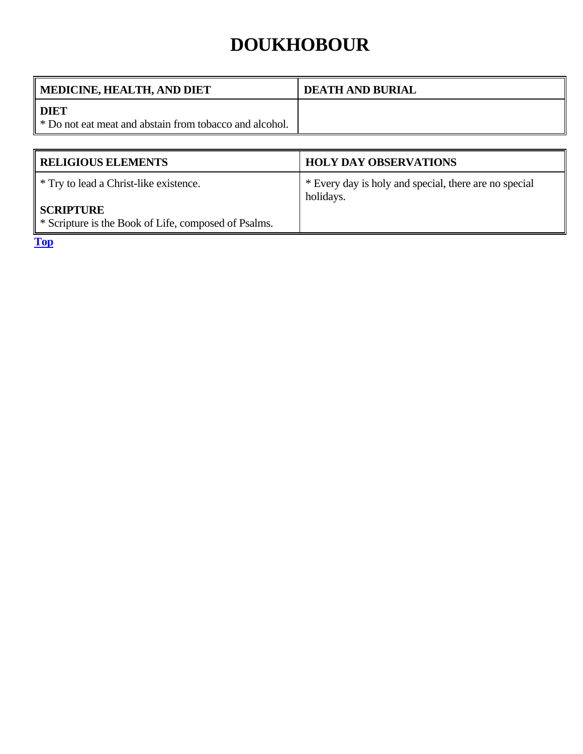# DOUKHOBOUR

| MEDICINE, HEALTH, AND DIET | DEATH AND BURIAL |
| --- | --- |
| **DIET**<br>* Do not eat meat and abstain from tobacco and alcohol. | |

| RELIGIOUS ELEMENTS | HOLY DAY OBSERVATIONS |
| --- | --- |
| * Try to lead a Christ-like existence.<br><br>**SCRIPTURE**<br>* Scripture is the Book of Life, composed of Psalms. | * Every day is holy and special, there are no special holidays. |

Top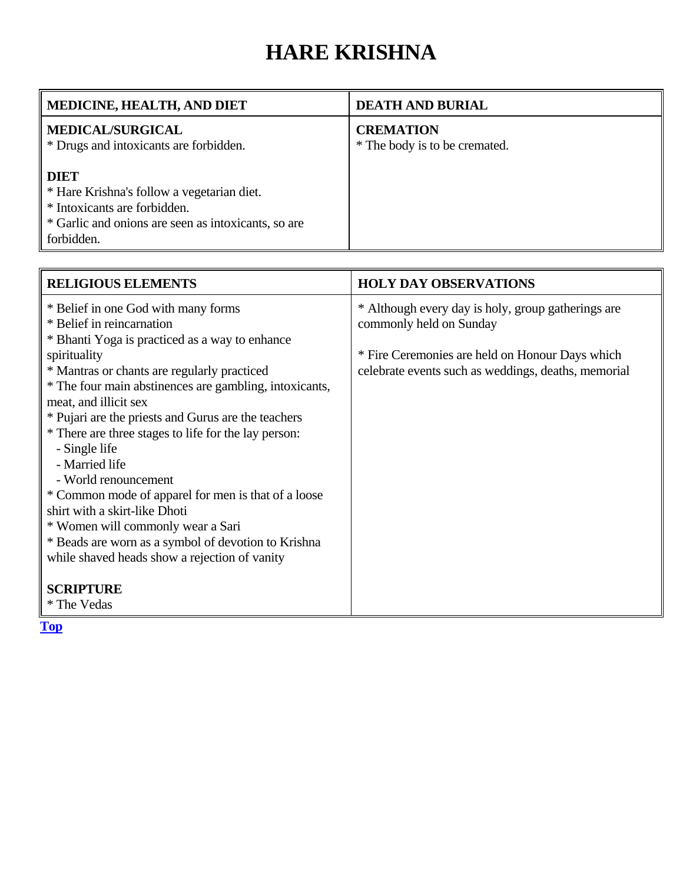# HARE KRISHNA

| MEDICINE, HEALTH, AND DIET | DEATH AND BURIAL |
|---|---|
| **MEDICAL/SURGICAL**<br>* Drugs and intoxicants are forbidden.<br><br>**DIET**<br>* Hare Krishna's follow a vegetarian diet.<br>* Intoxicants are forbidden.<br>* Garlic and onions are seen as intoxicants, so are forbidden. | **CREMATION**<br>* The body is to be cremated. |

| RELIGIOUS ELEMENTS | HOLY DAY OBSERVATIONS |
|---|---|
| * Belief in one God with many forms<br>* Belief in reincarnation<br>* Bhanti Yoga is practiced as a way to enhance spirituality<br>* Mantras or chants are regularly practiced<br>* The four main abstinences are gambling, intoxicants, meat, and illicit sex<br>* Pujari are the priests and Gurus are the teachers<br>* There are three stages to life for the lay person:<br>- Single life<br>- Married life<br>- World renouncement<br>* Common mode of apparel for men is that of a loose shirt with a skirt-like Dhoti<br>* Women will commonly wear a Sari<br>* Beads are worn as a symbol of devotion to Krishna while shaved heads show a rejection of vanity<br><br>**SCRIPTURE**<br>* The Vedas | * Although every day is holy, group gatherings are commonly held on Sunday<br><br>* Fire Ceremonies are held on Honour Days which celebrate events such as weddings, deaths, memorial |

Top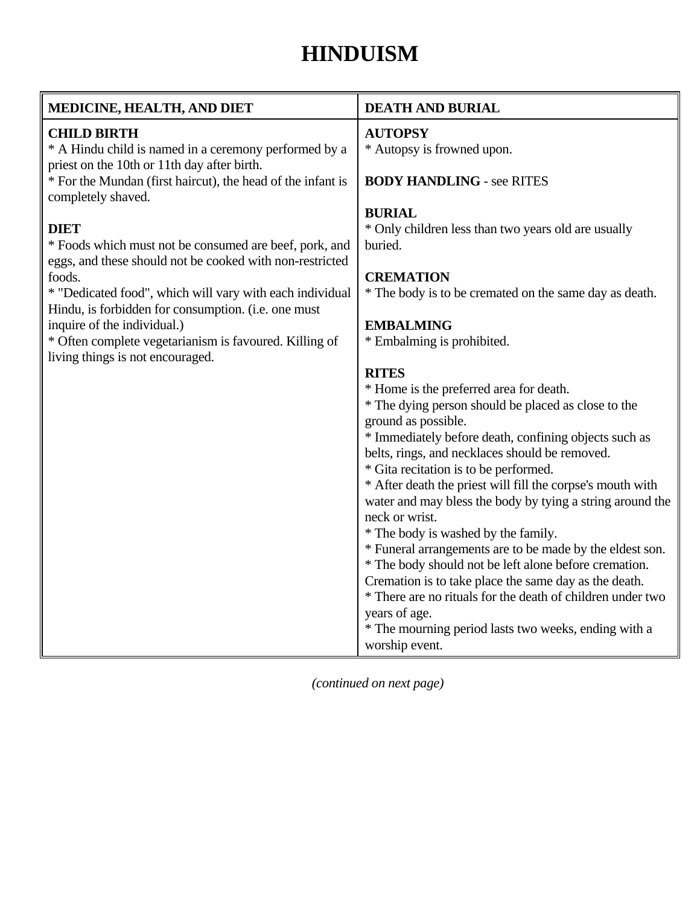# HINDUISM

| MEDICINE, HEALTH, AND DIET | DEATH AND BURIAL |
|---|---|
| **CHILD BIRTH**<br>* A Hindu child is named in a ceremony performed by a priest on the 10th or 11th day after birth.<br>* For the Mundan (first haircut), the head of the infant is completely shaved.<br><br>**DIET**<br>* Foods which must not be consumed are beef, pork, and eggs, and these should not be cooked with non-restricted foods.<br>* "Dedicated food", which will vary with each individual Hindu, is forbidden for consumption. (i.e. one must inquire of the individual.)<br>* Often complete vegetarianism is favoured. Killing of living things is not encouraged. | **AUTOPSY**<br>* Autopsy is frowned upon.<br><br>**BODY HANDLING** - see RITES<br><br>**BURIAL**<br>* Only children less than two years old are usually buried.<br><br>**CREMATION**<br>* The body is to be cremated on the same day as death.<br><br>**EMBALMING**<br>* Embalming is prohibited.<br><br>**RITES**<br>* Home is the preferred area for death.<br>* The dying person should be placed as close to the ground as possible.<br>* Immediately before death, confining objects such as belts, rings, and necklaces should be removed.<br>* Gita recitation is to be performed.<br>* After death the priest will fill the corpse's mouth with water and may bless the body by tying a string around the neck or wrist.<br>* The body is washed by the family.<br>* Funeral arrangements are to be made by the eldest son.<br>* The body should not be left alone before cremation. Cremation is to take place the same day as the death.<br>* There are no rituals for the death of children under two years of age.<br>* The mourning period lasts two weeks, ending with a worship event. |

*(continued on next page)*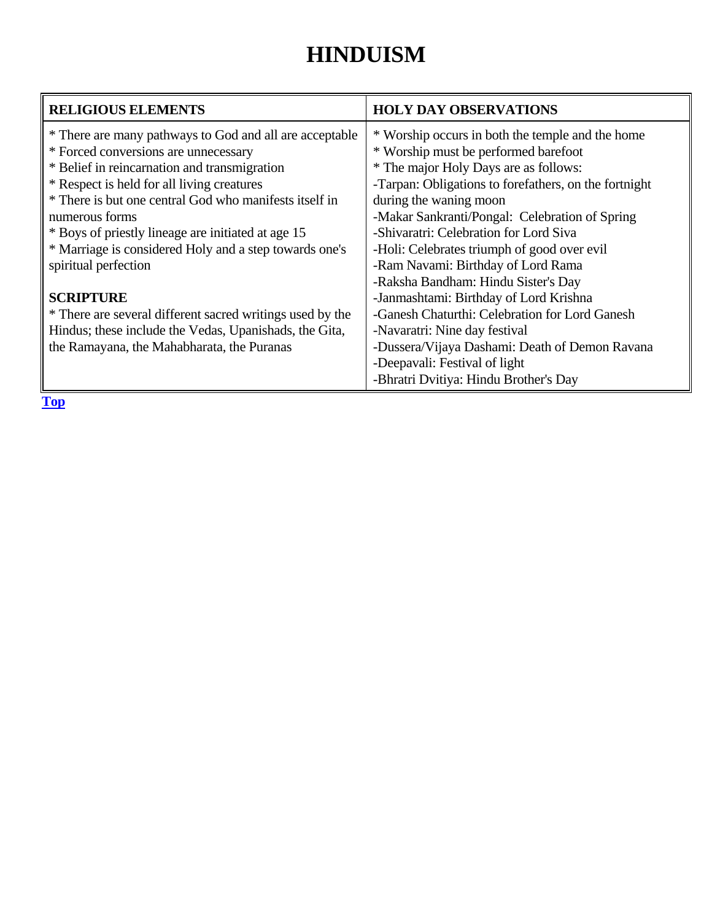# HINDUISM

| RELIGIOUS ELEMENTS | HOLY DAY OBSERVATIONS |
|---|---|
| * There are many pathways to God and all are acceptable<br>* Forced conversions are unnecessary<br>* Belief in reincarnation and transmigration<br>* Respect is held for all living creatures<br>* There is but one central God who manifests itself in numerous forms<br>* Boys of priestly lineage are initiated at age 15<br>* Marriage is considered Holy and a step towards one's spiritual perfection<br><br>**SCRIPTURE**<br>* There are several different sacred writings used by the Hindus; these include the Vedas, Upanishads, the Gita, the Ramayana, the Mahabharata, the Puranas | * Worship occurs in both the temple and the home<br>* Worship must be performed barefoot<br>* The major Holy Days are as follows:<br>-Tarpan: Obligations to forefathers, on the fortnight during the waning moon<br>-Makar Sankranti/Pongal: Celebration of Spring<br>-Shivaratri: Celebration for Lord Siva<br>-Holi: Celebrates triumph of good over evil<br>-Ram Navami: Birthday of Lord Rama<br>-Raksha Bandham: Hindu Sister's Day<br>-Janmashtami: Birthday of Lord Krishna<br>-Ganesh Chaturthi: Celebration for Lord Ganesh<br>-Navaratri: Nine day festival<br>-Dussera/Vijaya Dashami: Death of Demon Ravana<br>-Deepavali: Festival of light<br>-Bhratri Dvitiya: Hindu Brother's Day |

Top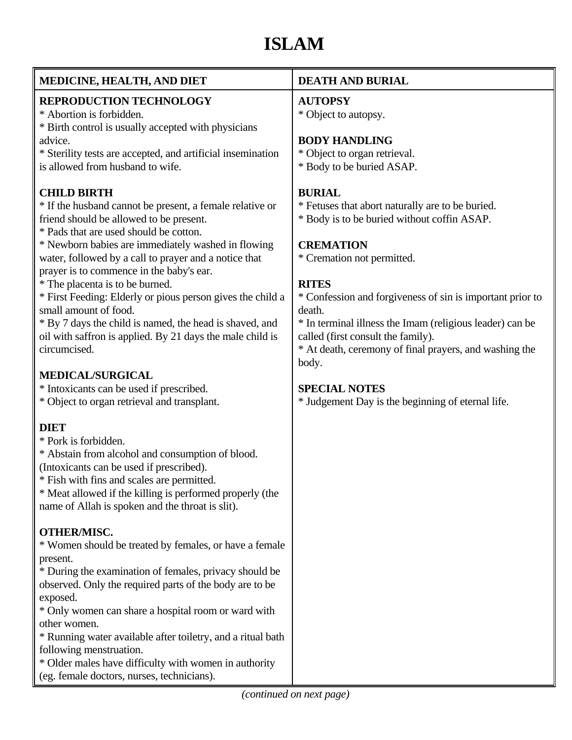# ISLAM

| MEDICINE, HEALTH, AND DIET | DEATH AND BURIAL |
|---|---|
| **REPRODUCTION TECHNOLOGY**<br>* Abortion is forbidden.<br>* Birth control is usually accepted with physicians advice.<br>* Sterility tests are accepted, and artificial insemination is allowed from husband to wife.<br><br>**CHILD BIRTH**<br>* If the husband cannot be present, a female relative or friend should be allowed to be present.<br>* Pads that are used should be cotton.<br>* Newborn babies are immediately washed in flowing water, followed by a call to prayer and a notice that prayer is to commence in the baby's ear.<br>* The placenta is to be burned.<br>* First Feeding: Elderly or pious person gives the child a small amount of food.<br>* By 7 days the child is named, the head is shaved, and oil with saffron is applied. By 21 days the male child is circumcised.<br><br>**MEDICAL/SURGICAL**<br>* Intoxicants can be used if prescribed.<br>* Object to organ retrieval and transplant.<br><br>**DIET**<br>* Pork is forbidden.<br>* Abstain from alcohol and consumption of blood. (Intoxicants can be used if prescribed).<br>* Fish with fins and scales are permitted.<br>* Meat allowed if the killing is performed properly (the name of Allah is spoken and the throat is slit).<br><br>**OTHER/MISC.**<br>* Women should be treated by females, or have a female present.<br>* During the examination of females, privacy should be observed. Only the required parts of the body are to be exposed.<br>* Only women can share a hospital room or ward with other women.<br>* Running water available after toiletry, and a ritual bath following menstruation.<br>* Older males have difficulty with women in authority (eg. female doctors, nurses, technicians). | **AUTOPSY**<br>* Object to autopsy.<br><br>**BODY HANDLING**<br>* Object to organ retrieval.<br>* Body to be buried ASAP.<br><br>**BURIAL**<br>* Fetuses that abort naturally are to be buried.<br>* Body is to be buried without coffin ASAP.<br><br>**CREMATION**<br>* Cremation not permitted.<br><br>**RITES**<br>* Confession and forgiveness of sin is important prior to death.<br>* In terminal illness the Imam (religious leader) can be called (first consult the family).<br>* At death, ceremony of final prayers, and washing the body.<br><br>**SPECIAL NOTES**<br>* Judgement Day is the beginning of eternal life. |

*(continued on next page)*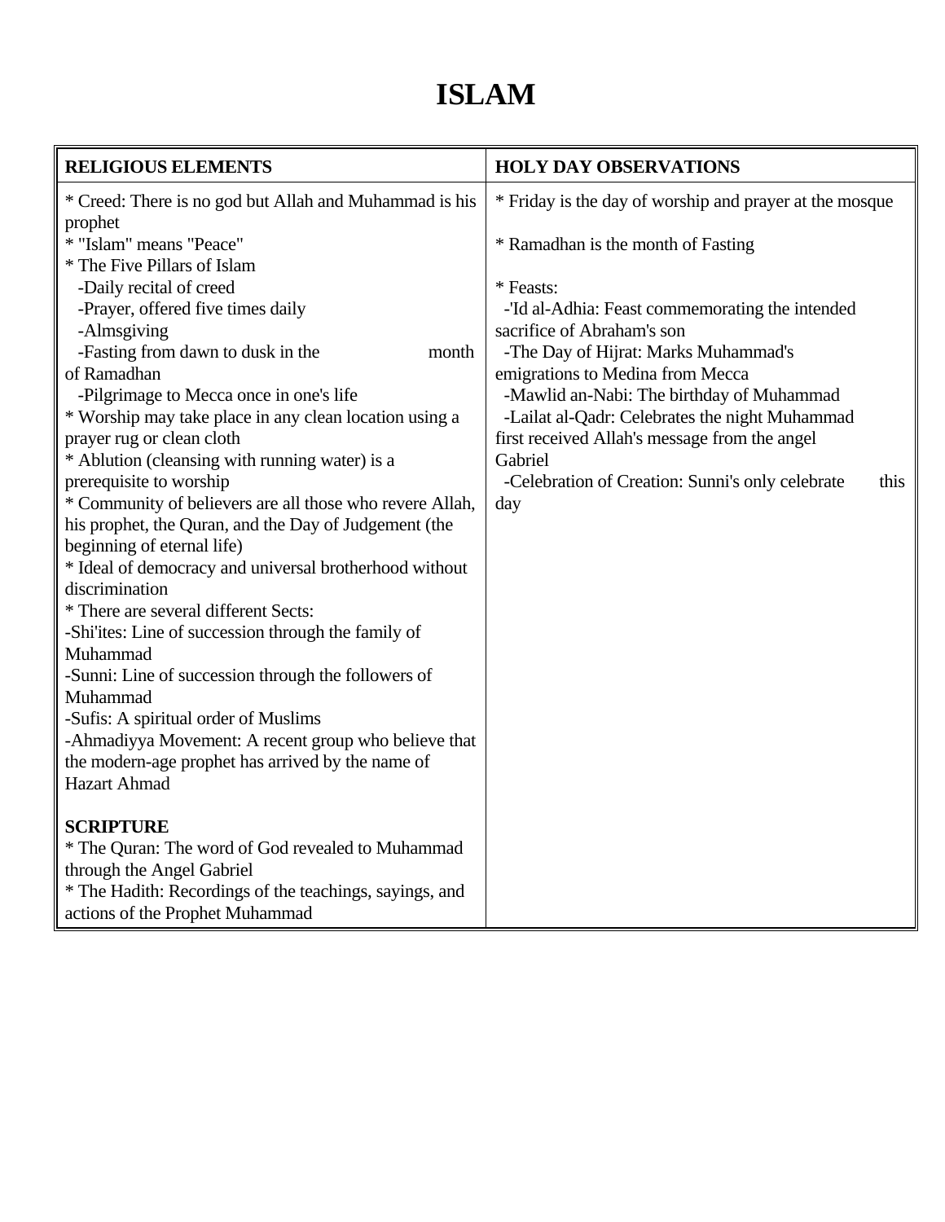# ISLAM

| RELIGIOUS ELEMENTS | HOLY DAY OBSERVATIONS |
|---|---|
| * Creed: There is no god but Allah and Muhammad is his prophet<br>* "Islam" means "Peace"<br>* The Five Pillars of Islam<br>-Daily recital of creed<br>-Prayer, offered five times daily<br>-Almsgiving<br>-Fasting from dawn to dusk in the month of Ramadhan<br>-Pilgrimage to Mecca once in one's life<br>* Worship may take place in any clean location using a prayer rug or clean cloth<br>* Ablution (cleansing with running water) is a prerequisite to worship<br>* Community of believers are all those who revere Allah, his prophet, the Quran, and the Day of Judgement (the beginning of eternal life)<br>* Ideal of democracy and universal brotherhood without discrimination<br>* There are several different Sects:<br>-Shi'ites: Line of succession through the family of Muhammad<br>-Sunni: Line of succession through the followers of Muhammad<br>-Sufis: A spiritual order of Muslims<br>-Ahmadiyya Movement: A recent group who believe that the modern-age prophet has arrived by the name of Hazart Ahmad<br><br>**SCRIPTURE**<br>* The Quran: The word of God revealed to Muhammad through the Angel Gabriel<br>* The Hadith: Recordings of the teachings, sayings, and actions of the Prophet Muhammad | * Friday is the day of worship and prayer at the mosque<br><br>* Ramadhan is the month of Fasting<br><br>* Feasts:<br>-'Id al-Adhia: Feast commemorating the intended sacrifice of Abraham's son<br>-The Day of Hijrat: Marks Muhammad's emigrations to Medina from Mecca<br>-Mawlid an-Nabi: The birthday of Muhammad<br>-Lailat al-Qadr: Celebrates the night Muhammad first received Allah's message from the angel Gabriel<br>-Celebration of Creation: Sunni's only celebrate this day |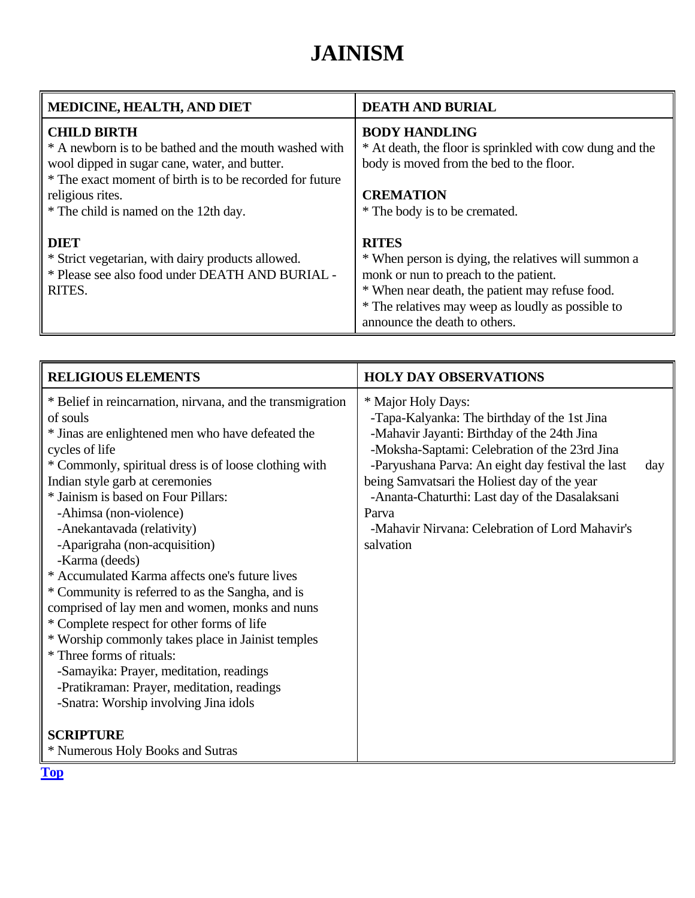# JAINISM

| MEDICINE, HEALTH, AND DIET | DEATH AND BURIAL |
|---|---|
| **CHILD BIRTH**<br>* A newborn is to be bathed and the mouth washed with wool dipped in sugar cane, water, and butter.<br>* The exact moment of birth is to be recorded for future religious rites.<br>* The child is named on the 12th day.<br><br>**DIET**<br>* Strict vegetarian, with dairy products allowed.<br>* Please see also food under DEATH AND BURIAL - RITES. | **BODY HANDLING**<br>* At death, the floor is sprinkled with cow dung and the body is moved from the bed to the floor.<br><br>**CREMATION**<br>* The body is to be cremated.<br><br>**RITES**<br>* When person is dying, the relatives will summon a monk or nun to preach to the patient.<br>* When near death, the patient may refuse food.<br>* The relatives may weep as loudly as possible to announce the death to others. |

| RELIGIOUS ELEMENTS | HOLY DAY OBSERVATIONS |
|---|---|
| * Belief in reincarnation, nirvana, and the transmigration of souls<br>* Jinas are enlightened men who have defeated the cycles of life<br>* Commonly, spiritual dress is of loose clothing with Indian style garb at ceremonies<br>* Jainism is based on Four Pillars:<br>-Ahimsa (non-violence)<br>-Anekantavada (relativity)<br>-Aparigraha (non-acquisition)<br>-Karma (deeds)<br>* Accumulated Karma affects one's future lives<br>* Community is referred to as the Sangha, and is comprised of lay men and women, monks and nuns<br>* Complete respect for other forms of life<br>* Worship commonly takes place in Jainist temples<br>* Three forms of rituals:<br>-Samayika: Prayer, meditation, readings<br>-Pratikraman: Prayer, meditation, readings<br>-Snatra: Worship involving Jina idols<br><br>**SCRIPTURE**<br>* Numerous Holy Books and Sutras | * Major Holy Days:<br>-Tapa-Kalyanka: The birthday of the 1st Jina<br>-Mahavir Jayanti: Birthday of the 24th Jina<br>-Moksha-Saptami: Celebration of the 23rd Jina<br>-Paryushana Parva: An eight day festival the last day being Samvatsari the Holiest day of the year<br>-Ananta-Chaturthi: Last day of the Dasalaksani Parva<br>-Mahavir Nirvana: Celebration of Lord Mahavir's salvation |

Top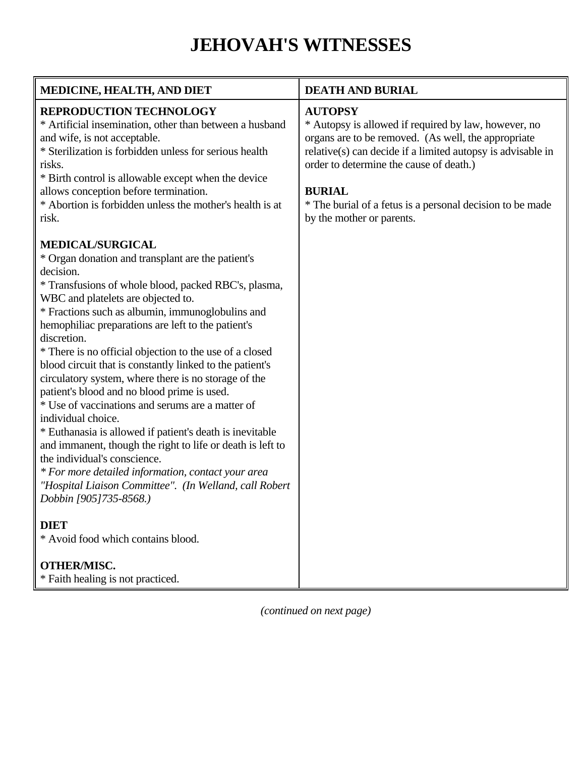# JEHOVAH'S WITNESSES

| MEDICINE, HEALTH, AND DIET | DEATH AND BURIAL |
|---|---|
| **REPRODUCTION TECHNOLOGY**<br>* Artificial insemination, other than between a husband and wife, is not acceptable.<br>* Sterilization is forbidden unless for serious health risks.<br>* Birth control is allowable except when the device allows conception before termination.<br>* Abortion is forbidden unless the mother's health is at risk.<br><br>**MEDICAL/SURGICAL**<br>* Organ donation and transplant are the patient's decision.<br>* Transfusions of whole blood, packed RBC's, plasma, WBC and platelets are objected to.<br>* Fractions such as albumin, immunoglobulins and hemophiliac preparations are left to the patient's discretion.<br>* There is no official objection to the use of a closed blood circuit that is constantly linked to the patient's circulatory system, where there is no storage of the patient's blood and no blood prime is used.<br>* Use of vaccinations and serums are a matter of individual choice.<br>* Euthanasia is allowed if patient's death is inevitable and immanent, though the right to life or death is left to the individual's conscience.<br>*\* For more detailed information, contact your area "Hospital Liaison Committee". (In Welland, call Robert Dobbin [905]735-8568.)*<br><br>**DIET**<br>* Avoid food which contains blood.<br><br>**OTHER/MISC.**<br>* Faith healing is not practiced. | **AUTOPSY**<br>* Autopsy is allowed if required by law, however, no organs are to be removed. (As well, the appropriate relative(s) can decide if a limited autopsy is advisable in order to determine the cause of death.)<br><br>**BURIAL**<br>* The burial of a fetus is a personal decision to be made by the mother or parents. |

*(continued on next page)*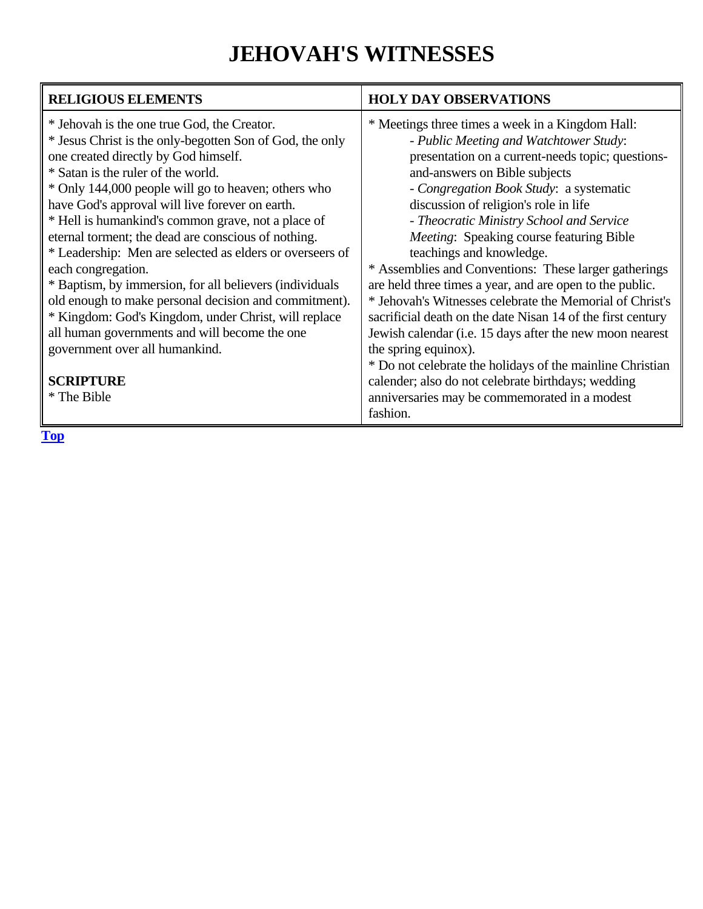# JEHOVAH'S WITNESSES

| RELIGIOUS ELEMENTS | HOLY DAY OBSERVATIONS |
|---|---|
| * Jehovah is the one true God, the Creator.<br>* Jesus Christ is the only-begotten Son of God, the only one created directly by God himself.<br>* Satan is the ruler of the world.<br>* Only 144,000 people will go to heaven; others who have God's approval will live forever on earth.<br>* Hell is humankind's common grave, not a place of eternal torment; the dead are conscious of nothing.<br>* Leadership: Men are selected as elders or overseers of each congregation.<br>* Baptism, by immersion, for all believers (individuals old enough to make personal decision and commitment).<br>* Kingdom: God's Kingdom, under Christ, will replace all human governments and will become the one government over all humankind.<br><br>**SCRIPTURE**<br>* The Bible | * Meetings three times a week in a Kingdom Hall:<br>- *Public Meeting and Watchtower Study*: presentation on a current-needs topic; questions-and-answers on Bible subjects<br>- *Congregation Book Study*: a systematic discussion of religion's role in life<br>- *Theocratic Ministry School and Service Meeting*: Speaking course featuring Bible teachings and knowledge.<br>* Assemblies and Conventions: These larger gatherings are held three times a year, and are open to the public.<br>* Jehovah's Witnesses celebrate the Memorial of Christ's sacrificial death on the date Nisan 14 of the first century Jewish calendar (i.e. 15 days after the new moon nearest the spring equinox).<br>* Do not celebrate the holidays of the mainline Christian calender; also do not celebrate birthdays; wedding anniversaries may be commemorated in a modest fashion. |

**Top**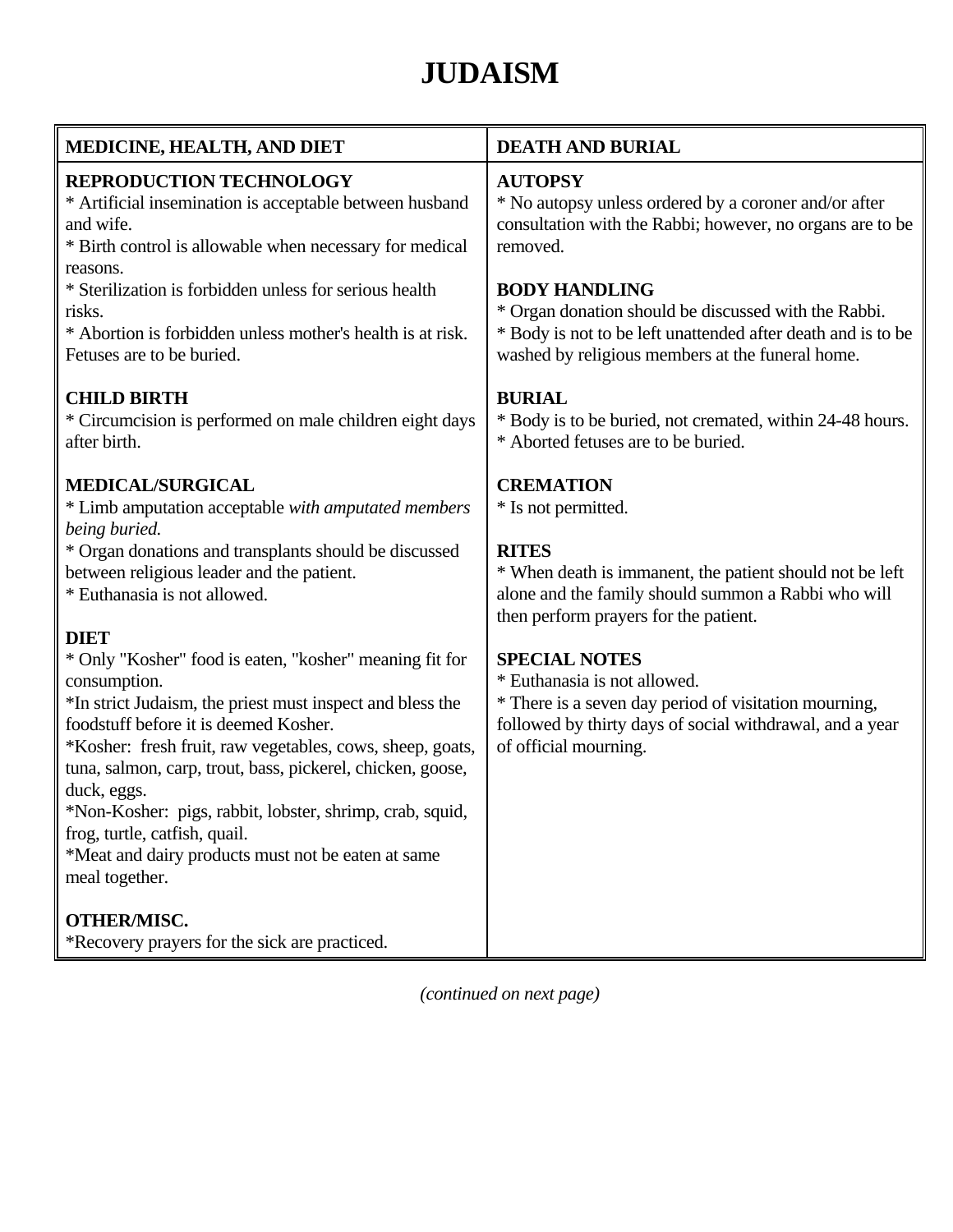# JUDAISM

| MEDICINE, HEALTH, AND DIET | DEATH AND BURIAL |
|---|---|
| **REPRODUCTION TECHNOLOGY**<br>* Artificial insemination is acceptable between husband and wife.<br>* Birth control is allowable when necessary for medical reasons.<br>* Sterilization is forbidden unless for serious health risks.<br>* Abortion is forbidden unless mother's health is at risk. Fetuses are to be buried.<br><br>**CHILD BIRTH**<br>* Circumcision is performed on male children eight days after birth.<br><br>**MEDICAL/SURGICAL**<br>* Limb amputation acceptable *with amputated members being buried.*<br>* Organ donations and transplants should be discussed between religious leader and the patient.<br>* Euthanasia is not allowed.<br><br>**DIET**<br>* Only "Kosher" food is eaten, "kosher" meaning fit for consumption.<br>*In strict Judaism, the priest must inspect and bless the foodstuff before it is deemed Kosher.<br>*Kosher: fresh fruit, raw vegetables, cows, sheep, goats, tuna, salmon, carp, trout, bass, pickerel, chicken, goose, duck, eggs.<br>*Non-Kosher: pigs, rabbit, lobster, shrimp, crab, squid, frog, turtle, catfish, quail.<br>*Meat and dairy products must not be eaten at same meal together.<br><br>**OTHER/MISC.**<br>*Recovery prayers for the sick are practiced. | **AUTOPSY**<br>* No autopsy unless ordered by a coroner and/or after consultation with the Rabbi; however, no organs are to be removed.<br><br>**BODY HANDLING**<br>* Organ donation should be discussed with the Rabbi.<br>* Body is not to be left unattended after death and is to be washed by religious members at the funeral home.<br><br>**BURIAL**<br>* Body is to be buried, not cremated, within 24-48 hours.<br>* Aborted fetuses are to be buried.<br><br>**CREMATION**<br>* Is not permitted.<br><br>**RITES**<br>* When death is immanent, the patient should not be left alone and the family should summon a Rabbi who will then perform prayers for the patient.<br><br>**SPECIAL NOTES**<br>* Euthanasia is not allowed.<br>* There is a seven day period of visitation mourning, followed by thirty days of social withdrawal, and a year of official mourning. |

*(continued on next page)*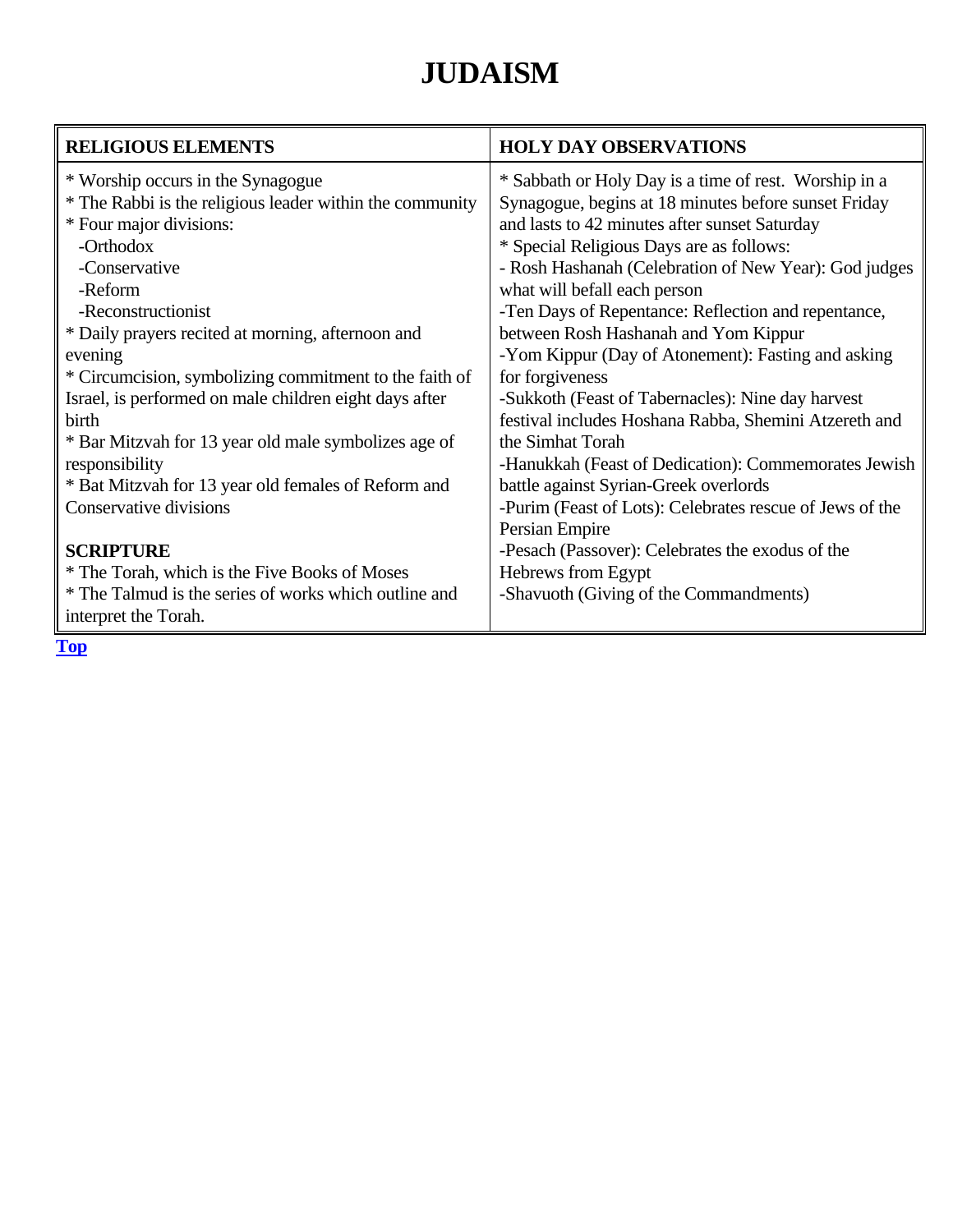# JUDAISM

| RELIGIOUS ELEMENTS | HOLY DAY OBSERVATIONS |
| --- | --- |
| * Worship occurs in the Synagogue<br>* The Rabbi is the religious leader within the community<br>* Four major divisions:<br>-Orthodox<br>-Conservative<br>-Reform<br>-Reconstructionist<br>* Daily prayers recited at morning, afternoon and evening<br>* Circumcision, symbolizing commitment to the faith of Israel, is performed on male children eight days after birth<br>* Bar Mitzvah for 13 year old male symbolizes age of responsibility<br>* Bat Mitzvah for 13 year old females of Reform and Conservative divisions<br><br>**SCRIPTURE**<br>* The Torah, which is the Five Books of Moses<br>* The Talmud is the series of works which outline and interpret the Torah. | * Sabbath or Holy Day is a time of rest. Worship in a Synagogue, begins at 18 minutes before sunset Friday and lasts to 42 minutes after sunset Saturday<br>* Special Religious Days are as follows:<br>- Rosh Hashanah (Celebration of New Year): God judges what will befall each person<br>-Ten Days of Repentance: Reflection and repentance, between Rosh Hashanah and Yom Kippur<br>-Yom Kippur (Day of Atonement): Fasting and asking for forgiveness<br>-Sukkoth (Feast of Tabernacles): Nine day harvest festival includes Hoshana Rabba, Shemini Atzereth and the Simhat Torah<br>-Hanukkah (Feast of Dedication): Commemorates Jewish battle against Syrian-Greek overlords<br>-Purim (Feast of Lots): Celebrates rescue of Jews of the Persian Empire<br>-Pesach (Passover): Celebrates the exodus of the Hebrews from Egypt<br>-Shavuoth (Giving of the Commandments) |

Top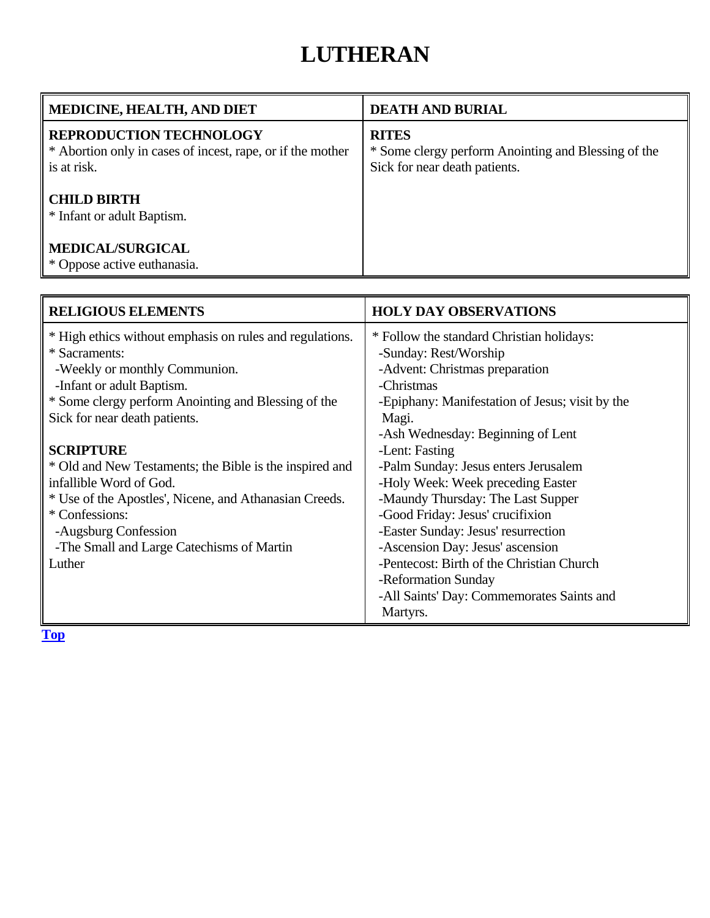# LUTHERAN

| MEDICINE, HEALTH, AND DIET | DEATH AND BURIAL |
|---|---|
| **REPRODUCTION TECHNOLOGY**<br>* Abortion only in cases of incest, rape, or if the mother is at risk.<br><br>**CHILD BIRTH**<br>* Infant or adult Baptism.<br><br>**MEDICAL/SURGICAL**<br>* Oppose active euthanasia. | **RITES**<br>* Some clergy perform Anointing and Blessing of the Sick for near death patients. |

| RELIGIOUS ELEMENTS | HOLY DAY OBSERVATIONS |
|---|---|
| * High ethics without emphasis on rules and regulations.<br>* Sacraments:<br>-Weekly or monthly Communion.<br>-Infant or adult Baptism.<br>* Some clergy perform Anointing and Blessing of the Sick for near death patients.<br><br>**SCRIPTURE**<br>* Old and New Testaments; the Bible is the inspired and infallible Word of God.<br>* Use of the Apostles', Nicene, and Athanasian Creeds.<br>* Confessions:<br>-Augsburg Confession<br>-The Small and Large Catechisms of Martin Luther | * Follow the standard Christian holidays:<br>-Sunday: Rest/Worship<br>-Advent: Christmas preparation<br>-Christmas<br>-Epiphany: Manifestation of Jesus; visit by the Magi.<br>-Ash Wednesday: Beginning of Lent<br>-Lent: Fasting<br>-Palm Sunday: Jesus enters Jerusalem<br>-Holy Week: Week preceding Easter<br>-Maundy Thursday: The Last Supper<br>-Good Friday: Jesus' crucifixion<br>-Easter Sunday: Jesus' resurrection<br>-Ascension Day: Jesus' ascension<br>-Pentecost: Birth of the Christian Church<br>-Reformation Sunday<br>-All Saints' Day: Commemorates Saints and Martyrs. |

Top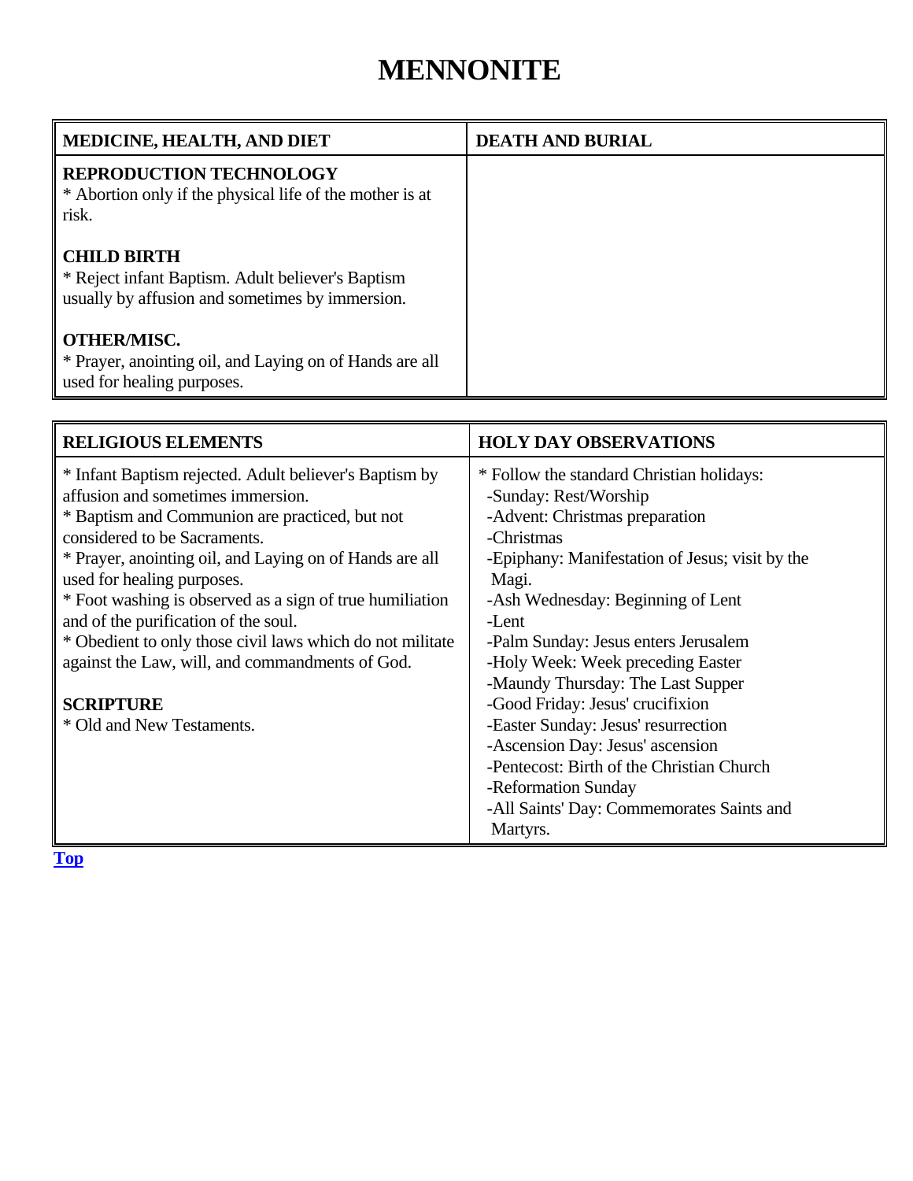# MENNONITE

| MEDICINE, HEALTH, AND DIET | DEATH AND BURIAL |
|---|---|
| **REPRODUCTION TECHNOLOGY**<br>* Abortion only if the physical life of the mother is at risk.<br><br>**CHILD BIRTH**<br>* Reject infant Baptism. Adult believer's Baptism usually by affusion and sometimes by immersion.<br><br>**OTHER/MISC.**<br>* Prayer, anointing oil, and Laying on of Hands are all used for healing purposes. | |

| RELIGIOUS ELEMENTS | HOLY DAY OBSERVATIONS |
|---|---|
| * Infant Baptism rejected. Adult believer's Baptism by affusion and sometimes immersion.<br>* Baptism and Communion are practiced, but not considered to be Sacraments.<br>* Prayer, anointing oil, and Laying on of Hands are all used for healing purposes.<br>* Foot washing is observed as a sign of true humiliation and of the purification of the soul.<br>* Obedient to only those civil laws which do not militate against the Law, will, and commandments of God.<br><br>**SCRIPTURE**<br>* Old and New Testaments. | * Follow the standard Christian holidays:<br>-Sunday: Rest/Worship<br>-Advent: Christmas preparation<br>-Christmas<br>-Epiphany: Manifestation of Jesus; visit by the Magi.<br>-Ash Wednesday: Beginning of Lent<br>-Lent<br>-Palm Sunday: Jesus enters Jerusalem<br>-Holy Week: Week preceding Easter<br>-Maundy Thursday: The Last Supper<br>-Good Friday: Jesus' crucifixion<br>-Easter Sunday: Jesus' resurrection<br>-Ascension Day: Jesus' ascension<br>-Pentecost: Birth of the Christian Church<br>-Reformation Sunday<br>-All Saints' Day: Commemorates Saints and Martyrs. |

Top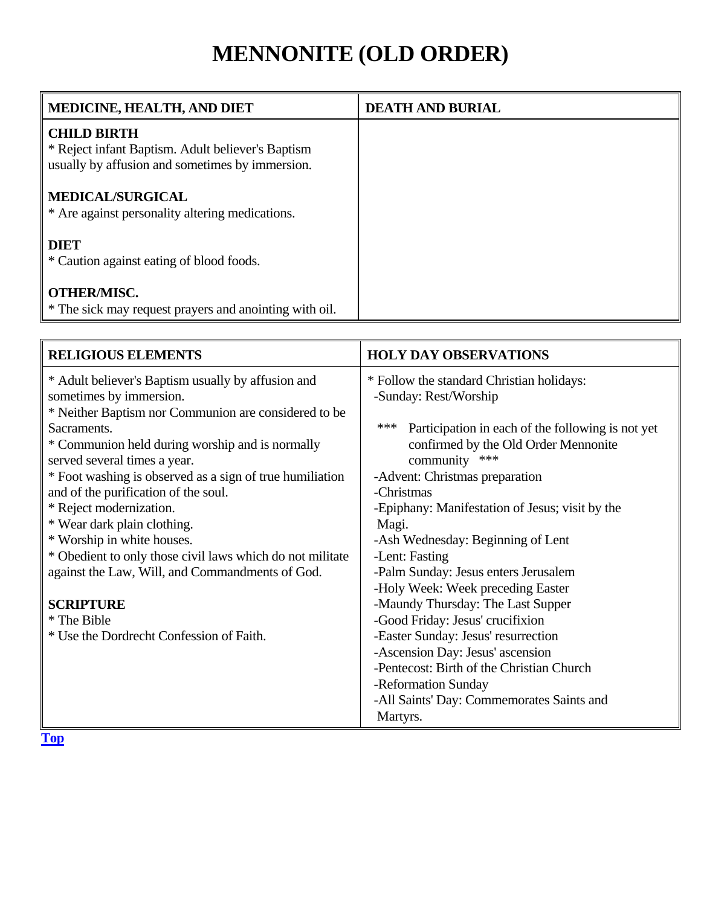# MENNONITE (OLD ORDER)

| MEDICINE, HEALTH, AND DIET | DEATH AND BURIAL |
|---|---|
| **CHILD BIRTH**<br>* Reject infant Baptism. Adult believer's Baptism usually by affusion and sometimes by immersion.<br><br>**MEDICAL/SURGICAL**<br>* Are against personality altering medications.<br><br>**DIET**<br>* Caution against eating of blood foods.<br><br>**OTHER/MISC.**<br>* The sick may request prayers and anointing with oil. | |

| RELIGIOUS ELEMENTS | HOLY DAY OBSERVATIONS |
|---|---|
| * Adult believer's Baptism usually by affusion and sometimes by immersion.<br>* Neither Baptism nor Communion are considered to be Sacraments.<br>* Communion held during worship and is normally served several times a year.<br>* Foot washing is observed as a sign of true humiliation and of the purification of the soul.<br>* Reject modernization.<br>* Wear dark plain clothing.<br>* Worship in white houses.<br>* Obedient to only those civil laws which do not militate against the Law, Will, and Commandments of God.<br><br>**SCRIPTURE**<br>* The Bible<br>* Use the Dordrecht Confession of Faith. | * Follow the standard Christian holidays:<br>-Sunday: Rest/Worship<br><br>*** Participation in each of the following is not yet confirmed by the Old Order Mennonite community ***<br>-Advent: Christmas preparation<br>-Christmas<br>-Epiphany: Manifestation of Jesus; visit by the Magi.<br>-Ash Wednesday: Beginning of Lent<br>-Lent: Fasting<br>-Palm Sunday: Jesus enters Jerusalem<br>-Holy Week: Week preceding Easter<br>-Maundy Thursday: The Last Supper<br>-Good Friday: Jesus' crucifixion<br>-Easter Sunday: Jesus' resurrection<br>-Ascension Day: Jesus' ascension<br>-Pentecost: Birth of the Christian Church<br>-Reformation Sunday<br>-All Saints' Day: Commemorates Saints and Martyrs. |

Top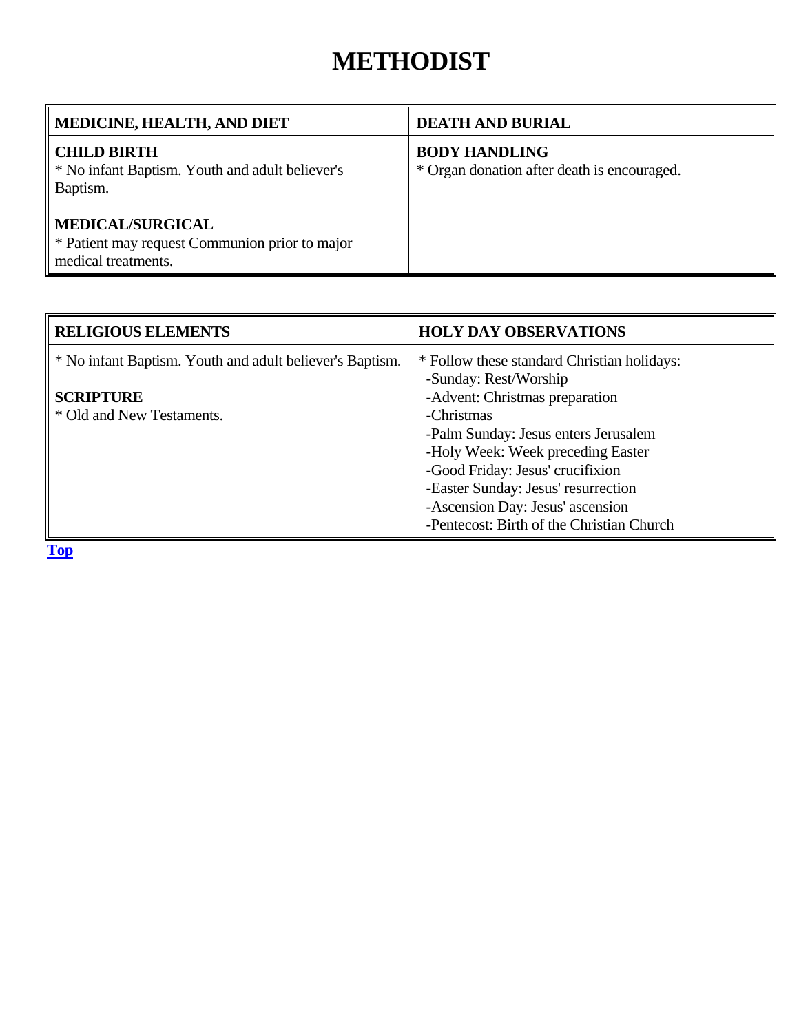# METHODIST

| MEDICINE, HEALTH, AND DIET | DEATH AND BURIAL |
|---|---|
| **CHILD BIRTH**<br>* No infant Baptism. Youth and adult believer's Baptism.<br><br>**MEDICAL/SURGICAL**<br>* Patient may request Communion prior to major medical treatments. | **BODY HANDLING**<br>* Organ donation after death is encouraged. |

| RELIGIOUS ELEMENTS | HOLY DAY OBSERVATIONS |
|---|---|
| * No infant Baptism. Youth and adult believer's Baptism.<br><br>**SCRIPTURE**<br>* Old and New Testaments. | * Follow these standard Christian holidays:<br>-Sunday: Rest/Worship<br>-Advent: Christmas preparation<br>-Christmas<br>-Palm Sunday: Jesus enters Jerusalem<br>-Holy Week: Week preceding Easter<br>-Good Friday: Jesus' crucifixion<br>-Easter Sunday: Jesus' resurrection<br>-Ascension Day: Jesus' ascension<br>-Pentecost: Birth of the Christian Church |

**Top**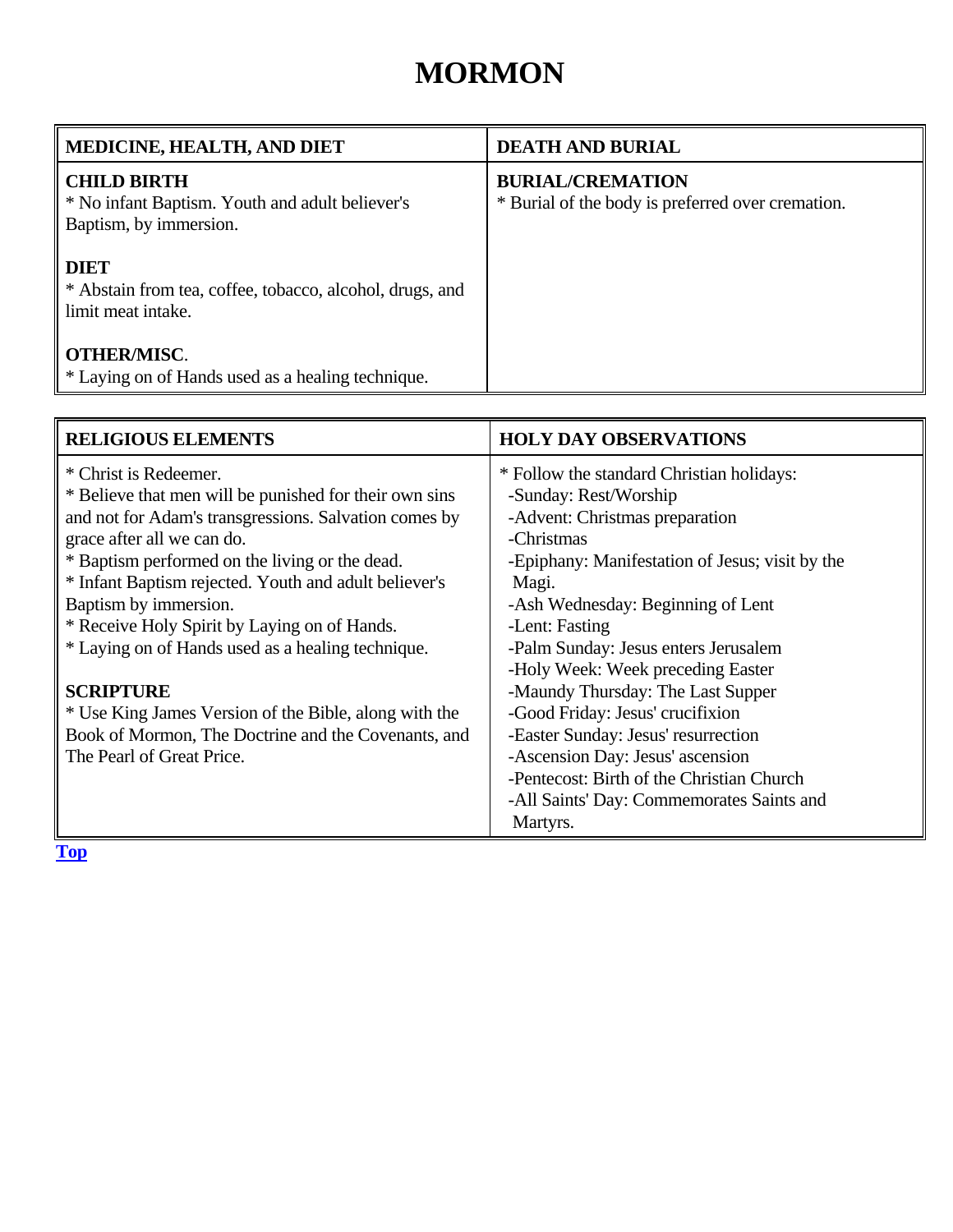# MORMON

| MEDICINE, HEALTH, AND DIET | DEATH AND BURIAL |
|---|---|
| **CHILD BIRTH**<br>* No infant Baptism. Youth and adult believer's Baptism, by immersion.<br><br>**DIET**<br>* Abstain from tea, coffee, tobacco, alcohol, drugs, and limit meat intake.<br><br>**OTHER/MISC**.<br>* Laying on of Hands used as a healing technique. | **BURIAL/CREMATION**<br>* Burial of the body is preferred over cremation. |

| RELIGIOUS ELEMENTS | HOLY DAY OBSERVATIONS |
|---|---|
| * Christ is Redeemer.<br>* Believe that men will be punished for their own sins and not for Adam's transgressions. Salvation comes by grace after all we can do.<br>* Baptism performed on the living or the dead.<br>* Infant Baptism rejected. Youth and adult believer's Baptism by immersion.<br>* Receive Holy Spirit by Laying on of Hands.<br>* Laying on of Hands used as a healing technique.<br><br>**SCRIPTURE**<br>* Use King James Version of the Bible, along with the Book of Mormon, The Doctrine and the Covenants, and The Pearl of Great Price. | * Follow the standard Christian holidays:<br>-Sunday: Rest/Worship<br>-Advent: Christmas preparation<br>-Christmas<br>-Epiphany: Manifestation of Jesus; visit by the Magi.<br>-Ash Wednesday: Beginning of Lent<br>-Lent: Fasting<br>-Palm Sunday: Jesus enters Jerusalem<br>-Holy Week: Week preceding Easter<br>-Maundy Thursday: The Last Supper<br>-Good Friday: Jesus' crucifixion<br>-Easter Sunday: Jesus' resurrection<br>-Ascension Day: Jesus' ascension<br>-Pentecost: Birth of the Christian Church<br>-All Saints' Day: Commemorates Saints and Martyrs. |

Top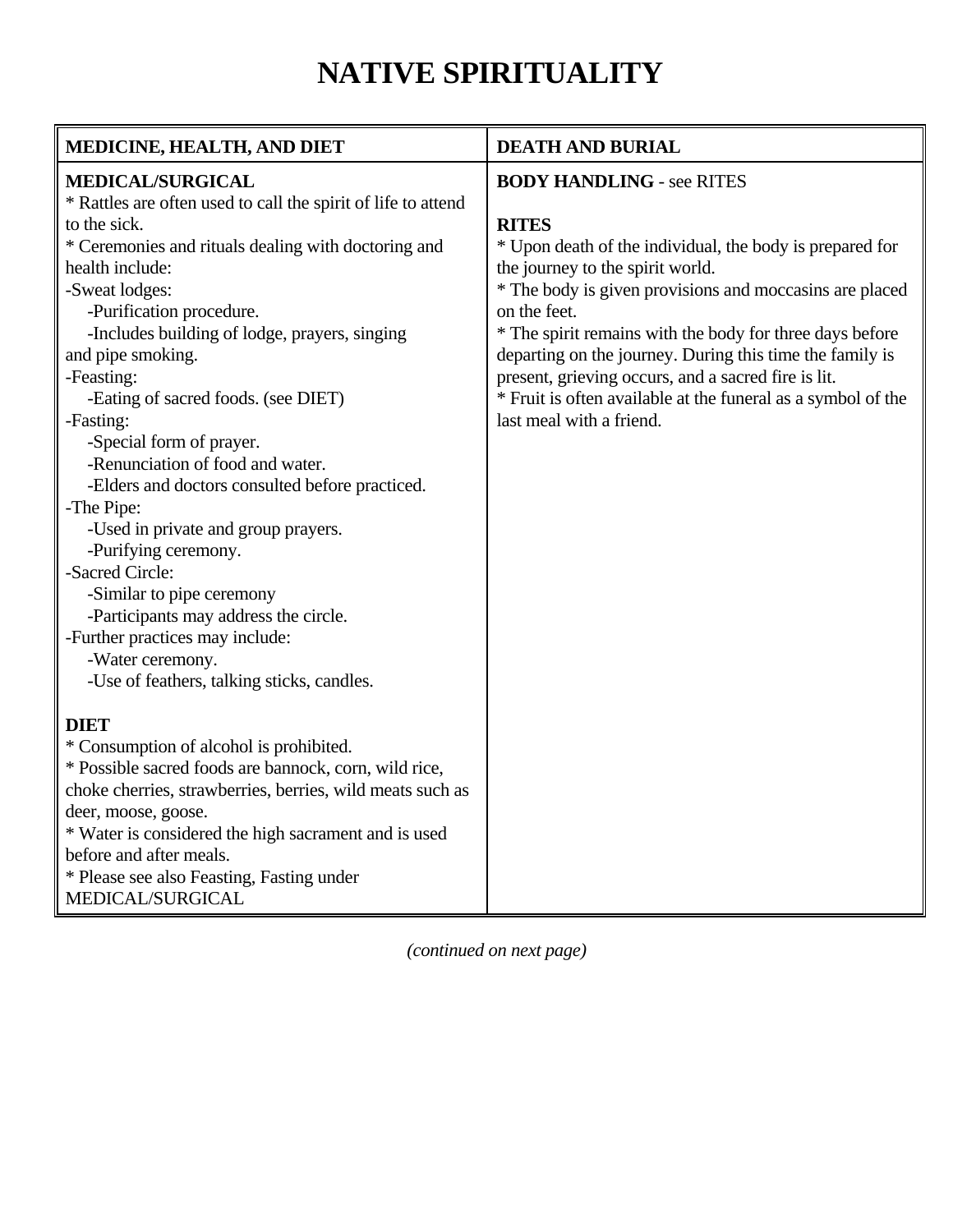# NATIVE SPIRITUALITY

| MEDICINE, HEALTH, AND DIET | DEATH AND BURIAL |
|---|---|
| **MEDICAL/SURGICAL**<br>* Rattles are often used to call the spirit of life to attend to the sick.<br>* Ceremonies and rituals dealing with doctoring and health include:<br>-Sweat lodges:<br>&nbsp;&nbsp;&nbsp;&nbsp;-Purification procedure.<br>&nbsp;&nbsp;&nbsp;&nbsp;-Includes building of lodge, prayers, singing and pipe smoking.<br>-Feasting:<br>&nbsp;&nbsp;&nbsp;&nbsp;-Eating of sacred foods. (see DIET)<br>-Fasting:<br>&nbsp;&nbsp;&nbsp;&nbsp;-Special form of prayer.<br>&nbsp;&nbsp;&nbsp;&nbsp;-Renunciation of food and water.<br>&nbsp;&nbsp;&nbsp;&nbsp;-Elders and doctors consulted before practiced.<br>-The Pipe:<br>&nbsp;&nbsp;&nbsp;&nbsp;-Used in private and group prayers.<br>&nbsp;&nbsp;&nbsp;&nbsp;-Purifying ceremony.<br>-Sacred Circle:<br>&nbsp;&nbsp;&nbsp;&nbsp;-Similar to pipe ceremony<br>&nbsp;&nbsp;&nbsp;&nbsp;-Participants may address the circle.<br>-Further practices may include:<br>&nbsp;&nbsp;&nbsp;&nbsp;-Water ceremony.<br>&nbsp;&nbsp;&nbsp;&nbsp;-Use of feathers, talking sticks, candles.<br><br>**DIET**<br>* Consumption of alcohol is prohibited.<br>* Possible sacred foods are bannock, corn, wild rice, choke cherries, strawberries, berries, wild meats such as deer, moose, goose.<br>* Water is considered the high sacrament and is used before and after meals.<br>* Please see also Feasting, Fasting under MEDICAL/SURGICAL | **BODY HANDLING** - see RITES<br><br>**RITES**<br>* Upon death of the individual, the body is prepared for the journey to the spirit world.<br>* The body is given provisions and moccasins are placed on the feet.<br>* The spirit remains with the body for three days before departing on the journey. During this time the family is present, grieving occurs, and a sacred fire is lit.<br>* Fruit is often available at the funeral as a symbol of the last meal with a friend. |

*(continued on next page)*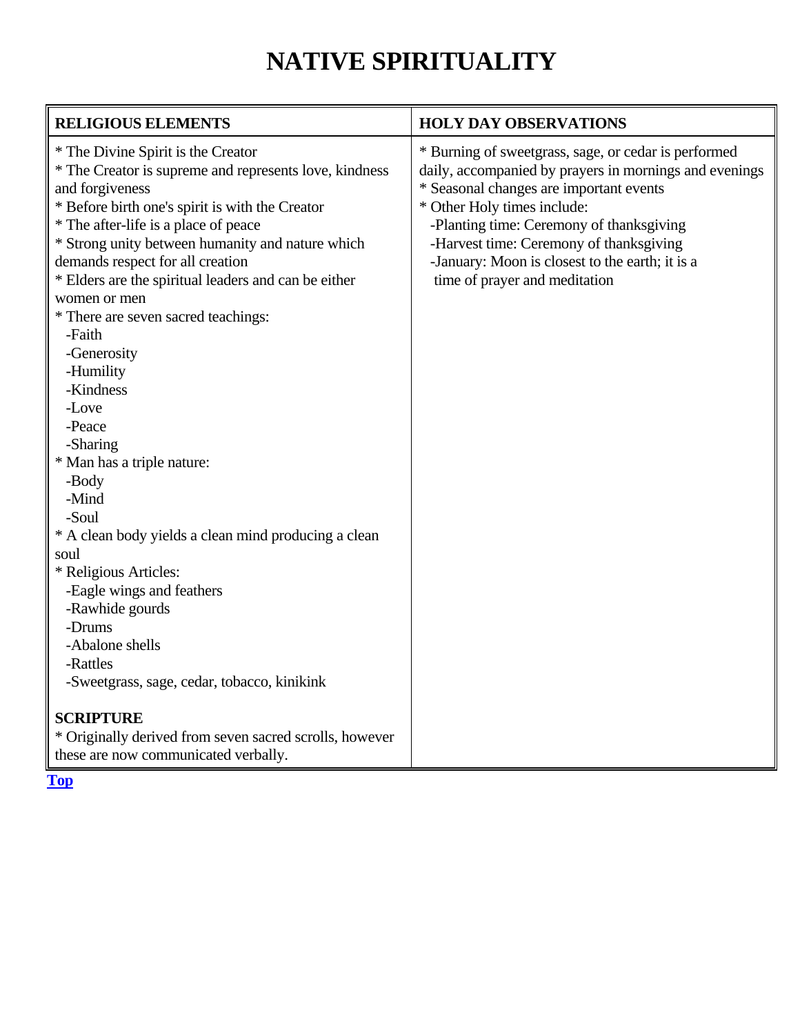# NATIVE SPIRITUALITY

| RELIGIOUS ELEMENTS | HOLY DAY OBSERVATIONS |
|---|---|
| * The Divine Spirit is the Creator<br>* The Creator is supreme and represents love, kindness and forgiveness<br>* Before birth one's spirit is with the Creator<br>* The after-life is a place of peace<br>* Strong unity between humanity and nature which demands respect for all creation<br>* Elders are the spiritual leaders and can be either women or men<br>* There are seven sacred teachings:<br>-Faith<br>-Generosity<br>-Humility<br>-Kindness<br>-Love<br>-Peace<br>-Sharing<br>* Man has a triple nature:<br>-Body<br>-Mind<br>-Soul<br>* A clean body yields a clean mind producing a clean soul<br>* Religious Articles:<br>-Eagle wings and feathers<br>-Rawhide gourds<br>-Drums<br>-Abalone shells<br>-Rattles<br>-Sweetgrass, sage, cedar, tobacco, kinikink<br><br>**SCRIPTURE**<br>* Originally derived from seven sacred scrolls, however these are now communicated verbally. | * Burning of sweetgrass, sage, or cedar is performed daily, accompanied by prayers in mornings and evenings<br>* Seasonal changes are important events<br>* Other Holy times include:<br>-Planting time: Ceremony of thanksgiving<br>-Harvest time: Ceremony of thanksgiving<br>-January: Moon is closest to the earth; it is a time of prayer and meditation |

Top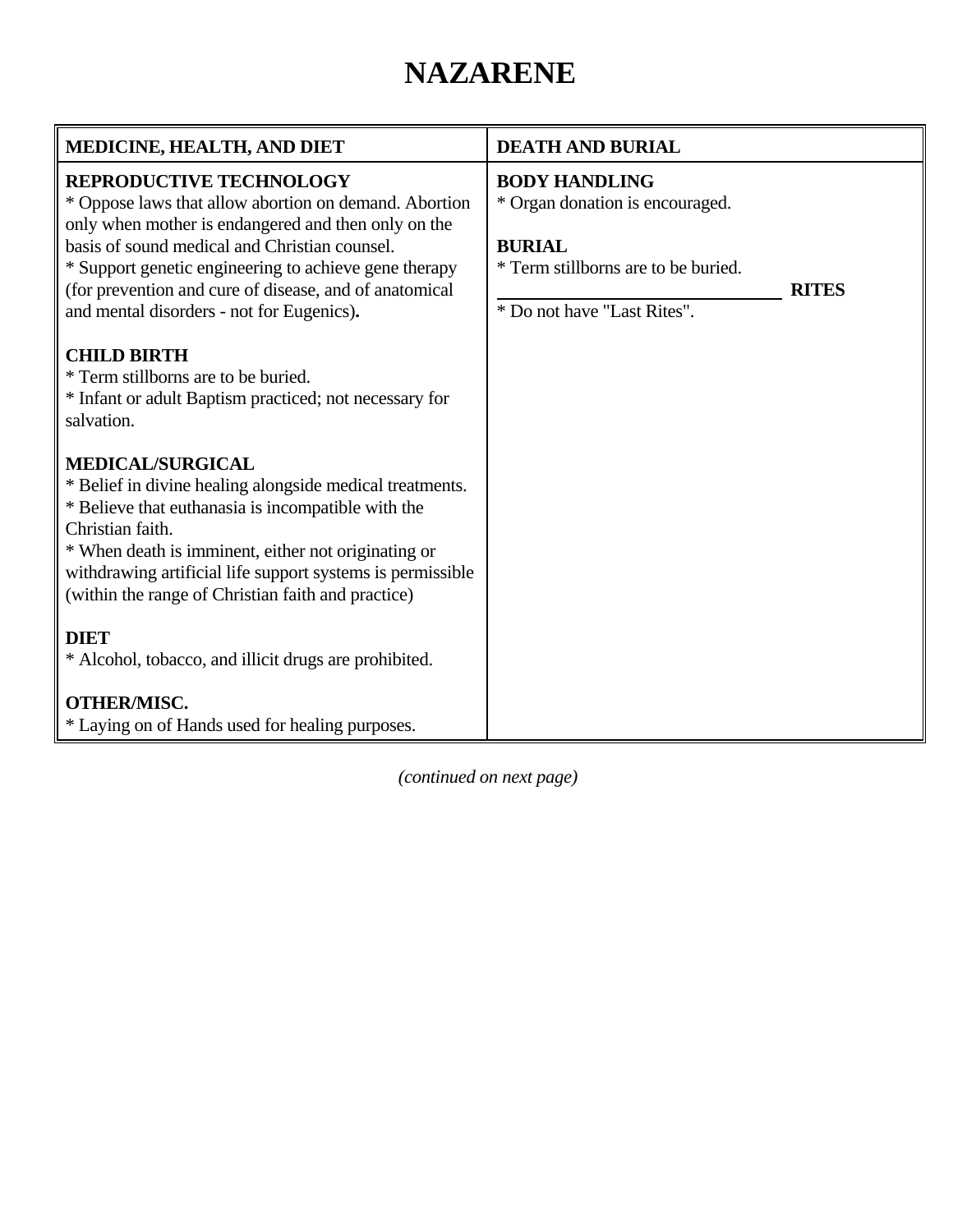# NAZARENE

| MEDICINE, HEALTH, AND DIET | DEATH AND BURIAL |
|---|---|
| **REPRODUCTIVE TECHNOLOGY**<br>* Oppose laws that allow abortion on demand. Abortion only when mother is endangered and then only on the basis of sound medical and Christian counsel.<br>* Support genetic engineering to achieve gene therapy (for prevention and cure of disease, and of anatomical and mental disorders - not for Eugenics)**.**<br><br>**CHILD BIRTH**<br>* Term stillborns are to be buried.<br>* Infant or adult Baptism practiced; not necessary for salvation.<br><br>**MEDICAL/SURGICAL**<br>* Belief in divine healing alongside medical treatments.<br>* Believe that euthanasia is incompatible with the Christian faith.<br>* When death is imminent, either not originating or withdrawing artificial life support systems is permissible (within the range of Christian faith and practice)<br><br>**DIET**<br>* Alcohol, tobacco, and illicit drugs are prohibited.<br><br>**OTHER/MISC.**<br>* Laying on of Hands used for healing purposes. | **BODY HANDLING**<br>* Organ donation is encouraged.<br><br>**BURIAL**<br>* Term stillborns are to be buried.<br><br>**RITES**<br>* Do not have "Last Rites". |

*(continued on next page)*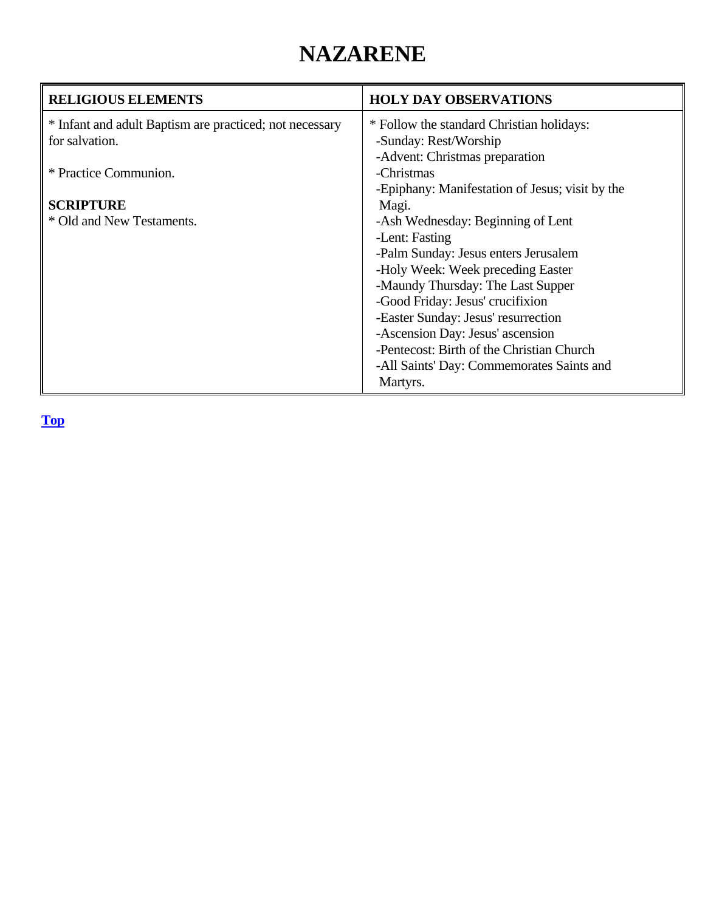# NAZARENE

| RELIGIOUS ELEMENTS | HOLY DAY OBSERVATIONS |
| --- | --- |
| * Infant and adult Baptism are practiced; not necessary for salvation.<br><br>* Practice Communion.<br><br>**SCRIPTURE**<br>* Old and New Testaments. | * Follow the standard Christian holidays:<br>-Sunday: Rest/Worship<br>-Advent: Christmas preparation<br>-Christmas<br>-Epiphany: Manifestation of Jesus; visit by the Magi.<br>-Ash Wednesday: Beginning of Lent<br>-Lent: Fasting<br>-Palm Sunday: Jesus enters Jerusalem<br>-Holy Week: Week preceding Easter<br>-Maundy Thursday: The Last Supper<br>-Good Friday: Jesus' crucifixion<br>-Easter Sunday: Jesus' resurrection<br>-Ascension Day: Jesus' ascension<br>-Pentecost: Birth of the Christian Church<br>-All Saints' Day: Commemorates Saints and Martyrs. |

**Top**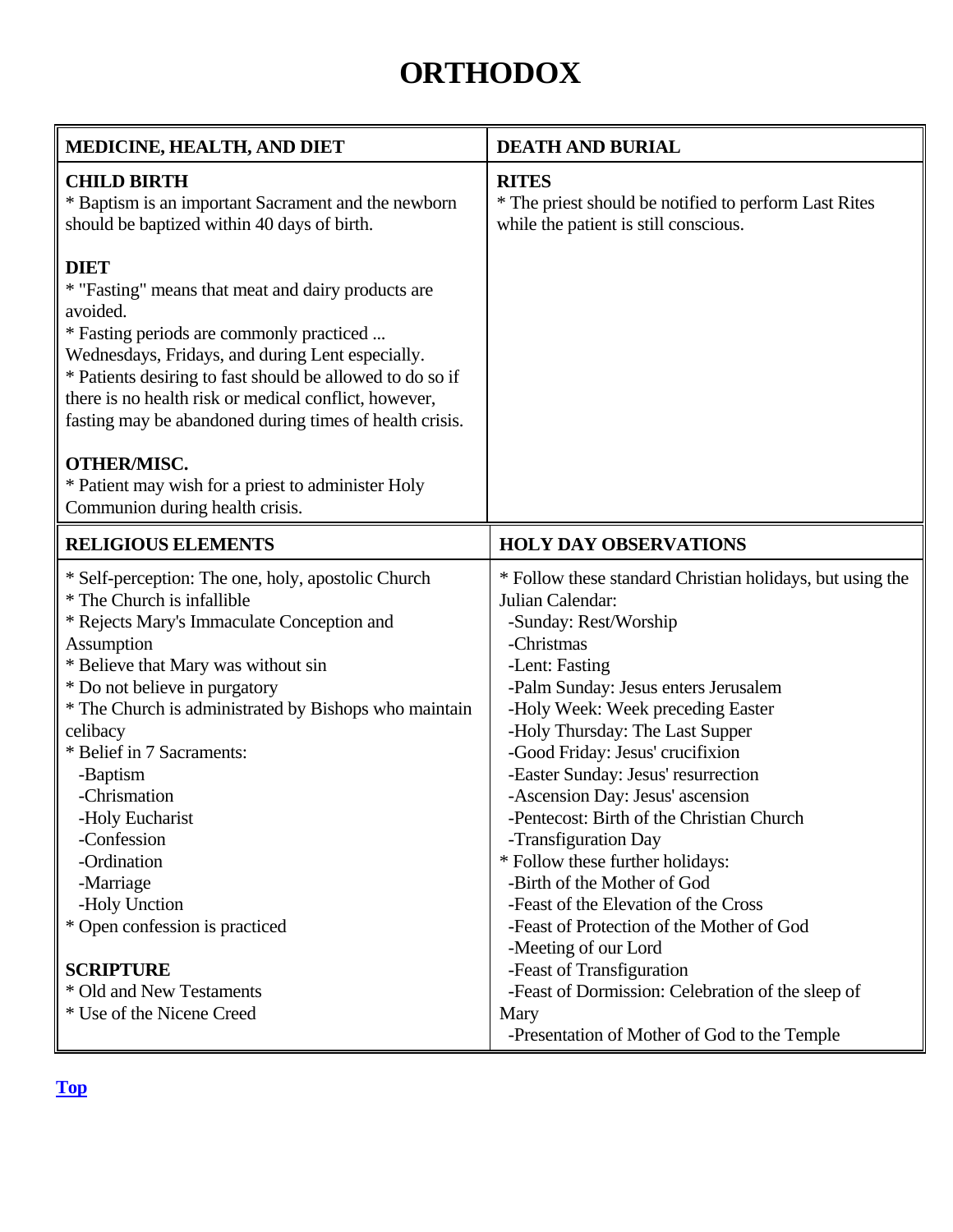# ORTHODOX

| MEDICINE, HEALTH, AND DIET | DEATH AND BURIAL |
|---|---|
| **CHILD BIRTH**<br>* Baptism is an important Sacrament and the newborn should be baptized within 40 days of birth.<br><br>**DIET**<br>* "Fasting" means that meat and dairy products are avoided.<br>* Fasting periods are commonly practiced ... Wednesdays, Fridays, and during Lent especially.<br>* Patients desiring to fast should be allowed to do so if there is no health risk or medical conflict, however, fasting may be abandoned during times of health crisis.<br><br>**OTHER/MISC.**<br>* Patient may wish for a priest to administer Holy Communion during health crisis. | **RITES**<br>* The priest should be notified to perform Last Rites while the patient is still conscious. |
| **RELIGIOUS ELEMENTS** | **HOLY DAY OBSERVATIONS** |
| * Self-perception: The one, holy, apostolic Church<br>* The Church is infallible<br>* Rejects Mary's Immaculate Conception and Assumption<br>* Believe that Mary was without sin<br>* Do not believe in purgatory<br>* The Church is administrated by Bishops who maintain celibacy<br>* Belief in 7 Sacraments:<br>-Baptism<br>-Chrismation<br>-Holy Eucharist<br>-Confession<br>-Ordination<br>-Marriage<br>-Holy Unction<br>* Open confession is practiced<br><br>**SCRIPTURE**<br>* Old and New Testaments<br>* Use of the Nicene Creed | * Follow these standard Christian holidays, but using the Julian Calendar:<br>-Sunday: Rest/Worship<br>-Christmas<br>-Lent: Fasting<br>-Palm Sunday: Jesus enters Jerusalem<br>-Holy Week: Week preceding Easter<br>-Holy Thursday: The Last Supper<br>-Good Friday: Jesus' crucifixion<br>-Easter Sunday: Jesus' resurrection<br>-Ascension Day: Jesus' ascension<br>-Pentecost: Birth of the Christian Church<br>-Transfiguration Day<br>* Follow these further holidays:<br>-Birth of the Mother of God<br>-Feast of the Elevation of the Cross<br>-Feast of Protection of the Mother of God<br>-Meeting of our Lord<br>-Feast of Transfiguration<br>-Feast of Dormission: Celebration of the sleep of Mary<br>-Presentation of Mother of God to the Temple |

Top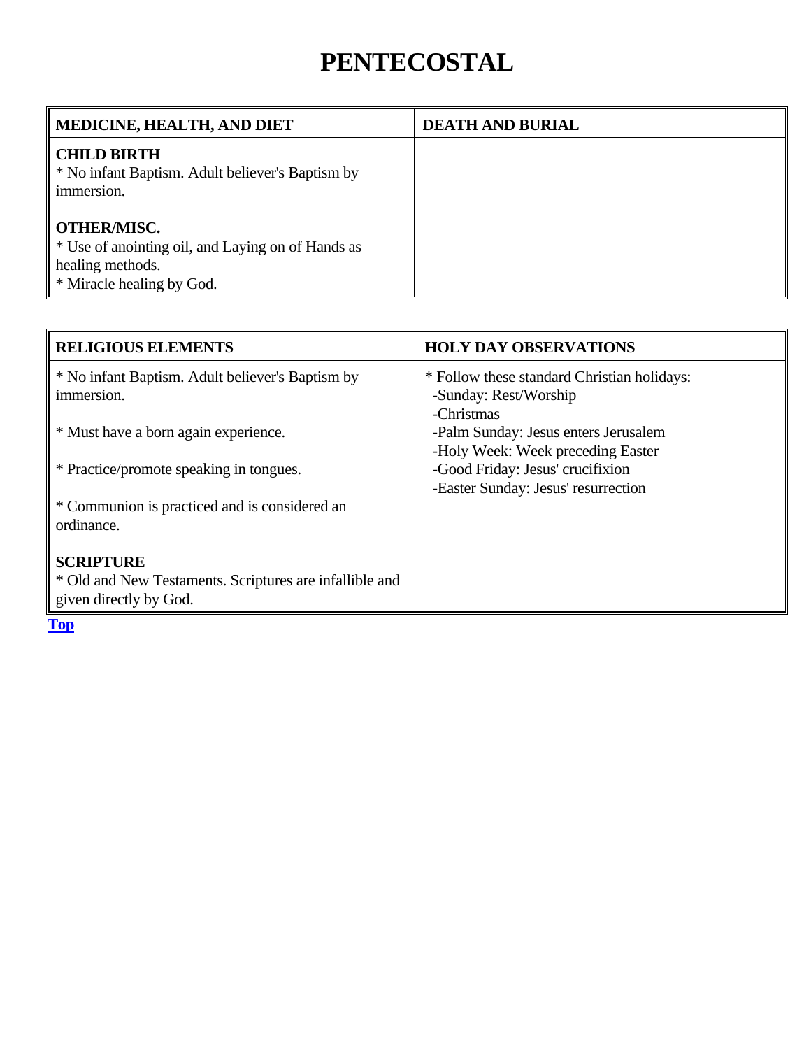# PENTECOSTAL

| MEDICINE, HEALTH, AND DIET | DEATH AND BURIAL |
|---|---|
| **CHILD BIRTH**<br>* No infant Baptism. Adult believer's Baptism by immersion.<br><br>**OTHER/MISC.**<br>* Use of anointing oil, and Laying on of Hands as healing methods.<br>* Miracle healing by God. | |

| RELIGIOUS ELEMENTS | HOLY DAY OBSERVATIONS |
|---|---|
| * No infant Baptism. Adult believer's Baptism by immersion.<br><br>* Must have a born again experience.<br><br>* Practice/promote speaking in tongues.<br><br>* Communion is practiced and is considered an ordinance.<br><br>**SCRIPTURE**<br>* Old and New Testaments. Scriptures are infallible and given directly by God. | * Follow these standard Christian holidays:<br>-Sunday: Rest/Worship<br>-Christmas<br>-Palm Sunday: Jesus enters Jerusalem<br>-Holy Week: Week preceding Easter<br>-Good Friday: Jesus' crucifixion<br>-Easter Sunday: Jesus' resurrection |

Top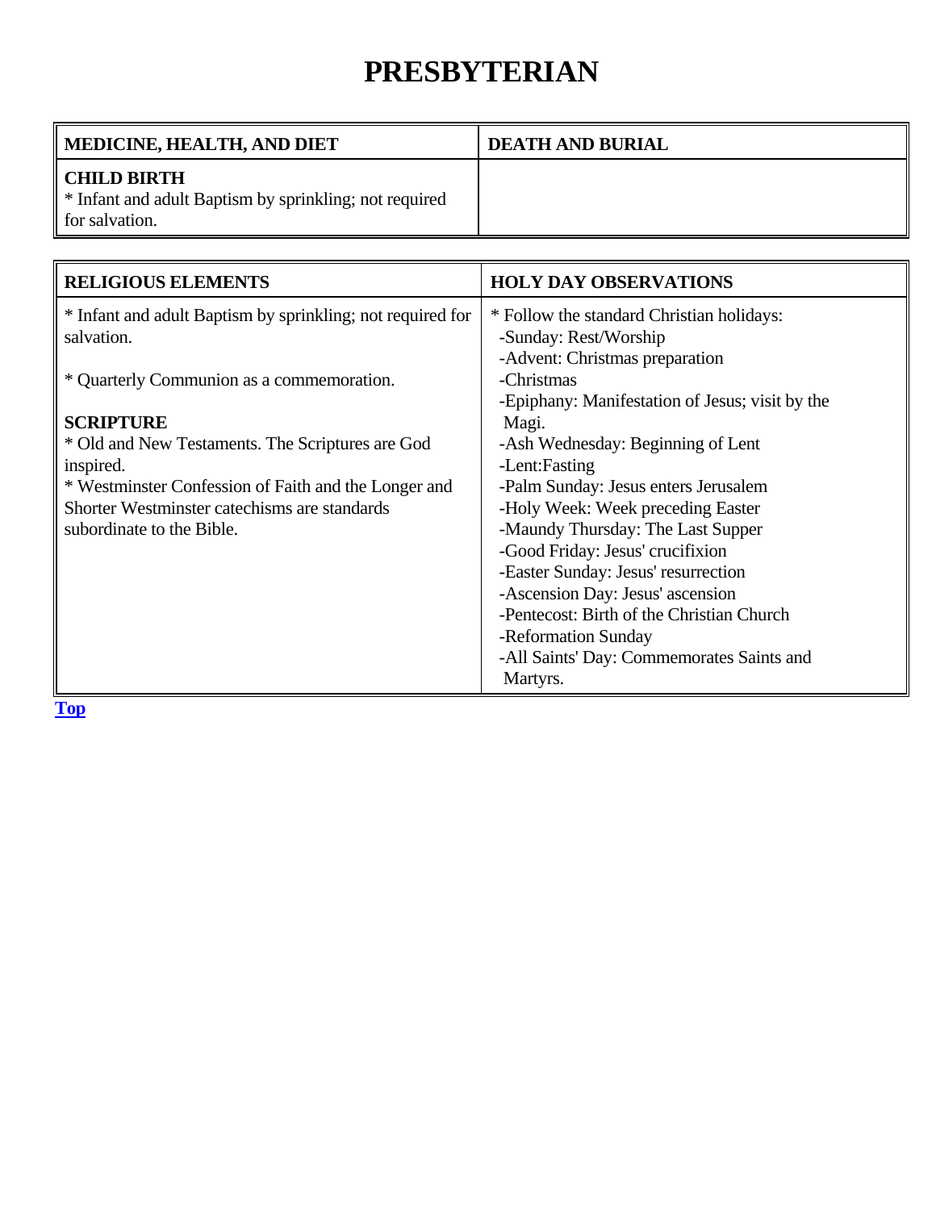# PRESBYTERIAN

| MEDICINE, HEALTH, AND DIET | DEATH AND BURIAL |
|---|---|
| **CHILD BIRTH**<br>* Infant and adult Baptism by sprinkling; not required for salvation. | |

| RELIGIOUS ELEMENTS | HOLY DAY OBSERVATIONS |
|---|---|
| * Infant and adult Baptism by sprinkling; not required for salvation.<br><br>* Quarterly Communion as a commemoration.<br><br>**SCRIPTURE**<br>* Old and New Testaments. The Scriptures are God inspired.<br>* Westminster Confession of Faith and the Longer and Shorter Westminster catechisms are standards subordinate to the Bible. | * Follow the standard Christian holidays:<br>-Sunday: Rest/Worship<br>-Advent: Christmas preparation<br>-Christmas<br>-Epiphany: Manifestation of Jesus; visit by the Magi.<br>-Ash Wednesday: Beginning of Lent<br>-Lent:Fasting<br>-Palm Sunday: Jesus enters Jerusalem<br>-Holy Week: Week preceding Easter<br>-Maundy Thursday: The Last Supper<br>-Good Friday: Jesus' crucifixion<br>-Easter Sunday: Jesus' resurrection<br>-Ascension Day: Jesus' ascension<br>-Pentecost: Birth of the Christian Church<br>-Reformation Sunday<br>-All Saints' Day: Commemorates Saints and Martyrs. |

**Top**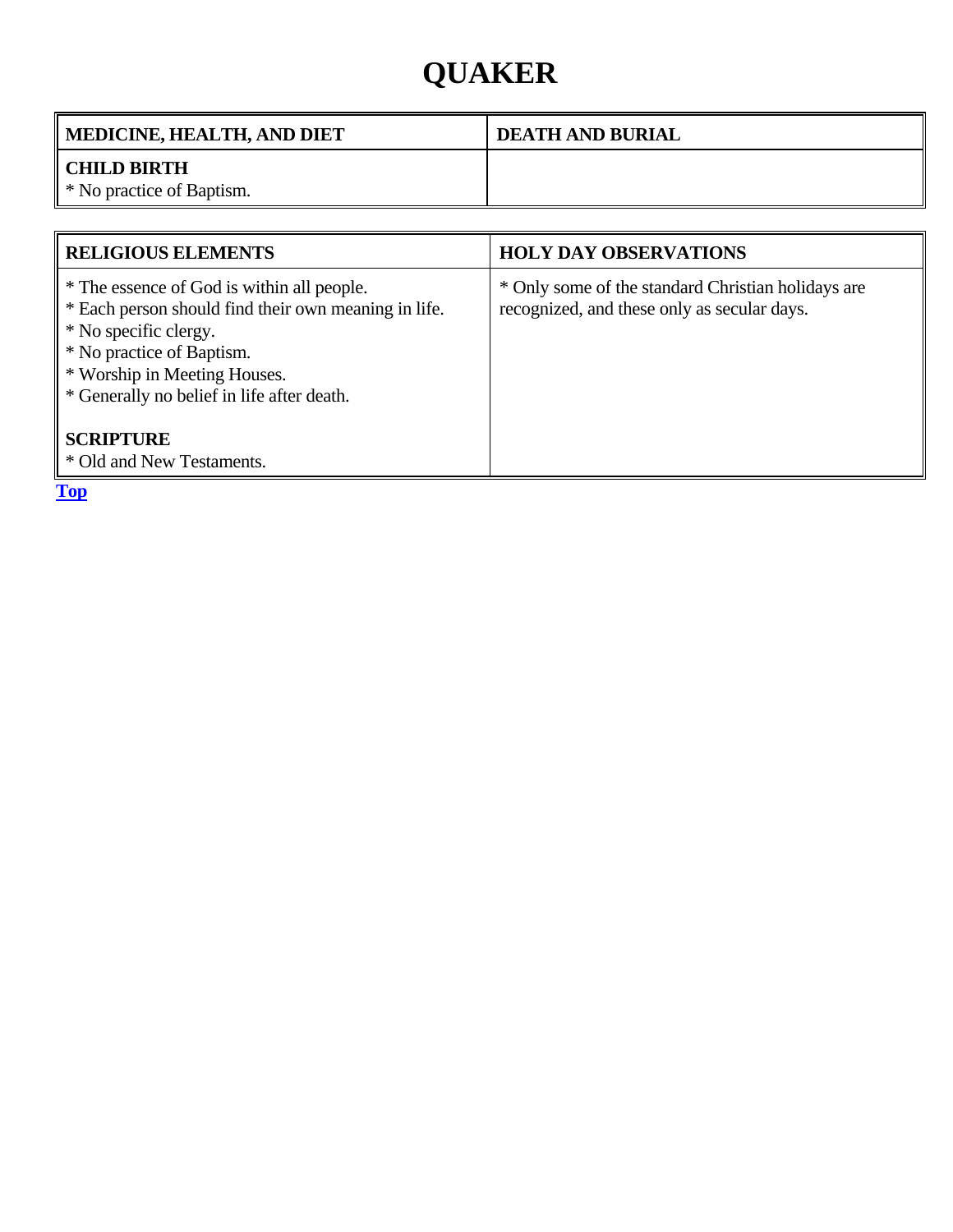# QUAKER

| MEDICINE, HEALTH, AND DIET | DEATH AND BURIAL |
|---|---|
| **CHILD BIRTH**<br>* No practice of Baptism. | |

| RELIGIOUS ELEMENTS | HOLY DAY OBSERVATIONS |
|---|---|
| * The essence of God is within all people.<br>* Each person should find their own meaning in life.<br>* No specific clergy.<br>* No practice of Baptism.<br>* Worship in Meeting Houses.<br>* Generally no belief in life after death.<br><br>**SCRIPTURE**<br>* Old and New Testaments. | * Only some of the standard Christian holidays are recognized, and these only as secular days. |

**Top**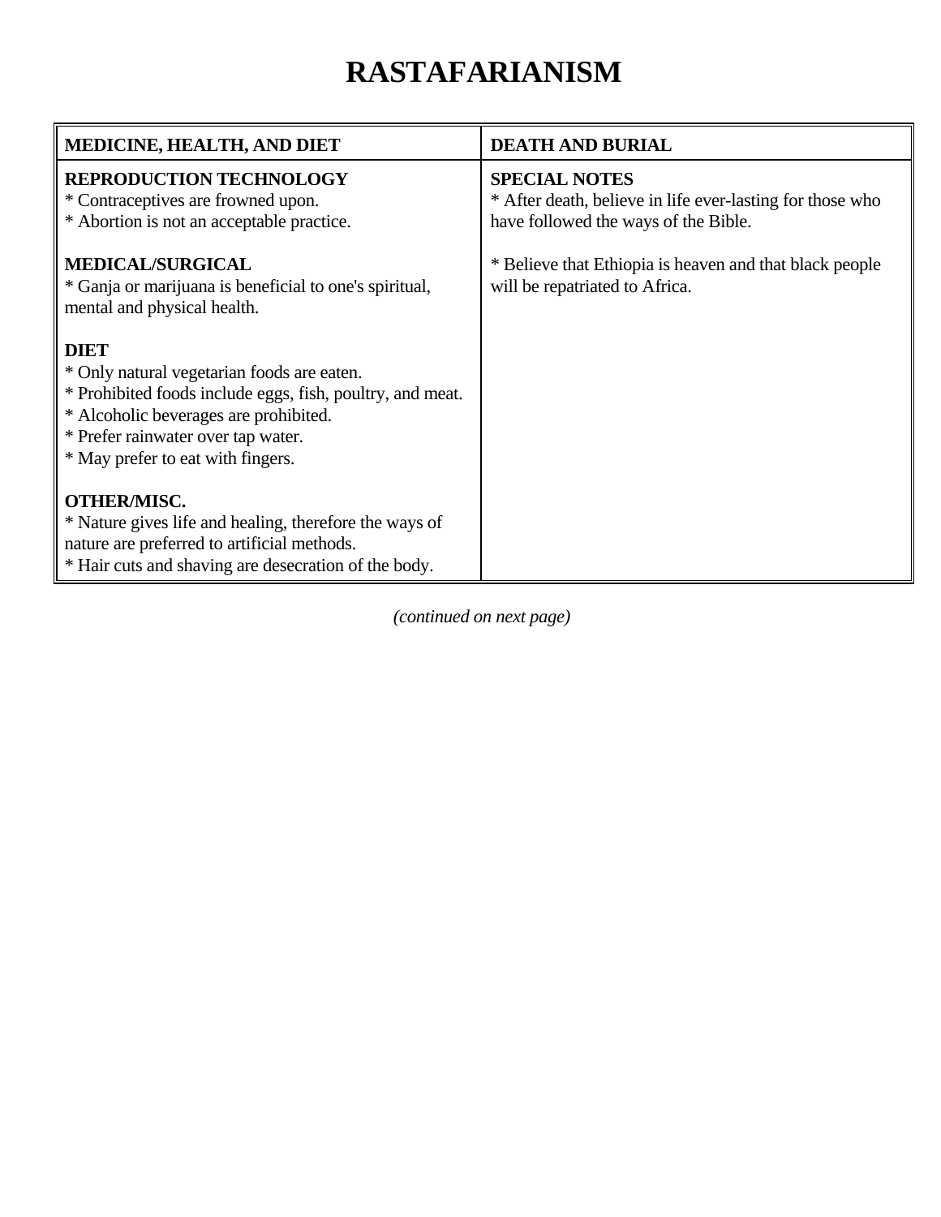# RASTAFARIANISM

| MEDICINE, HEALTH, AND DIET | DEATH AND BURIAL |
| --- | --- |
| **REPRODUCTION TECHNOLOGY**<br>* Contraceptives are frowned upon.<br>* Abortion is not an acceptable practice.<br><br>**MEDICAL/SURGICAL**<br>* Ganja or marijuana is beneficial to one's spiritual, mental and physical health.<br><br>**DIET**<br>* Only natural vegetarian foods are eaten.<br>* Prohibited foods include eggs, fish, poultry, and meat.<br>* Alcoholic beverages are prohibited.<br>* Prefer rainwater over tap water.<br>* May prefer to eat with fingers.<br><br>**OTHER/MISC.**<br>* Nature gives life and healing, therefore the ways of nature are preferred to artificial methods.<br>* Hair cuts and shaving are desecration of the body. | **SPECIAL NOTES**<br>* After death, believe in life ever-lasting for those who have followed the ways of the Bible.<br><br>* Believe that Ethiopia is heaven and that black people will be repatriated to Africa. |

*(continued on next page)*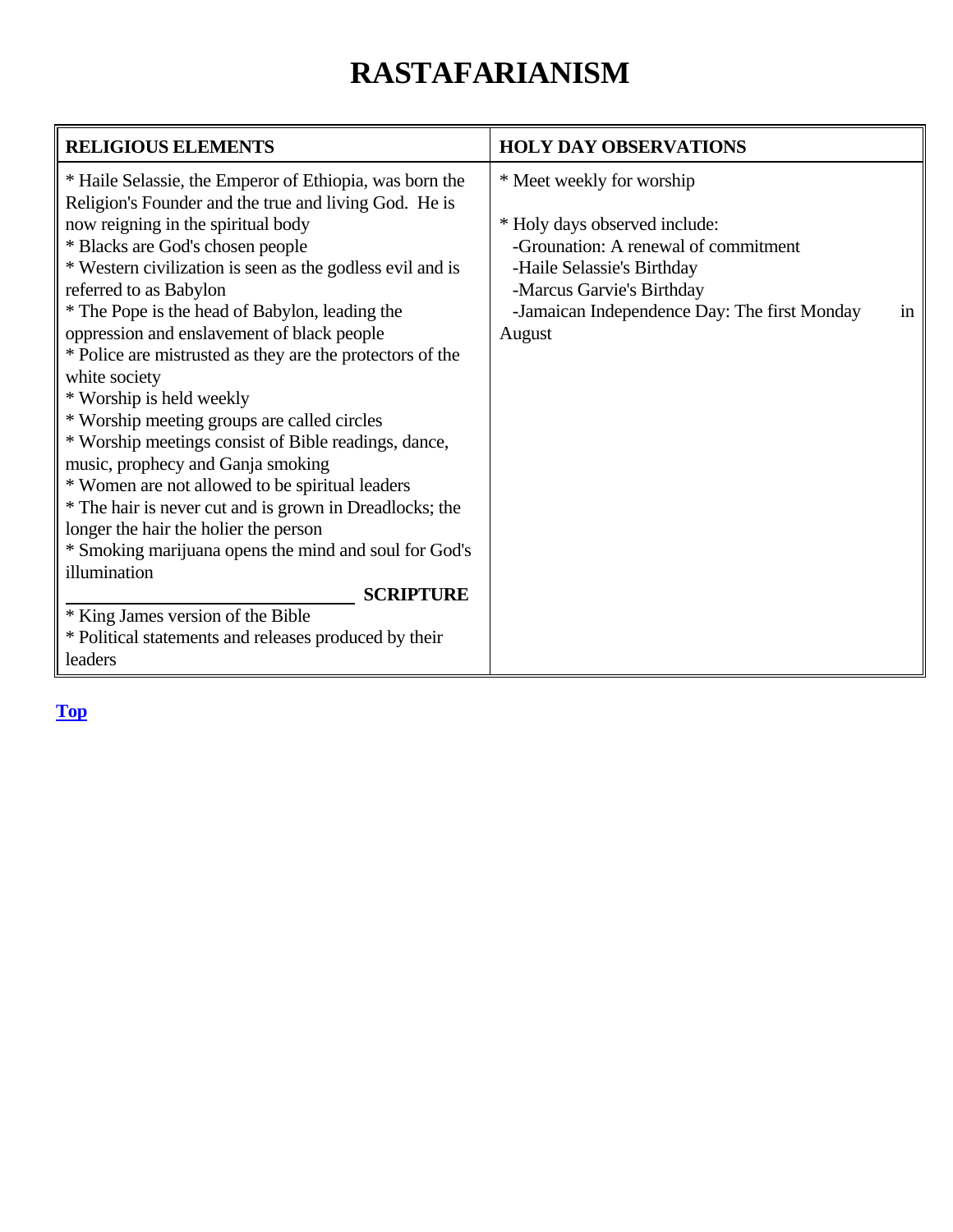# RASTAFARIANISM

| RELIGIOUS ELEMENTS | HOLY DAY OBSERVATIONS |
|---|---|
| * Haile Selassie, the Emperor of Ethiopia, was born the Religion's Founder and the true and living God. He is now reigning in the spiritual body<br>* Blacks are God's chosen people<br>* Western civilization is seen as the godless evil and is referred to as Babylon<br>* The Pope is the head of Babylon, leading the oppression and enslavement of black people<br>* Police are mistrusted as they are the protectors of the white society<br>* Worship is held weekly<br>* Worship meeting groups are called circles<br>* Worship meetings consist of Bible readings, dance, music, prophecy and Ganja smoking<br>* Women are not allowed to be spiritual leaders<br>* The hair is never cut and is grown in Dreadlocks; the longer the hair the holier the person<br>* Smoking marijuana opens the mind and soul for God's illumination<br>**SCRIPTURE**<br>* King James version of the Bible<br>* Political statements and releases produced by their leaders | * Meet weekly for worship<br><br>* Holy days observed include:<br>-Grounation: A renewal of commitment<br>-Haile Selassie's Birthday<br>-Marcus Garvie's Birthday<br>-Jamaican Independence Day: The first Monday in August |

**Top**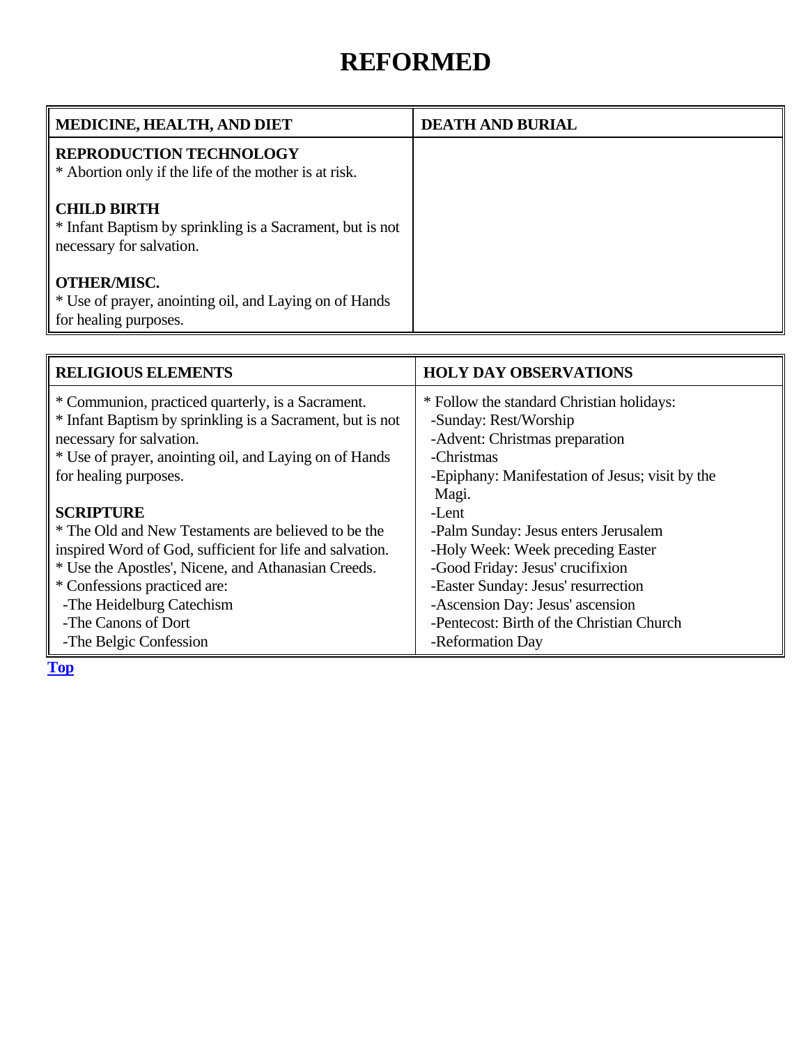# REFORMED

| MEDICINE, HEALTH, AND DIET | DEATH AND BURIAL |
| --- | --- |
| **REPRODUCTION TECHNOLOGY**<br>* Abortion only if the life of the mother is at risk.<br><br>**CHILD BIRTH**<br>* Infant Baptism by sprinkling is a Sacrament, but is not necessary for salvation.<br><br>**OTHER/MISC.**<br>* Use of prayer, anointing oil, and Laying on of Hands for healing purposes. | |

| RELIGIOUS ELEMENTS | HOLY DAY OBSERVATIONS |
| --- | --- |
| * Communion, practiced quarterly, is a Sacrament.<br>* Infant Baptism by sprinkling is a Sacrament, but is not necessary for salvation.<br>* Use of prayer, anointing oil, and Laying on of Hands for healing purposes.<br><br>**SCRIPTURE**<br>* The Old and New Testaments are believed to be the inspired Word of God, sufficient for life and salvation.<br>* Use the Apostles', Nicene, and Athanasian Creeds.<br>* Confessions practiced are:<br>-The Heidelburg Catechism<br>-The Canons of Dort<br>-The Belgic Confession | * Follow the standard Christian holidays:<br>-Sunday: Rest/Worship<br>-Advent: Christmas preparation<br>-Christmas<br>-Epiphany: Manifestation of Jesus; visit by the Magi.<br>-Lent<br>-Palm Sunday: Jesus enters Jerusalem<br>-Holy Week: Week preceding Easter<br>-Good Friday: Jesus' crucifixion<br>-Easter Sunday: Jesus' resurrection<br>-Ascension Day: Jesus' ascension<br>-Pentecost: Birth of the Christian Church<br>-Reformation Day |

**Top**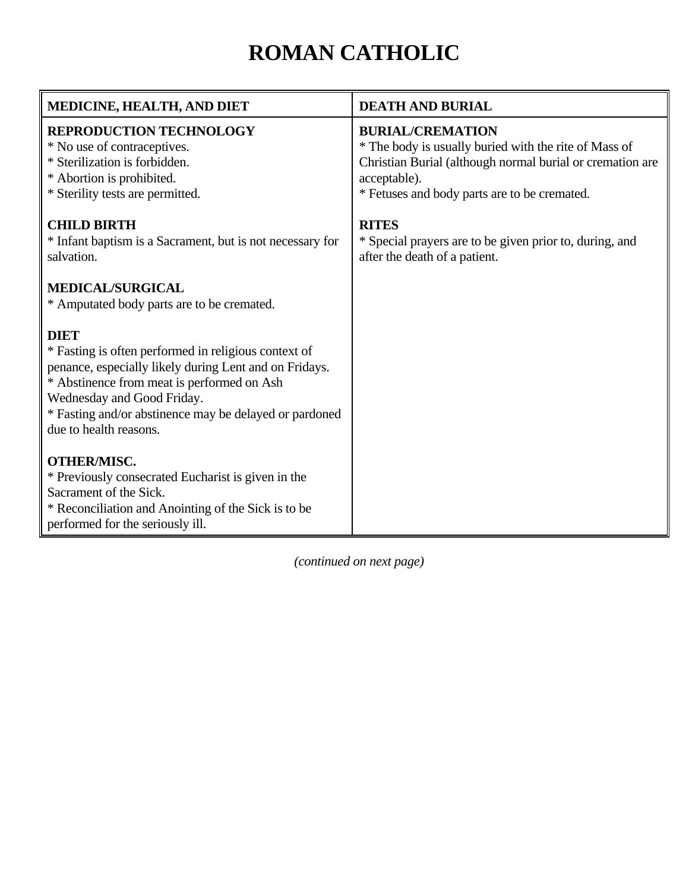# ROMAN CATHOLIC

| MEDICINE, HEALTH, AND DIET | DEATH AND BURIAL |
|---|---|
| **REPRODUCTION TECHNOLOGY**<br>* No use of contraceptives.<br>* Sterilization is forbidden.<br>* Abortion is prohibited.<br>* Sterility tests are permitted.<br><br>**CHILD BIRTH**<br>* Infant baptism is a Sacrament, but is not necessary for salvation.<br><br>**MEDICAL/SURGICAL**<br>* Amputated body parts are to be cremated.<br><br>**DIET**<br>* Fasting is often performed in religious context of penance, especially likely during Lent and on Fridays.<br>* Abstinence from meat is performed on Ash Wednesday and Good Friday.<br>* Fasting and/or abstinence may be delayed or pardoned due to health reasons.<br><br>**OTHER/MISC.**<br>* Previously consecrated Eucharist is given in the Sacrament of the Sick.<br>* Reconciliation and Anointing of the Sick is to be performed for the seriously ill. | **BURIAL/CREMATION**<br>* The body is usually buried with the rite of Mass of Christian Burial (although normal burial or cremation are acceptable).<br>* Fetuses and body parts are to be cremated.<br><br>**RITES**<br>* Special prayers are to be given prior to, during, and after the death of a patient. |

*(continued on next page)*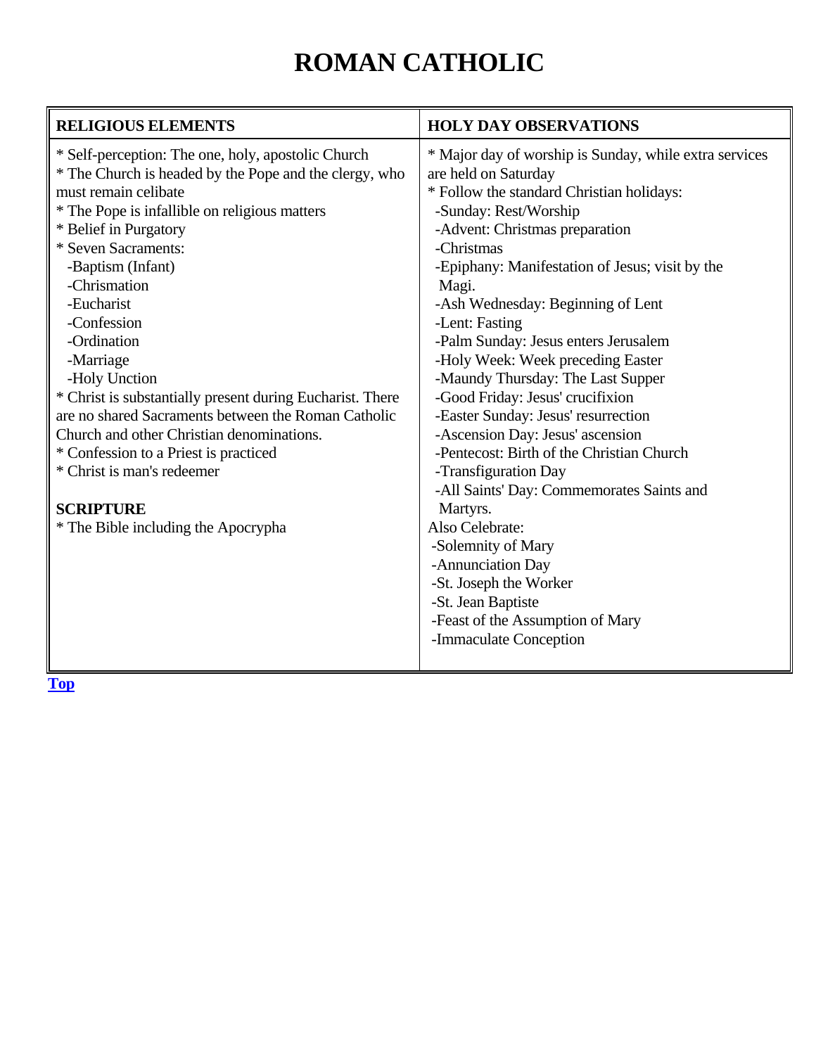# ROMAN CATHOLIC

| RELIGIOUS ELEMENTS | HOLY DAY OBSERVATIONS |
|---|---|
| * Self-perception: The one, holy, apostolic Church<br>* The Church is headed by the Pope and the clergy, who must remain celibate<br>* The Pope is infallible on religious matters<br>* Belief in Purgatory<br>* Seven Sacraments:<br>-Baptism (Infant)<br>-Chrismation<br>-Eucharist<br>-Confession<br>-Ordination<br>-Marriage<br>-Holy Unction<br>* Christ is substantially present during Eucharist. There are no shared Sacraments between the Roman Catholic Church and other Christian denominations.<br>* Confession to a Priest is practiced<br>* Christ is man's redeemer<br><br>**SCRIPTURE**<br>* The Bible including the Apocrypha | * Major day of worship is Sunday, while extra services are held on Saturday<br>* Follow the standard Christian holidays:<br>-Sunday: Rest/Worship<br>-Advent: Christmas preparation<br>-Christmas<br>-Epiphany: Manifestation of Jesus; visit by the Magi.<br>-Ash Wednesday: Beginning of Lent<br>-Lent: Fasting<br>-Palm Sunday: Jesus enters Jerusalem<br>-Holy Week: Week preceding Easter<br>-Maundy Thursday: The Last Supper<br>-Good Friday: Jesus' crucifixion<br>-Easter Sunday: Jesus' resurrection<br>-Ascension Day: Jesus' ascension<br>-Pentecost: Birth of the Christian Church<br>-Transfiguration Day<br>-All Saints' Day: Commemorates Saints and Martyrs.<br>Also Celebrate:<br>-Solemnity of Mary<br>-Annunciation Day<br>-St. Joseph the Worker<br>-St. Jean Baptiste<br>-Feast of the Assumption of Mary<br>-Immaculate Conception |

**Top**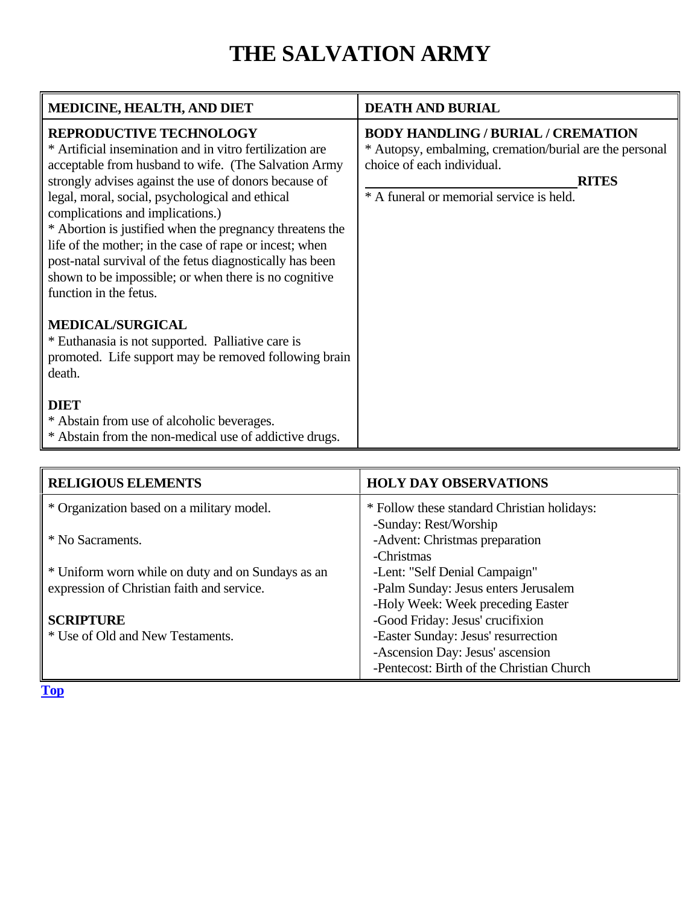# THE SALVATION ARMY

| MEDICINE, HEALTH, AND DIET | DEATH AND BURIAL |
|---|---|
| **REPRODUCTIVE TECHNOLOGY**<br>* Artificial insemination and in vitro fertilization are acceptable from husband to wife. (The Salvation Army strongly advises against the use of donors because of legal, moral, social, psychological and ethical complications and implications.)<br>* Abortion is justified when the pregnancy threatens the life of the mother; in the case of rape or incest; when post-natal survival of the fetus diagnostically has been shown to be impossible; or when there is no cognitive function in the fetus.<br><br>**MEDICAL/SURGICAL**<br>* Euthanasia is not supported. Palliative care is promoted. Life support may be removed following brain death.<br><br>**DIET**<br>* Abstain from use of alcoholic beverages.<br>* Abstain from the non-medical use of addictive drugs. | **BODY HANDLING / BURIAL / CREMATION**<br>* Autopsy, embalming, cremation/burial are the personal choice of each individual.<br><br>**RITES**<br>* A funeral or memorial service is held. |

| RELIGIOUS ELEMENTS | HOLY DAY OBSERVATIONS |
|---|---|
| * Organization based on a military model.<br><br>* No Sacraments.<br><br>* Uniform worn while on duty and on Sundays as an expression of Christian faith and service.<br><br>**SCRIPTURE**<br>* Use of Old and New Testaments. | * Follow these standard Christian holidays:<br>-Sunday: Rest/Worship<br>-Advent: Christmas preparation<br>-Christmas<br>-Lent: "Self Denial Campaign"<br>-Palm Sunday: Jesus enters Jerusalem<br>-Holy Week: Week preceding Easter<br>-Good Friday: Jesus' crucifixion<br>-Easter Sunday: Jesus' resurrection<br>-Ascension Day: Jesus' ascension<br>-Pentecost: Birth of the Christian Church |

**Top**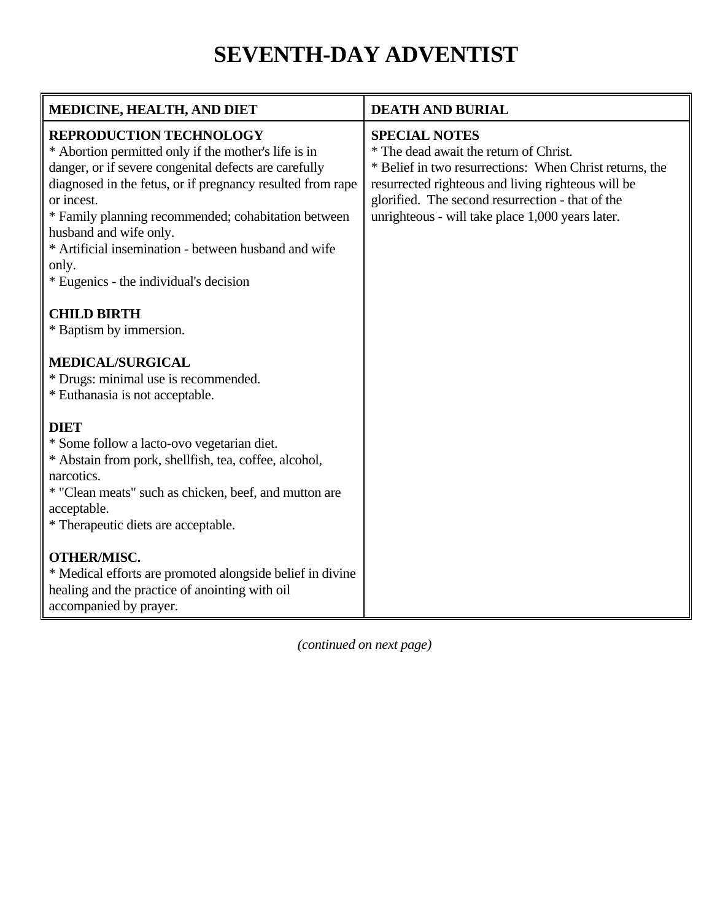# SEVENTH-DAY ADVENTIST

| MEDICINE, HEALTH, AND DIET | DEATH AND BURIAL |
|---|---|
| **REPRODUCTION TECHNOLOGY**<br>* Abortion permitted only if the mother's life is in danger, or if severe congenital defects are carefully diagnosed in the fetus, or if pregnancy resulted from rape or incest.<br>* Family planning recommended; cohabitation between husband and wife only.<br>* Artificial insemination - between husband and wife only.<br>* Eugenics - the individual's decision<br><br>**CHILD BIRTH**<br>* Baptism by immersion.<br><br>**MEDICAL/SURGICAL**<br>* Drugs: minimal use is recommended.<br>* Euthanasia is not acceptable.<br><br>**DIET**<br>* Some follow a lacto-ovo vegetarian diet.<br>* Abstain from pork, shellfish, tea, coffee, alcohol, narcotics.<br>* "Clean meats" such as chicken, beef, and mutton are acceptable.<br>* Therapeutic diets are acceptable.<br><br>**OTHER/MISC.**<br>* Medical efforts are promoted alongside belief in divine healing and the practice of anointing with oil accompanied by prayer. | **SPECIAL NOTES**<br>* The dead await the return of Christ.<br>* Belief in two resurrections: When Christ returns, the resurrected righteous and living righteous will be glorified. The second resurrection - that of the unrighteous - will take place 1,000 years later. |

*(continued on next page)*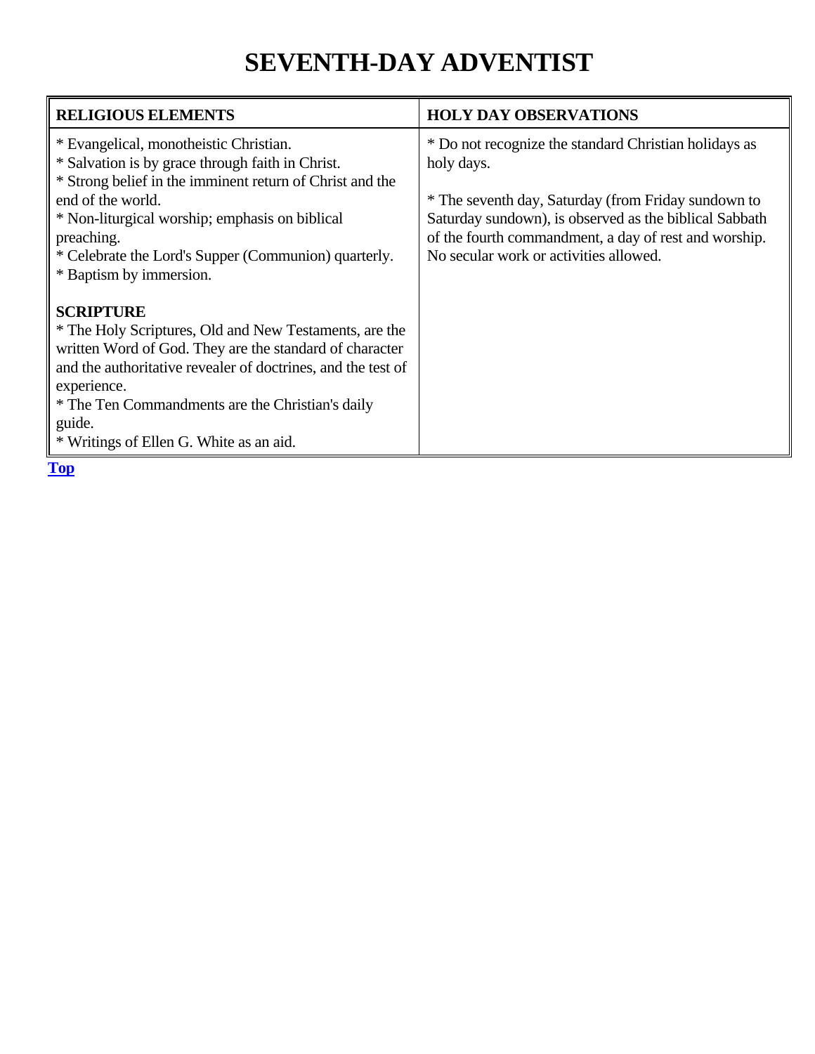# SEVENTH-DAY ADVENTIST

| RELIGIOUS ELEMENTS | HOLY DAY OBSERVATIONS |
|---|---|
| * Evangelical, monotheistic Christian.<br>* Salvation is by grace through faith in Christ.<br>* Strong belief in the imminent return of Christ and the end of the world.<br>* Non-liturgical worship; emphasis on biblical preaching.<br>* Celebrate the Lord's Supper (Communion) quarterly.<br>* Baptism by immersion.<br><br>**SCRIPTURE**<br>* The Holy Scriptures, Old and New Testaments, are the written Word of God. They are the standard of character and the authoritative revealer of doctrines, and the test of experience.<br>* The Ten Commandments are the Christian's daily guide.<br>* Writings of Ellen G. White as an aid. | * Do not recognize the standard Christian holidays as holy days.<br><br>* The seventh day, Saturday (from Friday sundown to Saturday sundown), is observed as the biblical Sabbath of the fourth commandment, a day of rest and worship. No secular work or activities allowed. |

**Top**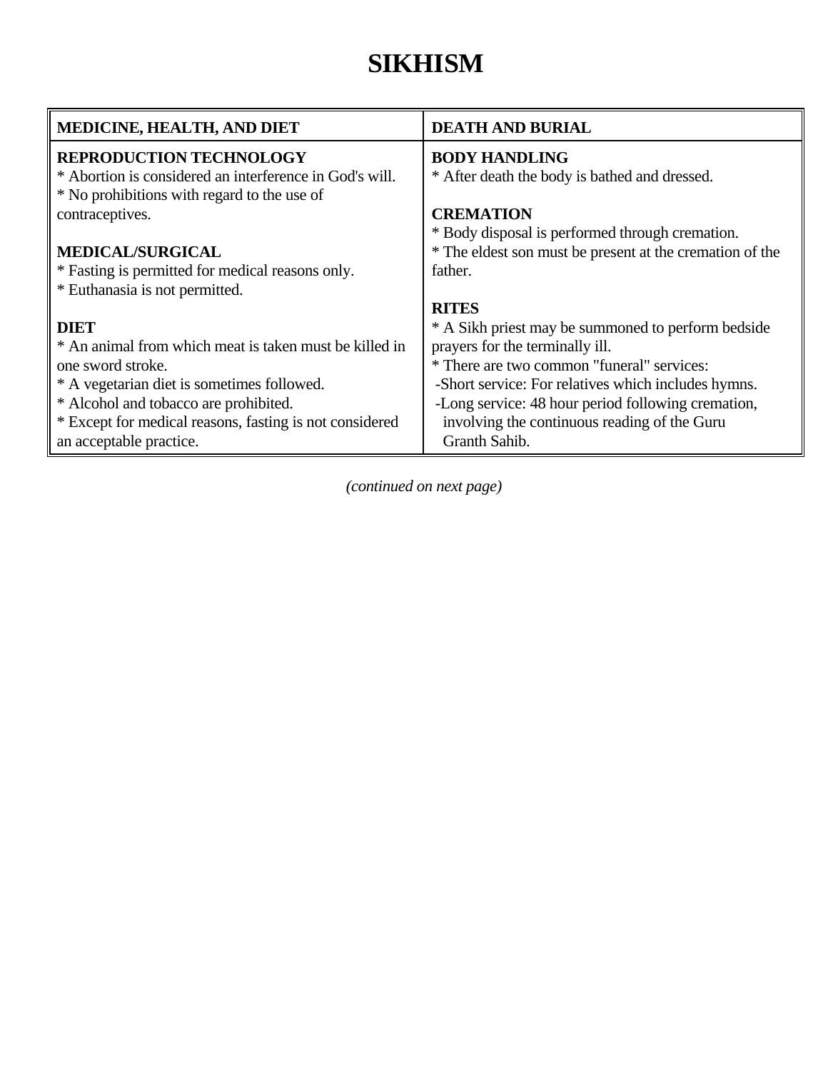# SIKHISM

| MEDICINE, HEALTH, AND DIET | DEATH AND BURIAL |
|---|---|
| **REPRODUCTION TECHNOLOGY**<br>* Abortion is considered an interference in God's will.<br>* No prohibitions with regard to the use of contraceptives.<br><br>**MEDICAL/SURGICAL**<br>* Fasting is permitted for medical reasons only.<br>* Euthanasia is not permitted.<br><br>**DIET**<br>* An animal from which meat is taken must be killed in one sword stroke.<br>* A vegetarian diet is sometimes followed.<br>* Alcohol and tobacco are prohibited.<br>* Except for medical reasons, fasting is not considered an acceptable practice. | **BODY HANDLING**<br>* After death the body is bathed and dressed.<br><br>**CREMATION**<br>* Body disposal is performed through cremation.<br>* The eldest son must be present at the cremation of the father.<br><br>**RITES**<br>* A Sikh priest may be summoned to perform bedside prayers for the terminally ill.<br>* There are two common "funeral" services:<br>-Short service: For relatives which includes hymns.<br>-Long service: 48 hour period following cremation, involving the continuous reading of the Guru Granth Sahib. |

*(continued on next page)*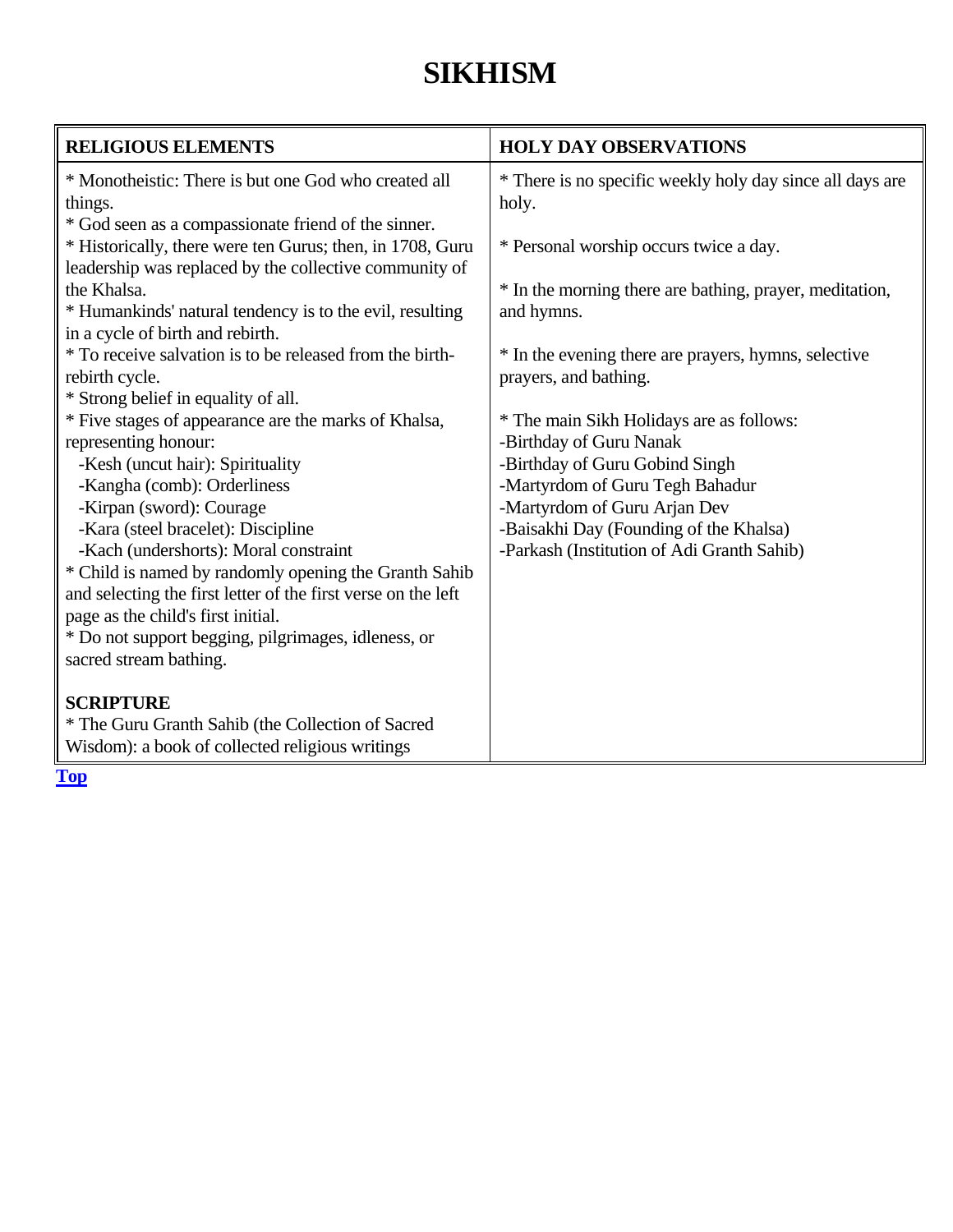# SIKHISM

| RELIGIOUS ELEMENTS | HOLY DAY OBSERVATIONS |
|---|---|
| * Monotheistic: There is but one God who created all things.<br>* God seen as a compassionate friend of the sinner.<br>* Historically, there were ten Gurus; then, in 1708, Guru leadership was replaced by the collective community of the Khalsa.<br>* Humankinds' natural tendency is to the evil, resulting in a cycle of birth and rebirth.<br>* To receive salvation is to be released from the birth-rebirth cycle.<br>* Strong belief in equality of all.<br>* Five stages of appearance are the marks of Khalsa, representing honour:<br>-Kesh (uncut hair): Spirituality<br>-Kangha (comb): Orderliness<br>-Kirpan (sword): Courage<br>-Kara (steel bracelet): Discipline<br>-Kach (undershorts): Moral constraint<br>* Child is named by randomly opening the Granth Sahib and selecting the first letter of the first verse on the left page as the child's first initial.<br>* Do not support begging, pilgrimages, idleness, or sacred stream bathing.<br><br>**SCRIPTURE**<br>* The Guru Granth Sahib (the Collection of Sacred Wisdom): a book of collected religious writings | * There is no specific weekly holy day since all days are holy.<br><br>* Personal worship occurs twice a day.<br><br>* In the morning there are bathing, prayer, meditation, and hymns.<br><br>* In the evening there are prayers, hymns, selective prayers, and bathing.<br><br>* The main Sikh Holidays are as follows:<br>-Birthday of Guru Nanak<br>-Birthday of Guru Gobind Singh<br>-Martyrdom of Guru Tegh Bahadur<br>-Martyrdom of Guru Arjan Dev<br>-Baisakhi Day (Founding of the Khalsa)<br>-Parkash (Institution of Adi Granth Sahib) |

**Top**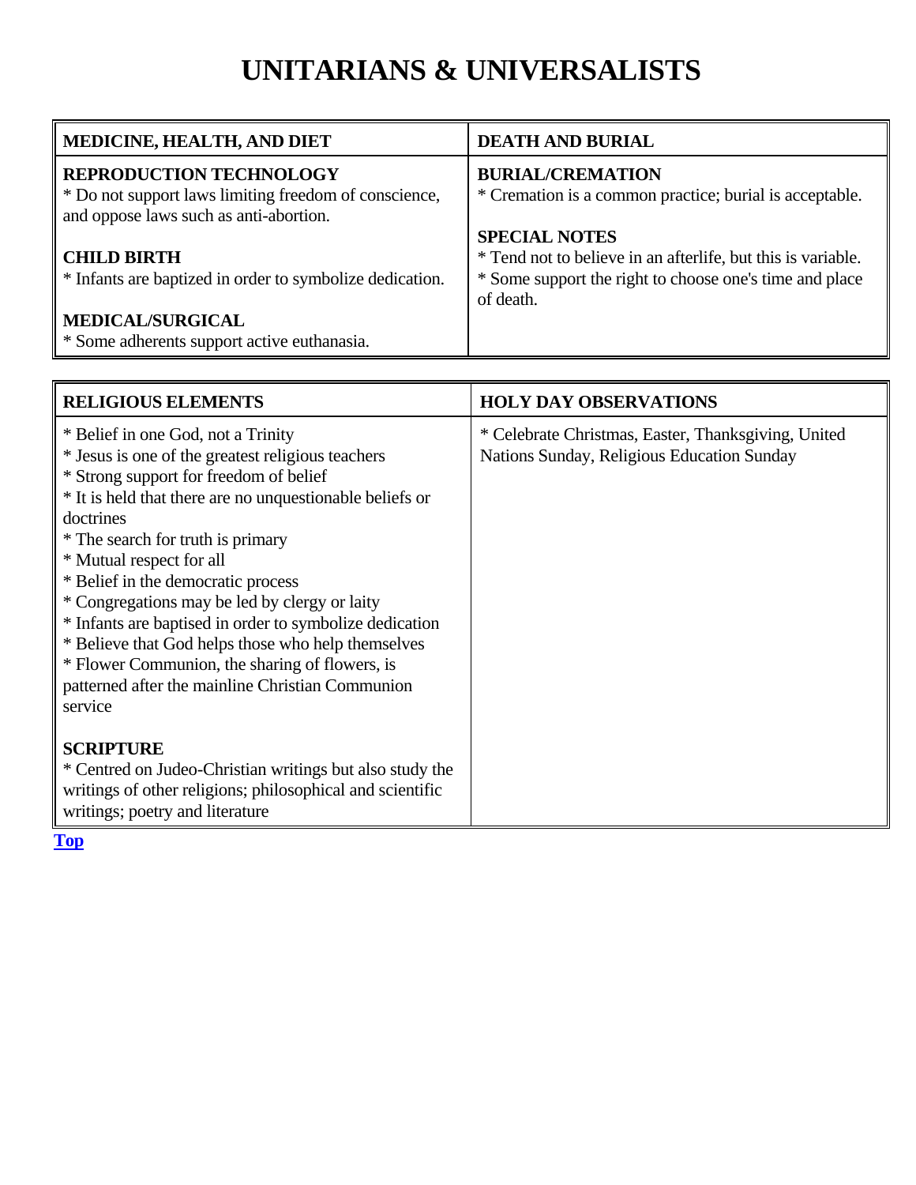# UNITARIANS & UNIVERSALISTS

| MEDICINE, HEALTH, AND DIET | DEATH AND BURIAL |
|---|---|
| **REPRODUCTION TECHNOLOGY**<br>* Do not support laws limiting freedom of conscience, and oppose laws such as anti-abortion.<br><br>**CHILD BIRTH**<br>* Infants are baptized in order to symbolize dedication.<br><br>**MEDICAL/SURGICAL**<br>* Some adherents support active euthanasia. | **BURIAL/CREMATION**<br>* Cremation is a common practice; burial is acceptable.<br><br>**SPECIAL NOTES**<br>* Tend not to believe in an afterlife, but this is variable.<br>* Some support the right to choose one's time and place of death. |

| RELIGIOUS ELEMENTS | HOLY DAY OBSERVATIONS |
|---|---|
| * Belief in one God, not a Trinity<br>* Jesus is one of the greatest religious teachers<br>* Strong support for freedom of belief<br>* It is held that there are no unquestionable beliefs or doctrines<br>* The search for truth is primary<br>* Mutual respect for all<br>* Belief in the democratic process<br>* Congregations may be led by clergy or laity<br>* Infants are baptised in order to symbolize dedication<br>* Believe that God helps those who help themselves<br>* Flower Communion, the sharing of flowers, is patterned after the mainline Christian Communion service<br><br>**SCRIPTURE**<br>* Centred on Judeo-Christian writings but also study the writings of other religions; philosophical and scientific writings; poetry and literature | * Celebrate Christmas, Easter, Thanksgiving, United Nations Sunday, Religious Education Sunday |

Top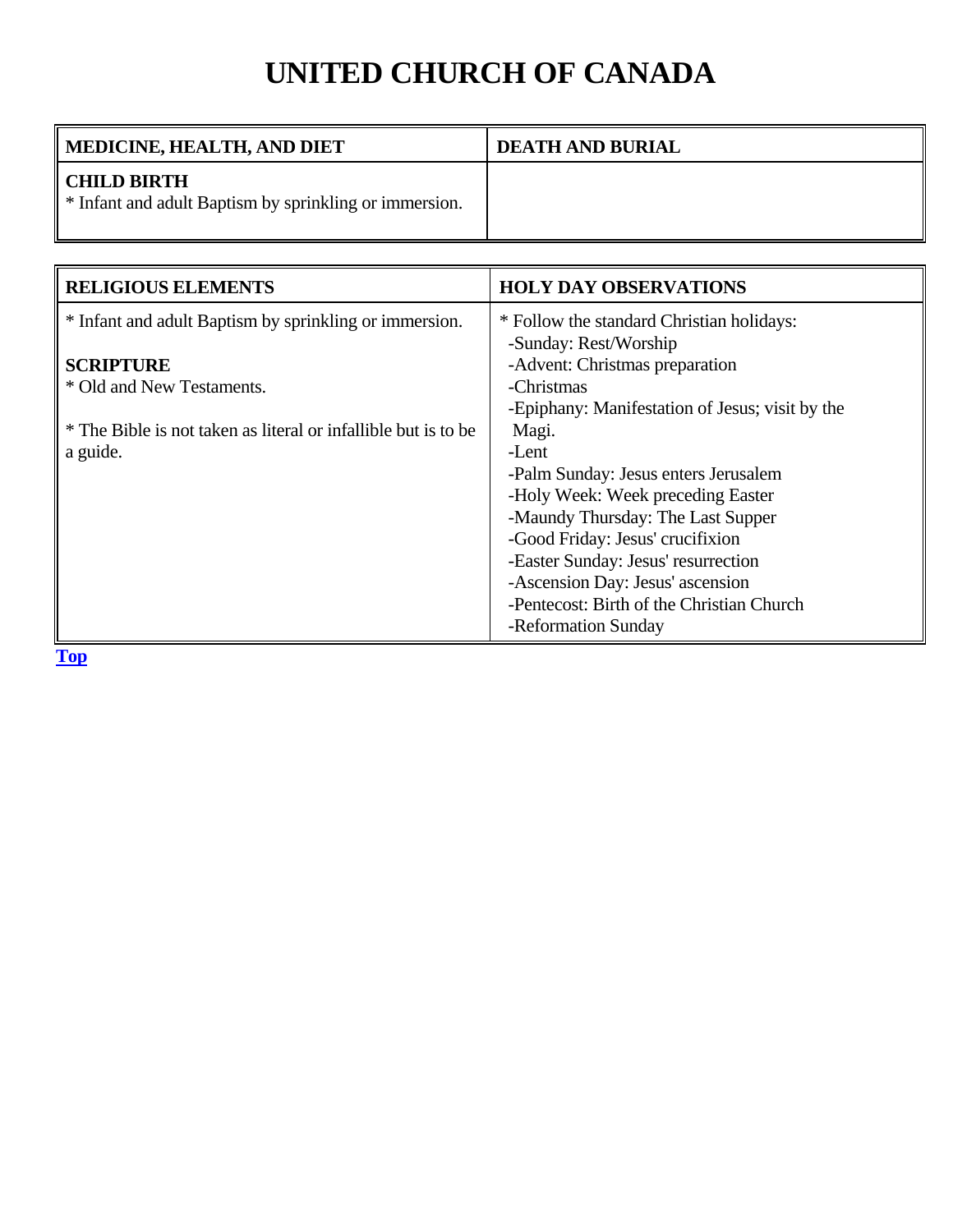# UNITED CHURCH OF CANADA

| MEDICINE, HEALTH, AND DIET | DEATH AND BURIAL |
|---|---|
| **CHILD BIRTH**<br>* Infant and adult Baptism by sprinkling or immersion. | |

| RELIGIOUS ELEMENTS | HOLY DAY OBSERVATIONS |
|---|---|
| * Infant and adult Baptism by sprinkling or immersion.<br><br>**SCRIPTURE**<br>* Old and New Testaments.<br><br>* The Bible is not taken as literal or infallible but is to be a guide. | * Follow the standard Christian holidays:<br>-Sunday: Rest/Worship<br>-Advent: Christmas preparation<br>-Christmas<br>-Epiphany: Manifestation of Jesus; visit by the Magi.<br>-Lent<br>-Palm Sunday: Jesus enters Jerusalem<br>-Holy Week: Week preceding Easter<br>-Maundy Thursday: The Last Supper<br>-Good Friday: Jesus' crucifixion<br>-Easter Sunday: Jesus' resurrection<br>-Ascension Day: Jesus' ascension<br>-Pentecost: Birth of the Christian Church<br>-Reformation Sunday |

**Top**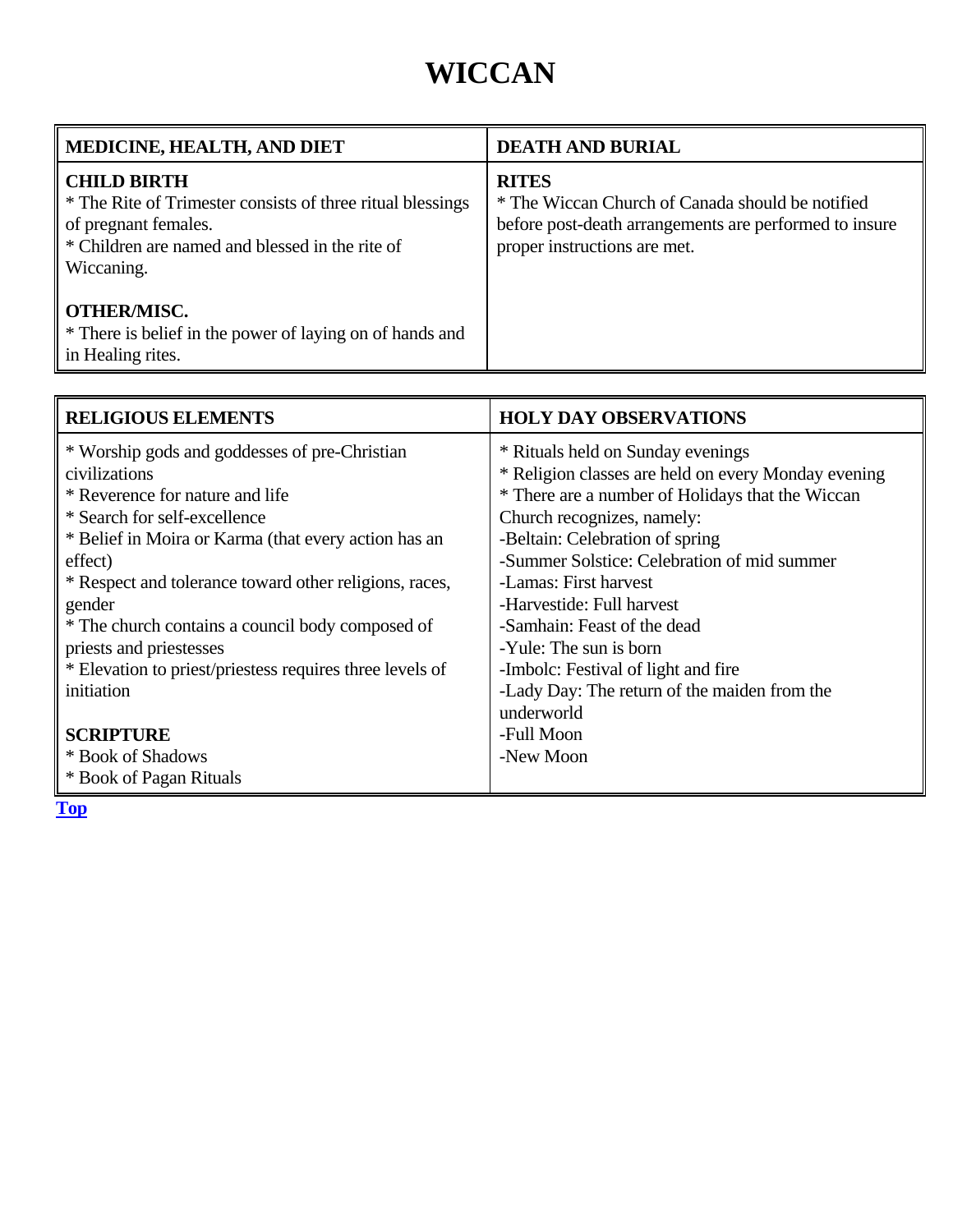# WICCAN

| MEDICINE, HEALTH, AND DIET | DEATH AND BURIAL |
|---|---|
| **CHILD BIRTH**<br>* The Rite of Trimester consists of three ritual blessings of pregnant females.<br>* Children are named and blessed in the rite of Wiccaning.<br><br>**OTHER/MISC.**<br>* There is belief in the power of laying on of hands and in Healing rites. | **RITES**<br>* The Wiccan Church of Canada should be notified before post-death arrangements are performed to insure proper instructions are met. |

| RELIGIOUS ELEMENTS | HOLY DAY OBSERVATIONS |
|---|---|
| * Worship gods and goddesses of pre-Christian civilizations<br>* Reverence for nature and life<br>* Search for self-excellence<br>* Belief in Moira or Karma (that every action has an effect)<br>* Respect and tolerance toward other religions, races, gender<br>* The church contains a council body composed of priests and priestesses<br>* Elevation to priest/priestess requires three levels of initiation<br><br>**SCRIPTURE**<br>* Book of Shadows<br>* Book of Pagan Rituals | * Rituals held on Sunday evenings<br>* Religion classes are held on every Monday evening<br>* There are a number of Holidays that the Wiccan Church recognizes, namely:<br>-Beltain: Celebration of spring<br>-Summer Solstice: Celebration of mid summer<br>-Lamas: First harvest<br>-Harvestide: Full harvest<br>-Samhain: Feast of the dead<br>-Yule: The sun is born<br>-Imbolc: Festival of light and fire<br>-Lady Day: The return of the maiden from the underworld<br>-Full Moon<br>-New Moon |

Top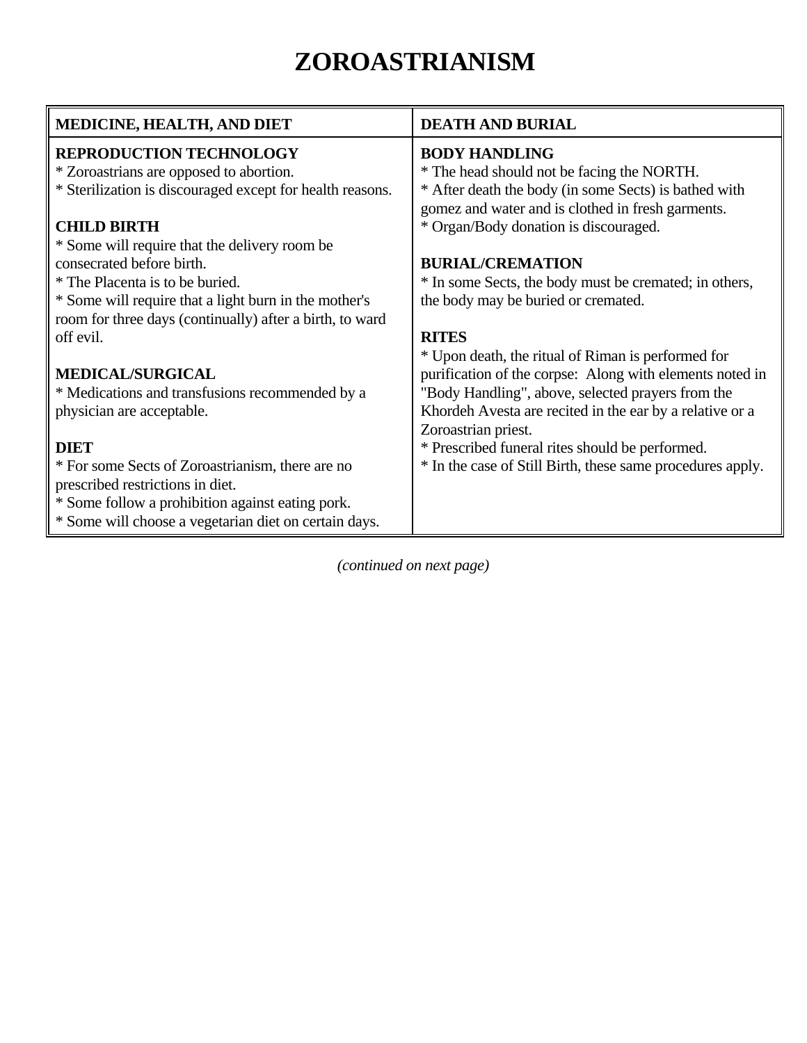# ZOROASTRIANISM

| MEDICINE, HEALTH, AND DIET | DEATH AND BURIAL |
|---|---|
| **REPRODUCTION TECHNOLOGY**<br>* Zoroastrians are opposed to abortion.<br>* Sterilization is discouraged except for health reasons.<br><br>**CHILD BIRTH**<br>* Some will require that the delivery room be consecrated before birth.<br>* The Placenta is to be buried.<br>* Some will require that a light burn in the mother's room for three days (continually) after a birth, to ward off evil.<br><br>**MEDICAL/SURGICAL**<br>* Medications and transfusions recommended by a physician are acceptable.<br><br>**DIET**<br>* For some Sects of Zoroastrianism, there are no prescribed restrictions in diet.<br>* Some follow a prohibition against eating pork.<br>* Some will choose a vegetarian diet on certain days. | **BODY HANDLING**<br>* The head should not be facing the NORTH.<br>* After death the body (in some Sects) is bathed with gomez and water and is clothed in fresh garments.<br>* Organ/Body donation is discouraged.<br><br>**BURIAL/CREMATION**<br>* In some Sects, the body must be cremated; in others, the body may be buried or cremated.<br><br>**RITES**<br>* Upon death, the ritual of Riman is performed for purification of the corpse: Along with elements noted in "Body Handling", above, selected prayers from the Khordeh Avesta are recited in the ear by a relative or a Zoroastrian priest.<br>* Prescribed funeral rites should be performed.<br>* In the case of Still Birth, these same procedures apply. |

*(continued on next page)*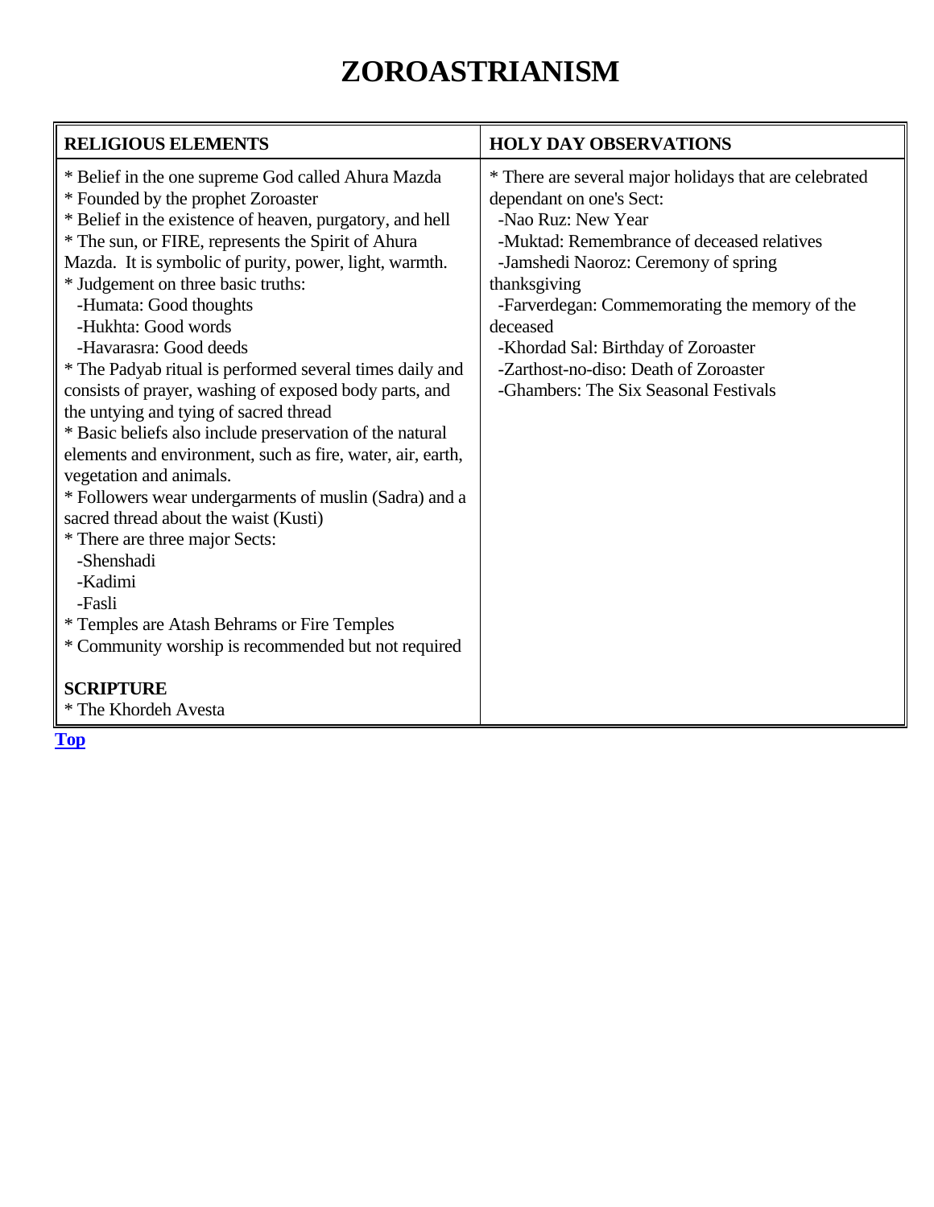# ZOROASTRIANISM

| RELIGIOUS ELEMENTS | HOLY DAY OBSERVATIONS |
| --- | --- |
| * Belief in the one supreme God called Ahura Mazda<br>* Founded by the prophet Zoroaster<br>* Belief in the existence of heaven, purgatory, and hell<br>* The sun, or FIRE, represents the Spirit of Ahura Mazda. It is symbolic of purity, power, light, warmth.<br>* Judgement on three basic truths:<br>-Humata: Good thoughts<br>-Hukhta: Good words<br>-Havarasra: Good deeds<br>* The Padyab ritual is performed several times daily and consists of prayer, washing of exposed body parts, and the untying and tying of sacred thread<br>* Basic beliefs also include preservation of the natural elements and environment, such as fire, water, air, earth, vegetation and animals.<br>* Followers wear undergarments of muslin (Sadra) and a sacred thread about the waist (Kusti)<br>* There are three major Sects:<br>-Shenshadi<br>-Kadimi<br>-Fasli<br>* Temples are Atash Behrams or Fire Temples<br>* Community worship is recommended but not required<br><br>**SCRIPTURE**<br>* The Khordeh Avesta | * There are several major holidays that are celebrated dependant on one's Sect:<br>-Nao Ruz: New Year<br>-Muktad: Remembrance of deceased relatives<br>-Jamshedi Naoroz: Ceremony of spring thanksgiving<br>-Farverdegan: Commemorating the memory of the deceased<br>-Khordad Sal: Birthday of Zoroaster<br>-Zarthost-no-diso: Death of Zoroaster<br>-Ghambers: The Six Seasonal Festivals |

**Top**